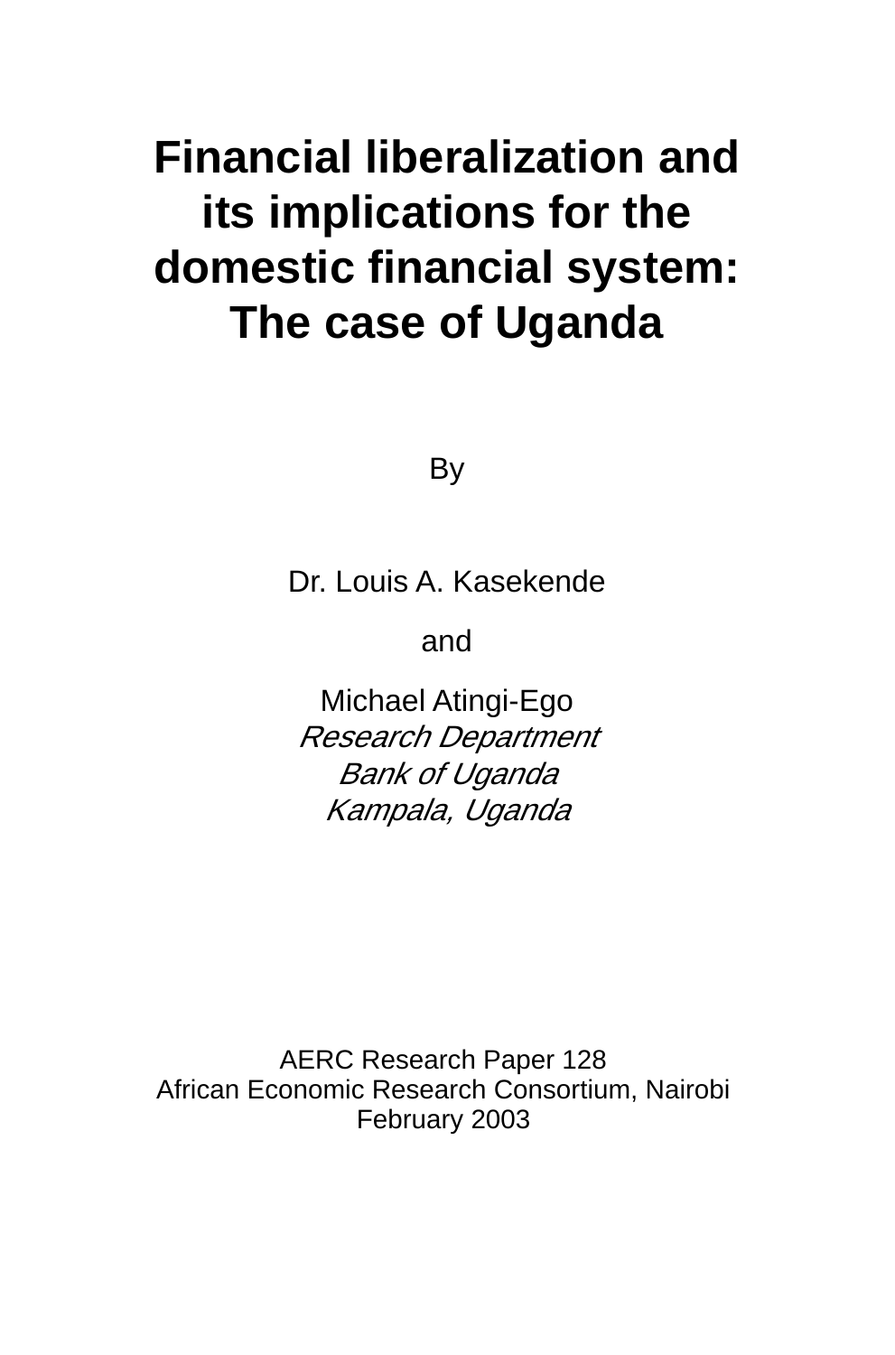# Financial liberalization and its implications for the domestic financial system: The case of Uganda

By

Dr. Louis A. Kasekende

and

Michael Atingi-Ego
*Research Department*
*Bank of Uganda*
*Kampala, Uganda*

AERC Research Paper 128
African Economic Research Consortium, Nairobi
February 2003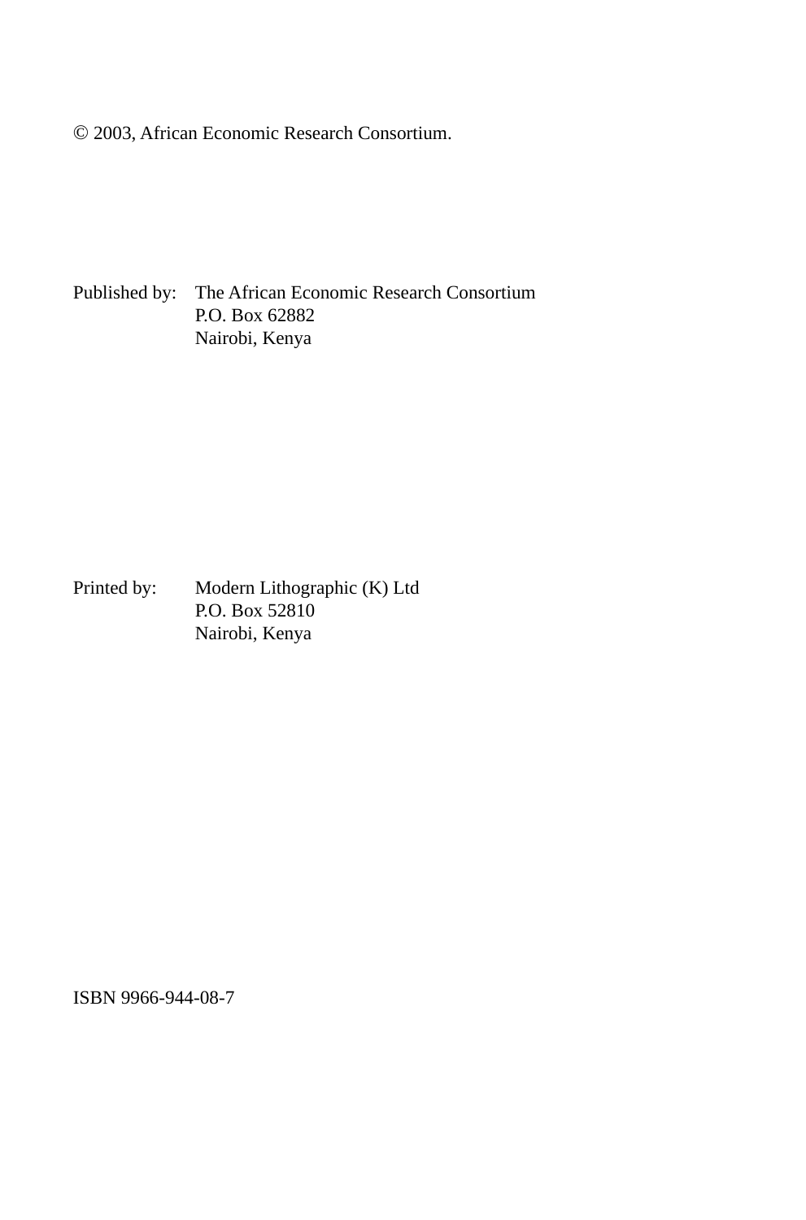© 2003, African Economic Research Consortium.

Published by: The African Economic Research Consortium  
P.O. Box 62882  
Nairobi, Kenya

Printed by: Modern Lithographic (K) Ltd  
P.O. Box 52810  
Nairobi, Kenya

ISBN 9966-944-08-7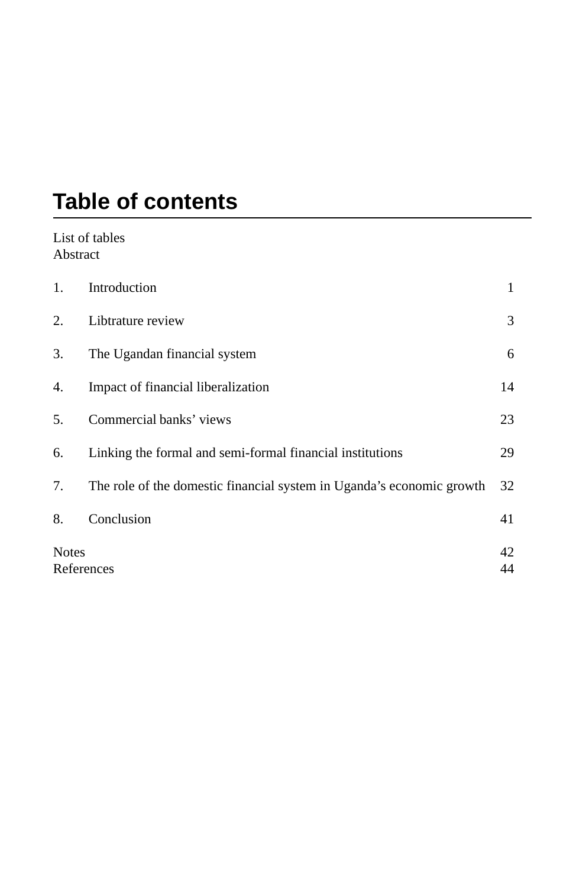# Table of contents

List of tables
Abstract

| | | |
|---|---|---|
| 1. | Introduction | 1 |
| 2. | Libtrature review | 3 |
| 3. | The Ugandan financial system | 6 |
| 4. | Impact of financial liberalization | 14 |
| 5. | Commercial banks' views | 23 |
| 6. | Linking the formal and semi-formal financial institutions | 29 |
| 7. | The role of the domestic financial system in Uganda's economic growth | 32 |
| 8. | Conclusion | 41 |

| | |
|---|---|
| Notes | 42 |
| References | 44 |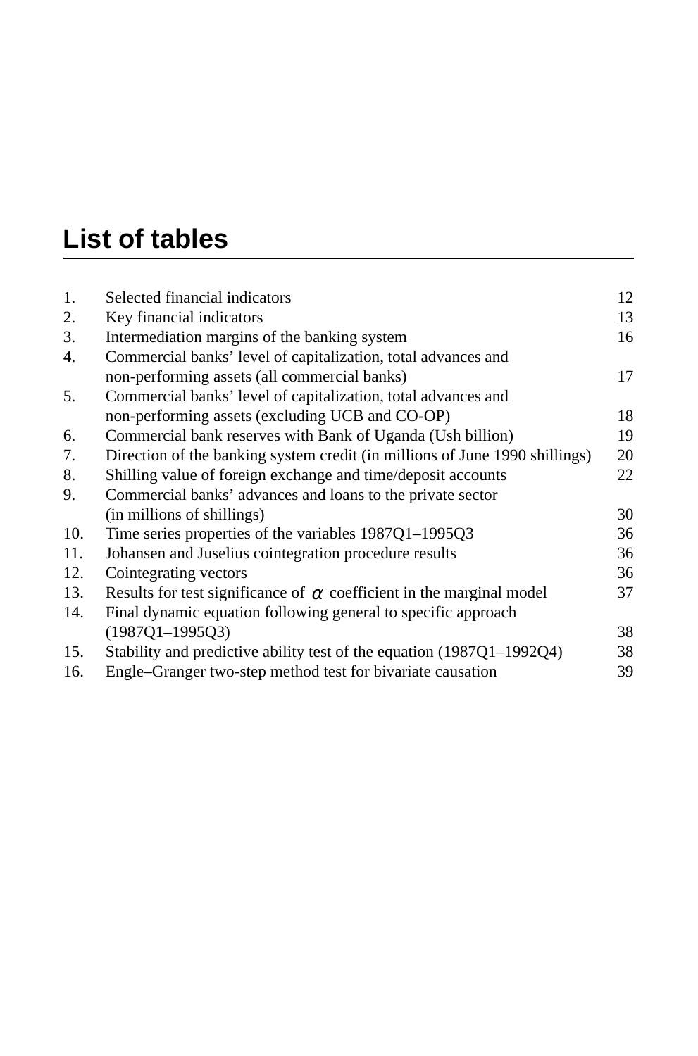# List of tables

| | | |
|---|---|---|
| 1. | Selected financial indicators | 12 |
| 2. | Key financial indicators | 13 |
| 3. | Intermediation margins of the banking system | 16 |
| 4. | Commercial banks' level of capitalization, total advances and non-performing assets (all commercial banks) | 17 |
| 5. | Commercial banks' level of capitalization, total advances and non-performing assets (excluding UCB and CO-OP) | 18 |
| 6. | Commercial bank reserves with Bank of Uganda (Ush billion) | 19 |
| 7. | Direction of the banking system credit (in millions of June 1990 shillings) | 20 |
| 8. | Shilling value of foreign exchange and time/deposit accounts | 22 |
| 9. | Commercial banks' advances and loans to the private sector (in millions of shillings) | 30 |
| 10. | Time series properties of the variables 1987Q1–1995Q3 | 36 |
| 11. | Johansen and Juselius cointegration procedure results | 36 |
| 12. | Cointegrating vectors | 36 |
| 13. | Results for test significance of $\alpha$ coefficient in the marginal model | 37 |
| 14. | Final dynamic equation following general to specific approach (1987Q1–1995Q3) | 38 |
| 15. | Stability and predictive ability test of the equation (1987Q1–1992Q4) | 38 |
| 16. | Engle–Granger two-step method test for bivariate causation | 39 |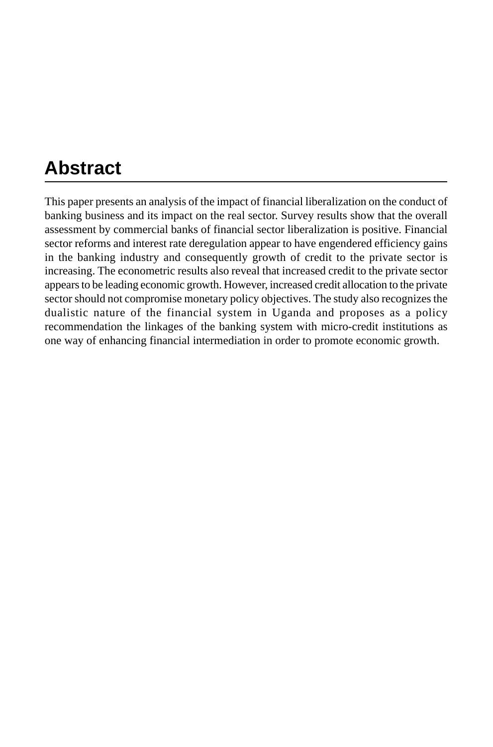# Abstract

This paper presents an analysis of the impact of financial liberalization on the conduct of banking business and its impact on the real sector. Survey results show that the overall assessment by commercial banks of financial sector liberalization is positive. Financial sector reforms and interest rate deregulation appear to have engendered efficiency gains in the banking industry and consequently growth of credit to the private sector is increasing. The econometric results also reveal that increased credit to the private sector appears to be leading economic growth. However, increased credit allocation to the private sector should not compromise monetary policy objectives. The study also recognizes the dualistic nature of the financial system in Uganda and proposes as a policy recommendation the linkages of the banking system with micro-credit institutions as one way of enhancing financial intermediation in order to promote economic growth.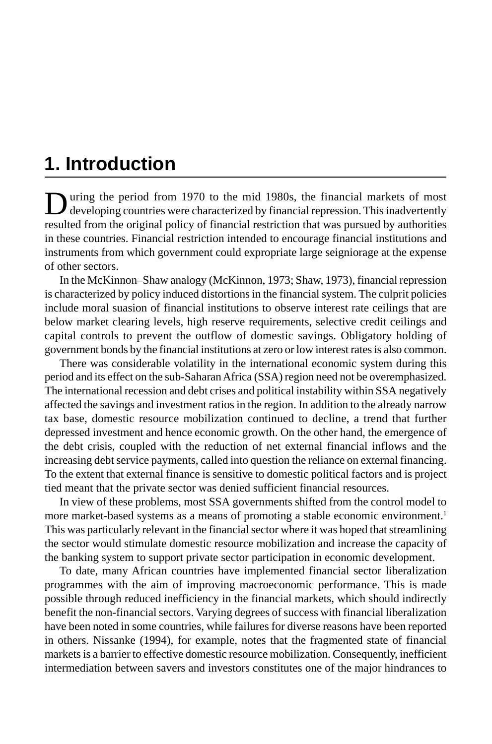# 1. Introduction

During the period from 1970 to the mid 1980s, the financial markets of most developing countries were characterized by financial repression. This inadvertently resulted from the original policy of financial restriction that was pursued by authorities in these countries. Financial restriction intended to encourage financial institutions and instruments from which government could expropriate large seigniorage at the expense of other sectors.

In the McKinnon–Shaw analogy (McKinnon, 1973; Shaw, 1973), financial repression is characterized by policy induced distortions in the financial system. The culprit policies include moral suasion of financial institutions to observe interest rate ceilings that are below market clearing levels, high reserve requirements, selective credit ceilings and capital controls to prevent the outflow of domestic savings. Obligatory holding of government bonds by the financial institutions at zero or low interest rates is also common.

There was considerable volatility in the international economic system during this period and its effect on the sub-Saharan Africa (SSA) region need not be overemphasized. The international recession and debt crises and political instability within SSA negatively affected the savings and investment ratios in the region. In addition to the already narrow tax base, domestic resource mobilization continued to decline, a trend that further depressed investment and hence economic growth. On the other hand, the emergence of the debt crisis, coupled with the reduction of net external financial inflows and the increasing debt service payments, called into question the reliance on external financing. To the extent that external finance is sensitive to domestic political factors and is project tied meant that the private sector was denied sufficient financial resources.

In view of these problems, most SSA governments shifted from the control model to more market-based systems as a means of promoting a stable economic environment.[1] This was particularly relevant in the financial sector where it was hoped that streamlining the sector would stimulate domestic resource mobilization and increase the capacity of the banking system to support private sector participation in economic development.

To date, many African countries have implemented financial sector liberalization programmes with the aim of improving macroeconomic performance. This is made possible through reduced inefficiency in the financial markets, which should indirectly benefit the non-financial sectors. Varying degrees of success with financial liberalization have been noted in some countries, while failures for diverse reasons have been reported in others. Nissanke (1994), for example, notes that the fragmented state of financial markets is a barrier to effective domestic resource mobilization. Consequently, inefficient intermediation between savers and investors constitutes one of the major hindrances to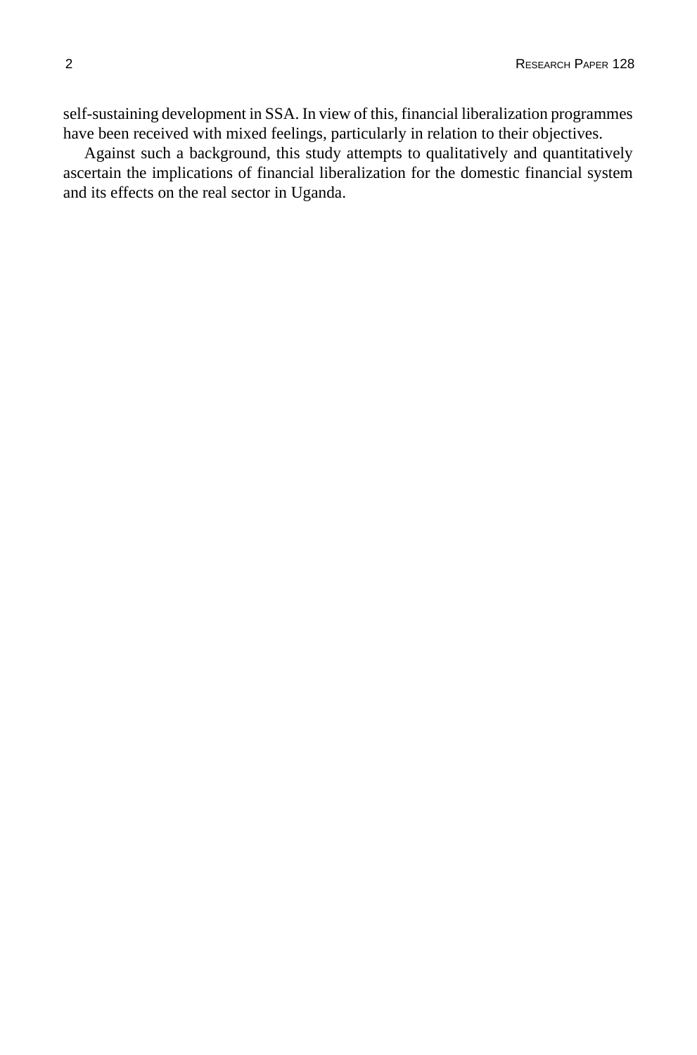self-sustaining development in SSA. In view of this, financial liberalization programmes have been received with mixed feelings, particularly in relation to their objectives.

Against such a background, this study attempts to qualitatively and quantitatively ascertain the implications of financial liberalization for the domestic financial system and its effects on the real sector in Uganda.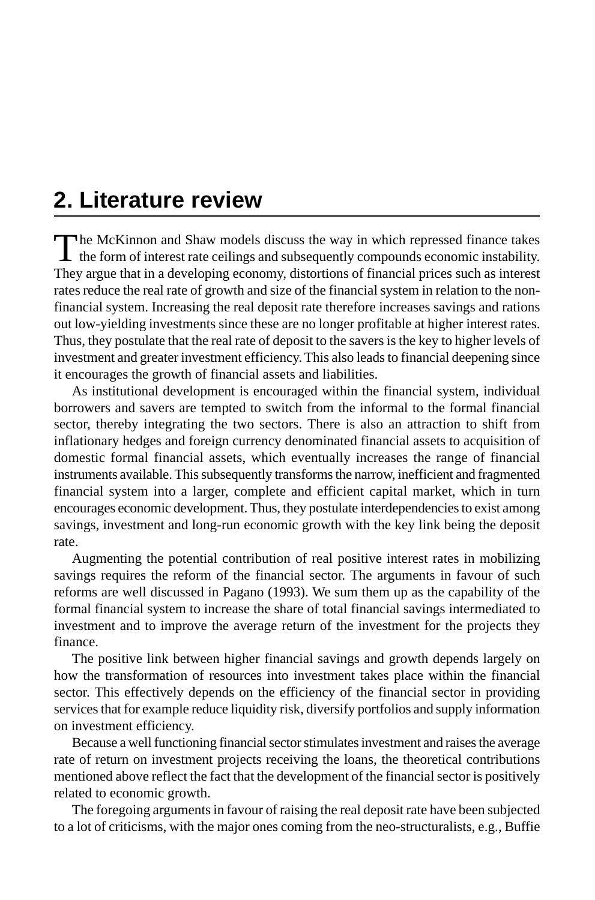## 2. Literature review

The McKinnon and Shaw models discuss the way in which repressed finance takes the form of interest rate ceilings and subsequently compounds economic instability. They argue that in a developing economy, distortions of financial prices such as interest rates reduce the real rate of growth and size of the financial system in relation to the non-financial system. Increasing the real deposit rate therefore increases savings and rations out low-yielding investments since these are no longer profitable at higher interest rates. Thus, they postulate that the real rate of deposit to the savers is the key to higher levels of investment and greater investment efficiency. This also leads to financial deepening since it encourages the growth of financial assets and liabilities.

As institutional development is encouraged within the financial system, individual borrowers and savers are tempted to switch from the informal to the formal financial sector, thereby integrating the two sectors. There is also an attraction to shift from inflationary hedges and foreign currency denominated financial assets to acquisition of domestic formal financial assets, which eventually increases the range of financial instruments available. This subsequently transforms the narrow, inefficient and fragmented financial system into a larger, complete and efficient capital market, which in turn encourages economic development. Thus, they postulate interdependencies to exist among savings, investment and long-run economic growth with the key link being the deposit rate.

Augmenting the potential contribution of real positive interest rates in mobilizing savings requires the reform of the financial sector. The arguments in favour of such reforms are well discussed in Pagano (1993). We sum them up as the capability of the formal financial system to increase the share of total financial savings intermediated to investment and to improve the average return of the investment for the projects they finance.

The positive link between higher financial savings and growth depends largely on how the transformation of resources into investment takes place within the financial sector. This effectively depends on the efficiency of the financial sector in providing services that for example reduce liquidity risk, diversify portfolios and supply information on investment efficiency.

Because a well functioning financial sector stimulates investment and raises the average rate of return on investment projects receiving the loans, the theoretical contributions mentioned above reflect the fact that the development of the financial sector is positively related to economic growth.

The foregoing arguments in favour of raising the real deposit rate have been subjected to a lot of criticisms, with the major ones coming from the neo-structuralists, e.g., Buffie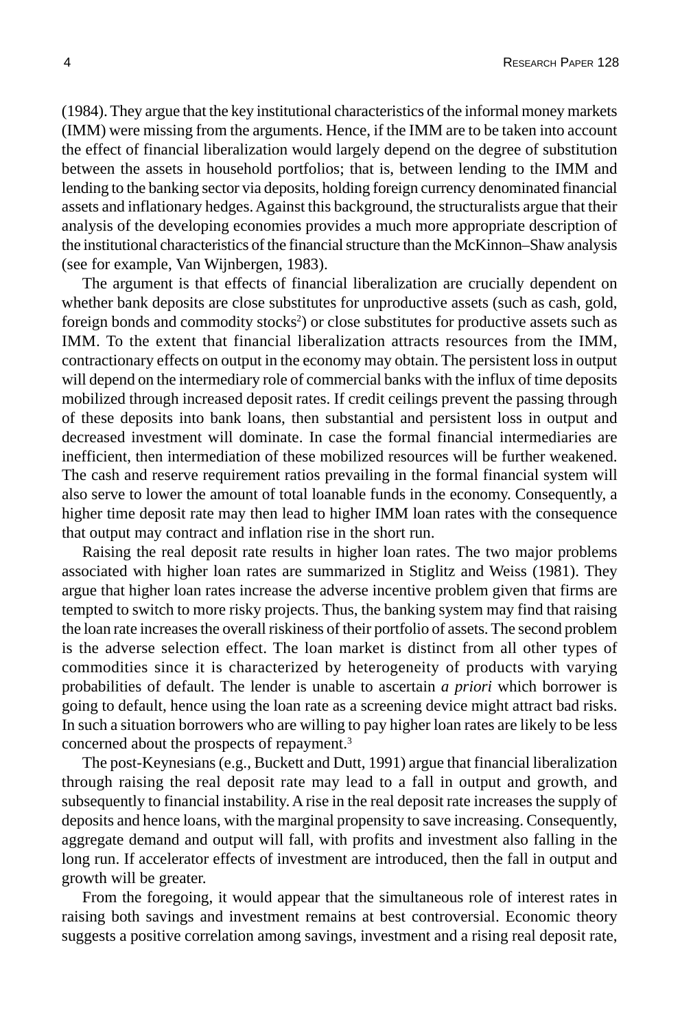(1984). They argue that the key institutional characteristics of the informal money markets (IMM) were missing from the arguments. Hence, if the IMM are to be taken into account the effect of financial liberalization would largely depend on the degree of substitution between the assets in household portfolios; that is, between lending to the IMM and lending to the banking sector via deposits, holding foreign currency denominated financial assets and inflationary hedges. Against this background, the structuralists argue that their analysis of the developing economies provides a much more appropriate description of the institutional characteristics of the financial structure than the McKinnon–Shaw analysis (see for example, Van Wijnbergen, 1983).

The argument is that effects of financial liberalization are crucially dependent on whether bank deposits are close substitutes for unproductive assets (such as cash, gold, foreign bonds and commodity stocks[2]) or close substitutes for productive assets such as IMM. To the extent that financial liberalization attracts resources from the IMM, contractionary effects on output in the economy may obtain. The persistent loss in output will depend on the intermediary role of commercial banks with the influx of time deposits mobilized through increased deposit rates. If credit ceilings prevent the passing through of these deposits into bank loans, then substantial and persistent loss in output and decreased investment will dominate. In case the formal financial intermediaries are inefficient, then intermediation of these mobilized resources will be further weakened. The cash and reserve requirement ratios prevailing in the formal financial system will also serve to lower the amount of total loanable funds in the economy. Consequently, a higher time deposit rate may then lead to higher IMM loan rates with the consequence that output may contract and inflation rise in the short run.

Raising the real deposit rate results in higher loan rates. The two major problems associated with higher loan rates are summarized in Stiglitz and Weiss (1981). They argue that higher loan rates increase the adverse incentive problem given that firms are tempted to switch to more risky projects. Thus, the banking system may find that raising the loan rate increases the overall riskiness of their portfolio of assets. The second problem is the adverse selection effect. The loan market is distinct from all other types of commodities since it is characterized by heterogeneity of products with varying probabilities of default. The lender is unable to ascertain *a priori* which borrower is going to default, hence using the loan rate as a screening device might attract bad risks. In such a situation borrowers who are willing to pay higher loan rates are likely to be less concerned about the prospects of repayment.[3]

The post-Keynesians (e.g., Buckett and Dutt, 1991) argue that financial liberalization through raising the real deposit rate may lead to a fall in output and growth, and subsequently to financial instability. A rise in the real deposit rate increases the supply of deposits and hence loans, with the marginal propensity to save increasing. Consequently, aggregate demand and output will fall, with profits and investment also falling in the long run. If accelerator effects of investment are introduced, then the fall in output and growth will be greater.

From the foregoing, it would appear that the simultaneous role of interest rates in raising both savings and investment remains at best controversial. Economic theory suggests a positive correlation among savings, investment and a rising real deposit rate,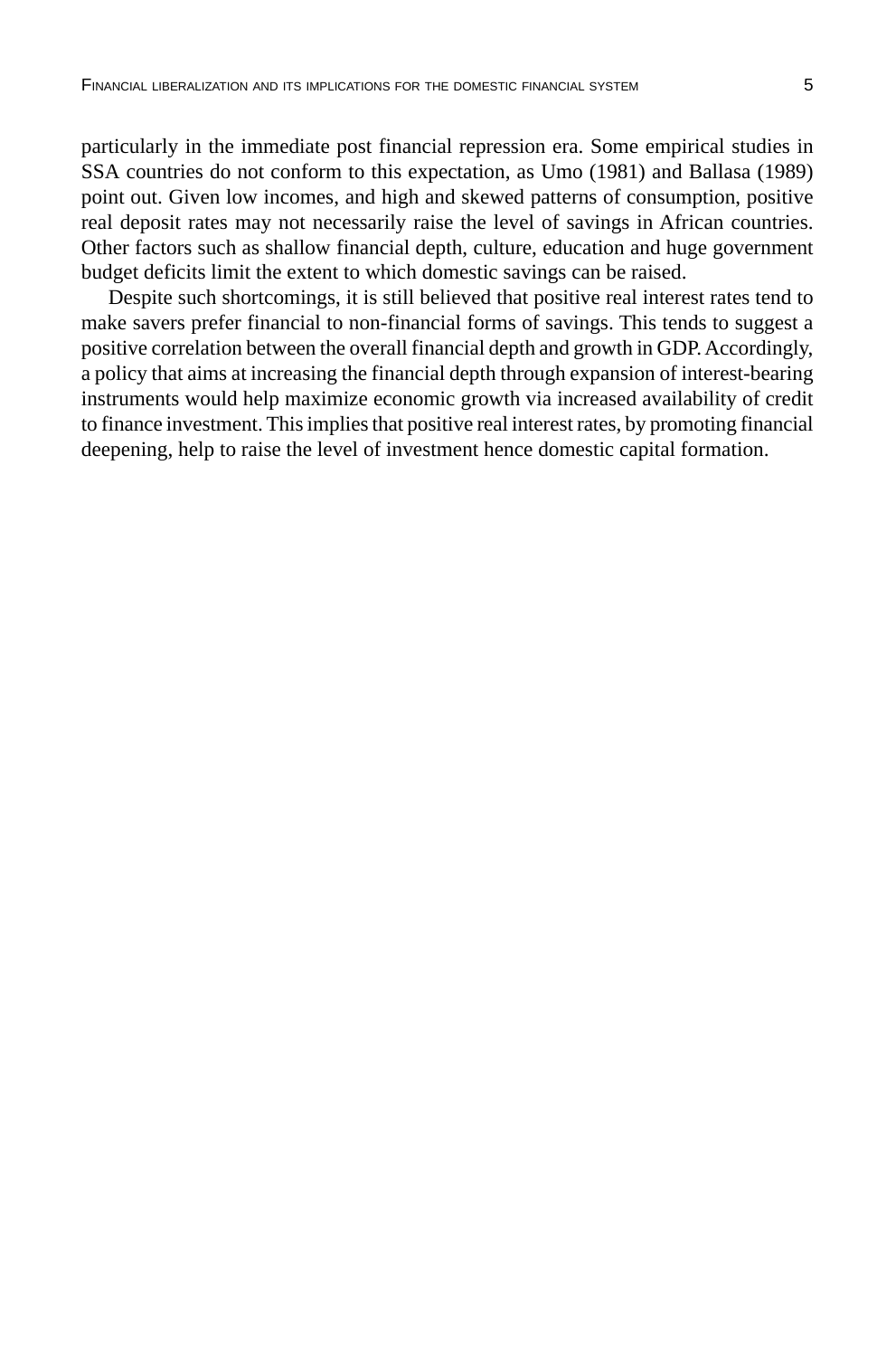particularly in the immediate post financial repression era. Some empirical studies in SSA countries do not conform to this expectation, as Umo (1981) and Ballasa (1989) point out. Given low incomes, and high and skewed patterns of consumption, positive real deposit rates may not necessarily raise the level of savings in African countries. Other factors such as shallow financial depth, culture, education and huge government budget deficits limit the extent to which domestic savings can be raised.

Despite such shortcomings, it is still believed that positive real interest rates tend to make savers prefer financial to non-financial forms of savings. This tends to suggest a positive correlation between the overall financial depth and growth in GDP. Accordingly, a policy that aims at increasing the financial depth through expansion of interest-bearing instruments would help maximize economic growth via increased availability of credit to finance investment. This implies that positive real interest rates, by promoting financial deepening, help to raise the level of investment hence domestic capital formation.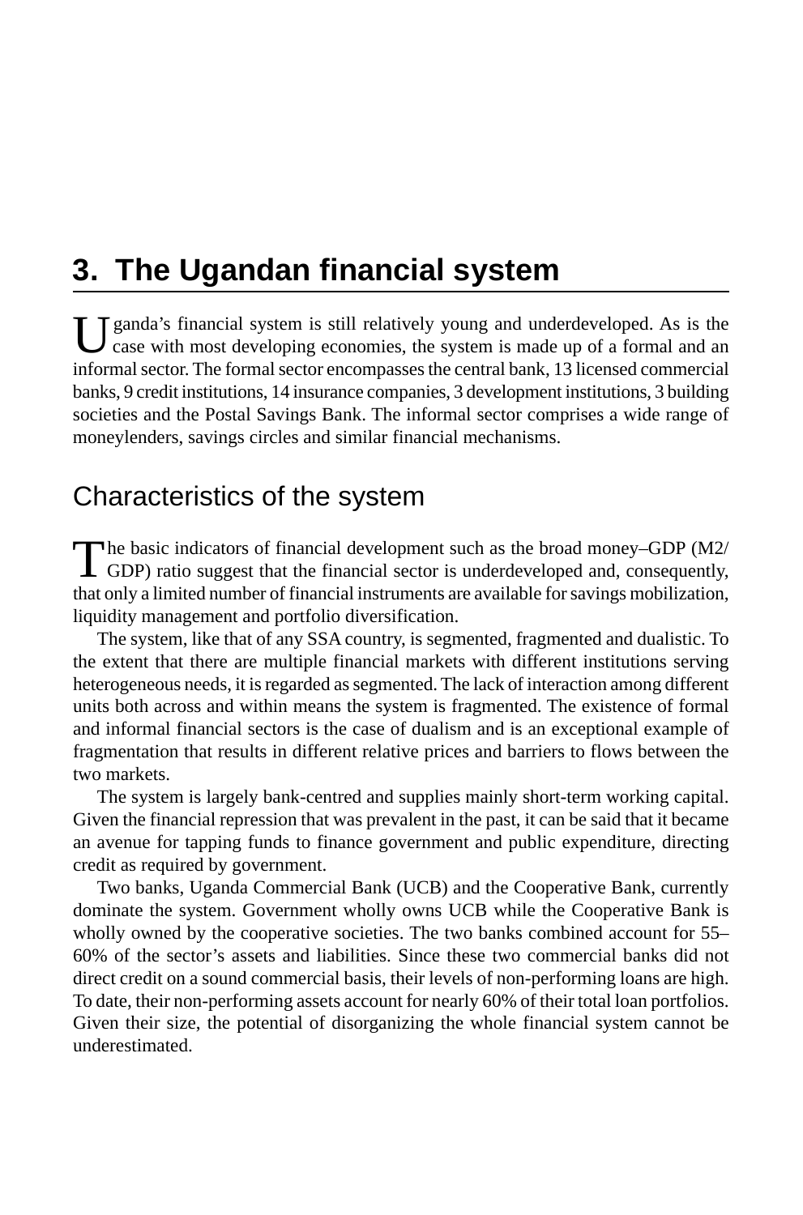# 3. The Ugandan financial system

Uganda's financial system is still relatively young and underdeveloped. As is the case with most developing economies, the system is made up of a formal and an informal sector. The formal sector encompasses the central bank, 13 licensed commercial banks, 9 credit institutions, 14 insurance companies, 3 development institutions, 3 building societies and the Postal Savings Bank. The informal sector comprises a wide range of moneylenders, savings circles and similar financial mechanisms.

## Characteristics of the system

The basic indicators of financial development such as the broad money–GDP (M2/GDP) ratio suggest that the financial sector is underdeveloped and, consequently, that only a limited number of financial instruments are available for savings mobilization, liquidity management and portfolio diversification.

The system, like that of any SSA country, is segmented, fragmented and dualistic. To the extent that there are multiple financial markets with different institutions serving heterogeneous needs, it is regarded as segmented. The lack of interaction among different units both across and within means the system is fragmented. The existence of formal and informal financial sectors is the case of dualism and is an exceptional example of fragmentation that results in different relative prices and barriers to flows between the two markets.

The system is largely bank-centred and supplies mainly short-term working capital. Given the financial repression that was prevalent in the past, it can be said that it became an avenue for tapping funds to finance government and public expenditure, directing credit as required by government.

Two banks, Uganda Commercial Bank (UCB) and the Cooperative Bank, currently dominate the system. Government wholly owns UCB while the Cooperative Bank is wholly owned by the cooperative societies. The two banks combined account for 55–60% of the sector's assets and liabilities. Since these two commercial banks did not direct credit on a sound commercial basis, their levels of non-performing loans are high. To date, their non-performing assets account for nearly 60% of their total loan portfolios. Given their size, the potential of disorganizing the whole financial system cannot be underestimated.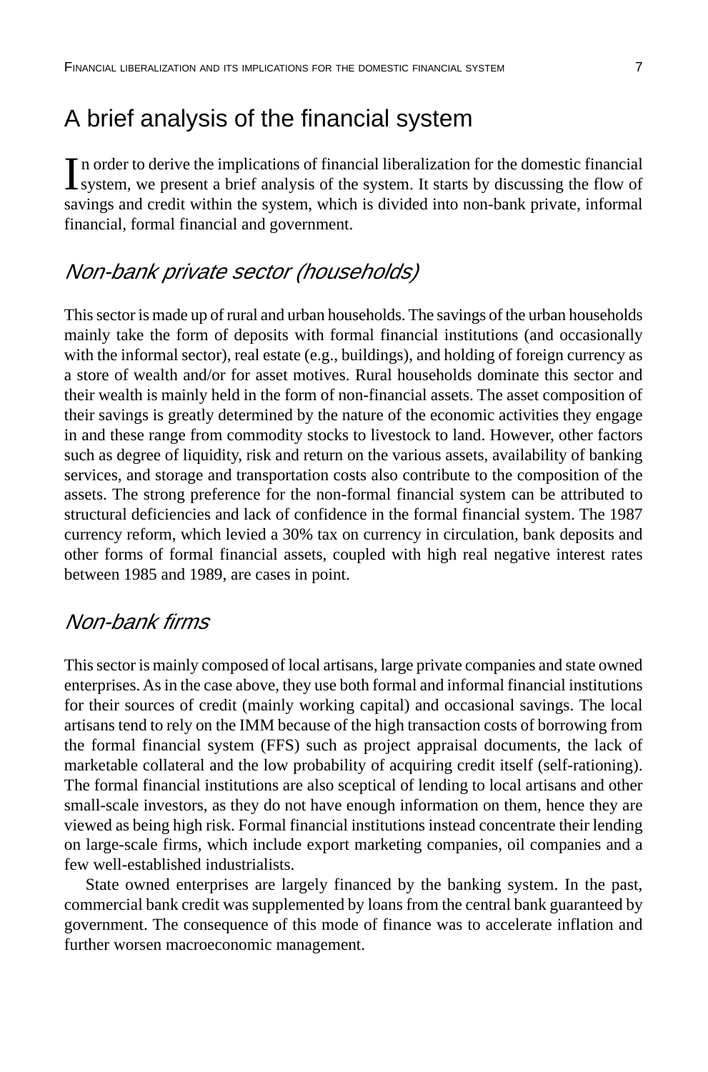# A brief analysis of the financial system

In order to derive the implications of financial liberalization for the domestic financial system, we present a brief analysis of the system. It starts by discussing the flow of savings and credit within the system, which is divided into non-bank private, informal financial, formal financial and government.

## *Non-bank private sector (households)*

This sector is made up of rural and urban households. The savings of the urban households mainly take the form of deposits with formal financial institutions (and occasionally with the informal sector), real estate (e.g., buildings), and holding of foreign currency as a store of wealth and/or for asset motives. Rural households dominate this sector and their wealth is mainly held in the form of non-financial assets. The asset composition of their savings is greatly determined by the nature of the economic activities they engage in and these range from commodity stocks to livestock to land. However, other factors such as degree of liquidity, risk and return on the various assets, availability of banking services, and storage and transportation costs also contribute to the composition of the assets. The strong preference for the non-formal financial system can be attributed to structural deficiencies and lack of confidence in the formal financial system. The 1987 currency reform, which levied a 30% tax on currency in circulation, bank deposits and other forms of formal financial assets, coupled with high real negative interest rates between 1985 and 1989, are cases in point.

## *Non-bank firms*

This sector is mainly composed of local artisans, large private companies and state owned enterprises. As in the case above, they use both formal and informal financial institutions for their sources of credit (mainly working capital) and occasional savings. The local artisans tend to rely on the IMM because of the high transaction costs of borrowing from the formal financial system (FFS) such as project appraisal documents, the lack of marketable collateral and the low probability of acquiring credit itself (self-rationing). The formal financial institutions are also sceptical of lending to local artisans and other small-scale investors, as they do not have enough information on them, hence they are viewed as being high risk. Formal financial institutions instead concentrate their lending on large-scale firms, which include export marketing companies, oil companies and a few well-established industrialists.

State owned enterprises are largely financed by the banking system. In the past, commercial bank credit was supplemented by loans from the central bank guaranteed by government. The consequence of this mode of finance was to accelerate inflation and further worsen macroeconomic management.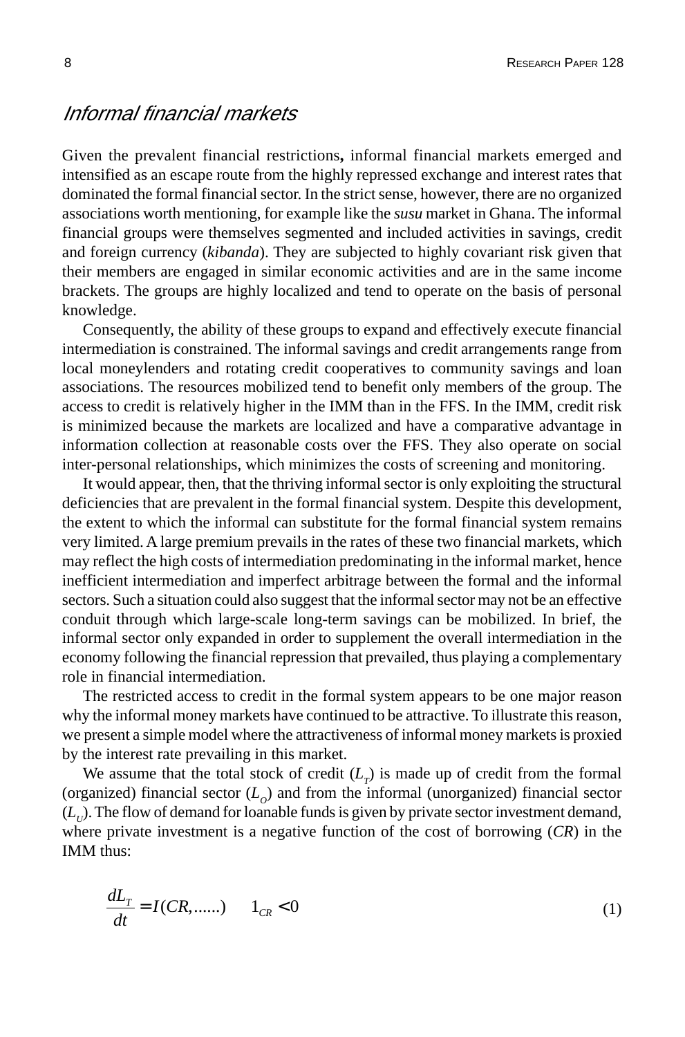### *Informal financial markets*

Given the prevalent financial restrictions**,** informal financial markets emerged and intensified as an escape route from the highly repressed exchange and interest rates that dominated the formal financial sector. In the strict sense, however, there are no organized associations worth mentioning, for example like the *susu* market in Ghana. The informal financial groups were themselves segmented and included activities in savings, credit and foreign currency (*kibanda*). They are subjected to highly covariant risk given that their members are engaged in similar economic activities and are in the same income brackets. The groups are highly localized and tend to operate on the basis of personal knowledge.

Consequently, the ability of these groups to expand and effectively execute financial intermediation is constrained. The informal savings and credit arrangements range from local moneylenders and rotating credit cooperatives to community savings and loan associations. The resources mobilized tend to benefit only members of the group. The access to credit is relatively higher in the IMM than in the FFS. In the IMM, credit risk is minimized because the markets are localized and have a comparative advantage in information collection at reasonable costs over the FFS. They also operate on social inter-personal relationships, which minimizes the costs of screening and monitoring.

It would appear, then, that the thriving informal sector is only exploiting the structural deficiencies that are prevalent in the formal financial system. Despite this development, the extent to which the informal can substitute for the formal financial system remains very limited. A large premium prevails in the rates of these two financial markets, which may reflect the high costs of intermediation predominating in the informal market, hence inefficient intermediation and imperfect arbitrage between the formal and the informal sectors. Such a situation could also suggest that the informal sector may not be an effective conduit through which large-scale long-term savings can be mobilized. In brief, the informal sector only expanded in order to supplement the overall intermediation in the economy following the financial repression that prevailed, thus playing a complementary role in financial intermediation.

The restricted access to credit in the formal system appears to be one major reason why the informal money markets have continued to be attractive. To illustrate this reason, we present a simple model where the attractiveness of informal money markets is proxied by the interest rate prevailing in this market.

We assume that the total stock of credit ($L_T$) is made up of credit from the formal (organized) financial sector ($L_O$) and from the informal (unorganized) financial sector ($L_U$). The flow of demand for loanable funds is given by private sector investment demand, where private investment is a negative function of the cost of borrowing ($CR$) in the IMM thus:

$$\frac{dL_T}{dt} = I(CR,......) \qquad 1_{CR} < 0 \tag{1}$$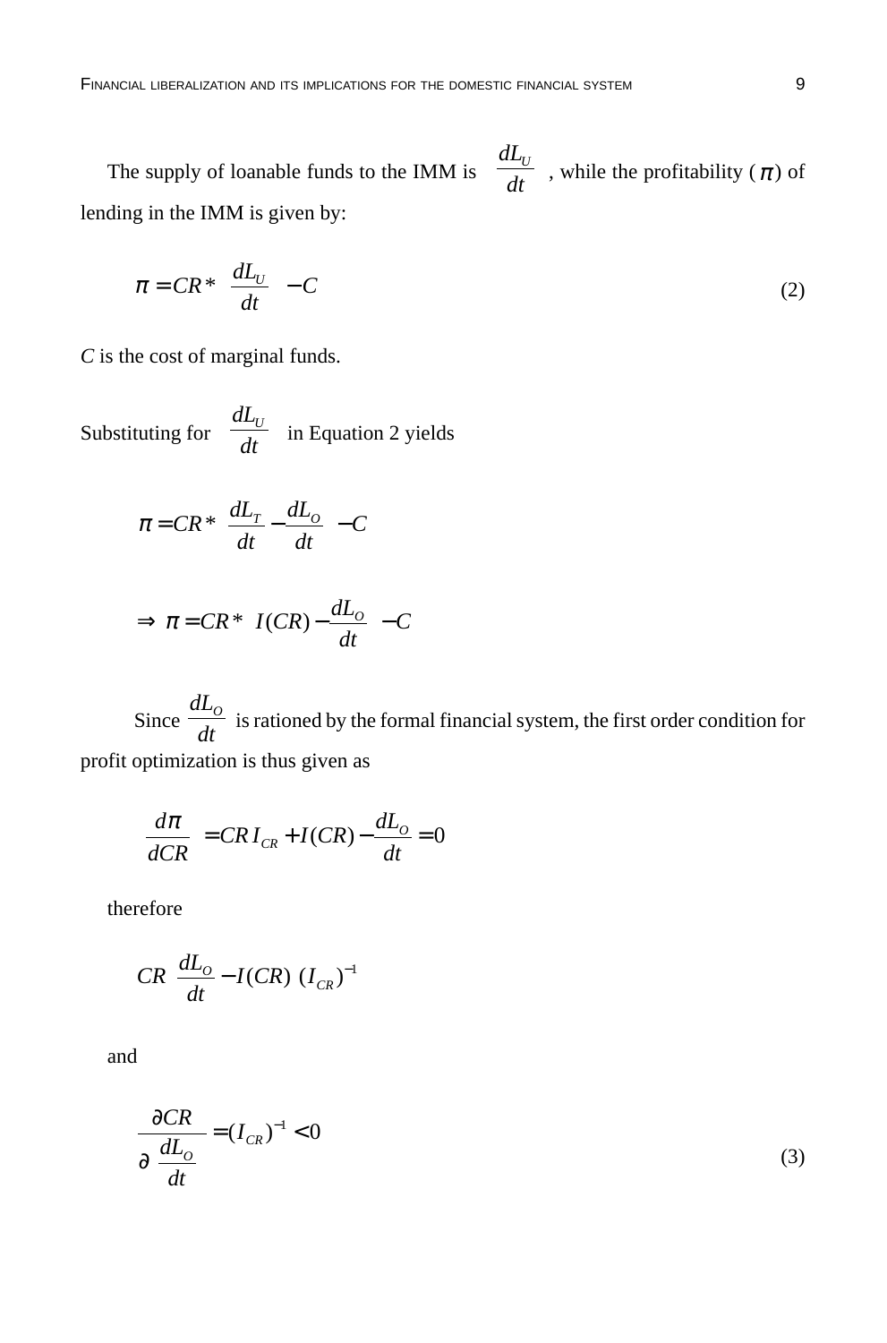The supply of loanable funds to the IMM is $\frac{dL_U}{dt}$, while the profitability ($\pi$) of lending in the IMM is given by:

$$\pi = CR * \frac{dL_U}{dt} - C \tag{2}$$

*C* is the cost of marginal funds.

Substituting for $\frac{dL_U}{dt}$ in Equation 2 yields

$$\pi = CR * \frac{dL_T}{dt} - \frac{dL_O}{dt} - C$$

$$\Rightarrow \pi = CR * I(CR) - \frac{dL_O}{dt} - C$$

Since $\frac{dL_O}{dt}$ is rationed by the formal financial system, the first order condition for profit optimization is thus given as

$$\frac{d\pi}{dCR} = CR\, I_{CR} + I(CR) - \frac{dL_O}{dt} = 0$$

therefore

$$CR \;\frac{dL_O}{dt} - I(CR)\; (I_{CR})^{-1}$$

and

$$\frac{\partial CR}{\partial \frac{dL_O}{dt}} = (I_{CR})^{-1} < 0 \tag{3}$$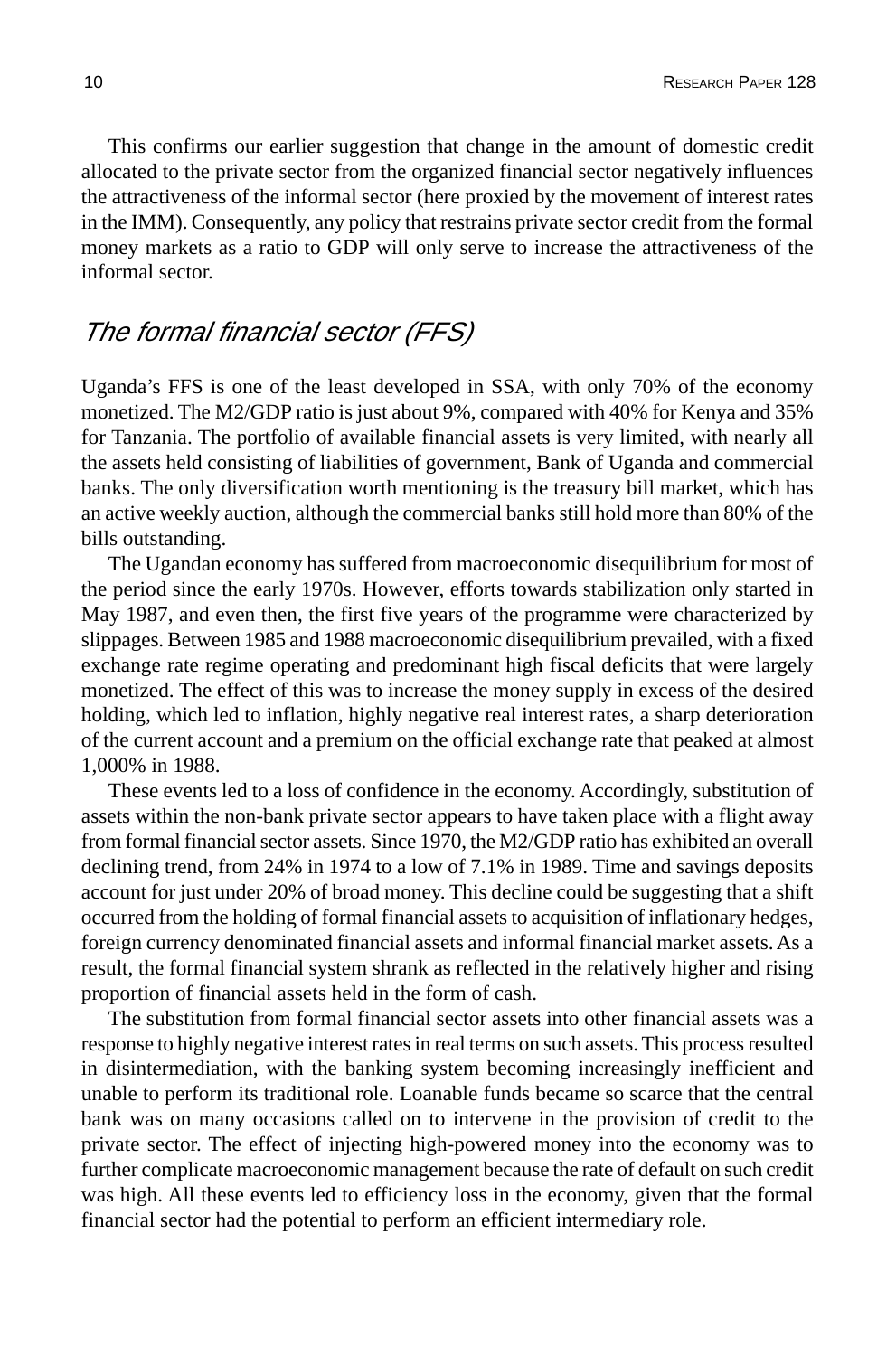This confirms our earlier suggestion that change in the amount of domestic credit allocated to the private sector from the organized financial sector negatively influences the attractiveness of the informal sector (here proxied by the movement of interest rates in the IMM). Consequently, any policy that restrains private sector credit from the formal money markets as a ratio to GDP will only serve to increase the attractiveness of the informal sector.

## *The formal financial sector (FFS)*

Uganda's FFS is one of the least developed in SSA, with only 70% of the economy monetized. The M2/GDP ratio is just about 9%, compared with 40% for Kenya and 35% for Tanzania. The portfolio of available financial assets is very limited, with nearly all the assets held consisting of liabilities of government, Bank of Uganda and commercial banks. The only diversification worth mentioning is the treasury bill market, which has an active weekly auction, although the commercial banks still hold more than 80% of the bills outstanding.

The Ugandan economy has suffered from macroeconomic disequilibrium for most of the period since the early 1970s. However, efforts towards stabilization only started in May 1987, and even then, the first five years of the programme were characterized by slippages. Between 1985 and 1988 macroeconomic disequilibrium prevailed, with a fixed exchange rate regime operating and predominant high fiscal deficits that were largely monetized. The effect of this was to increase the money supply in excess of the desired holding, which led to inflation, highly negative real interest rates, a sharp deterioration of the current account and a premium on the official exchange rate that peaked at almost 1,000% in 1988.

These events led to a loss of confidence in the economy. Accordingly, substitution of assets within the non-bank private sector appears to have taken place with a flight away from formal financial sector assets. Since 1970, the M2/GDP ratio has exhibited an overall declining trend, from 24% in 1974 to a low of 7.1% in 1989. Time and savings deposits account for just under 20% of broad money. This decline could be suggesting that a shift occurred from the holding of formal financial assets to acquisition of inflationary hedges, foreign currency denominated financial assets and informal financial market assets. As a result, the formal financial system shrank as reflected in the relatively higher and rising proportion of financial assets held in the form of cash.

The substitution from formal financial sector assets into other financial assets was a response to highly negative interest rates in real terms on such assets. This process resulted in disintermediation, with the banking system becoming increasingly inefficient and unable to perform its traditional role. Loanable funds became so scarce that the central bank was on many occasions called on to intervene in the provision of credit to the private sector. The effect of injecting high-powered money into the economy was to further complicate macroeconomic management because the rate of default on such credit was high. All these events led to efficiency loss in the economy, given that the formal financial sector had the potential to perform an efficient intermediary role.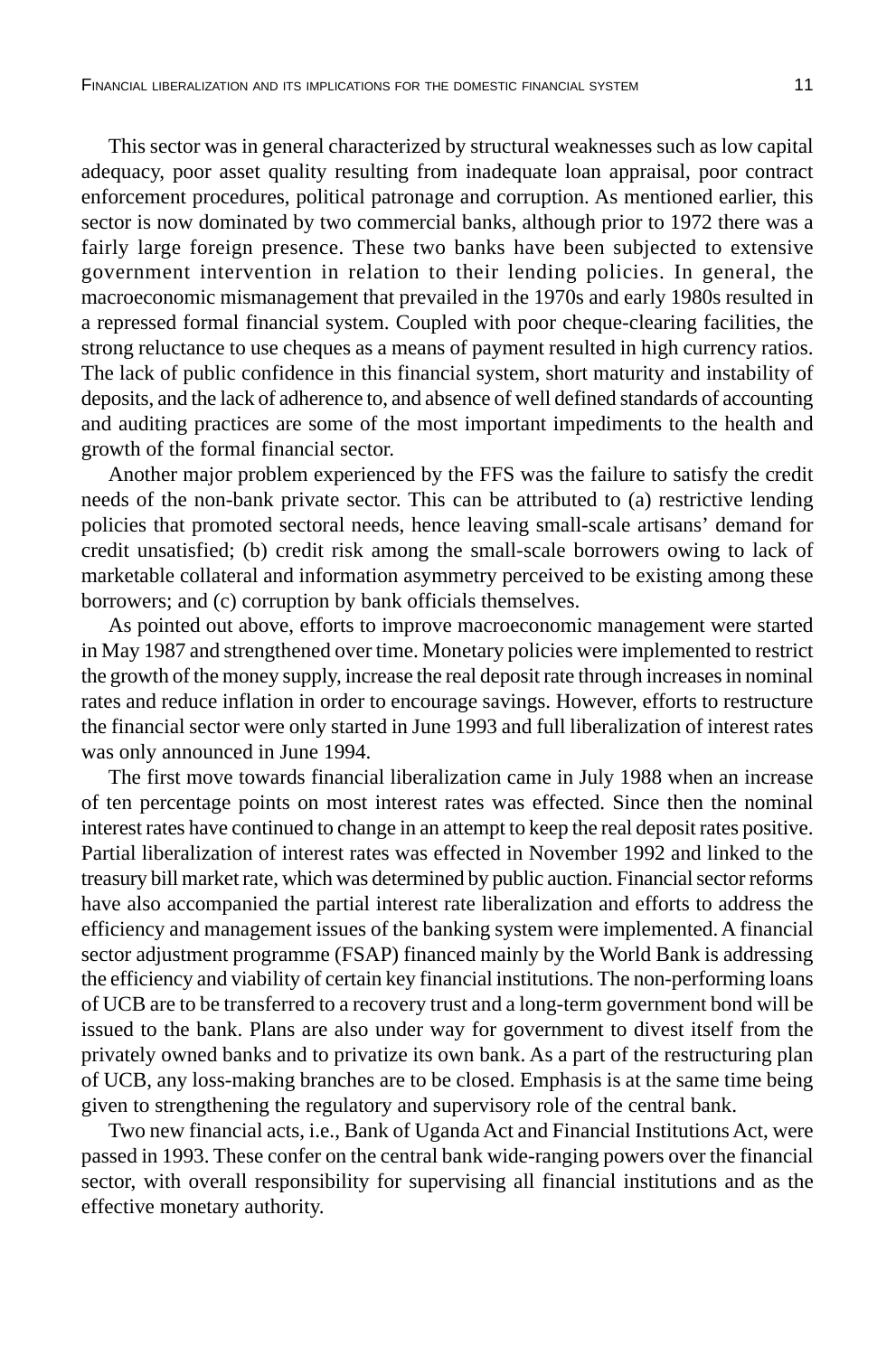This sector was in general characterized by structural weaknesses such as low capital adequacy, poor asset quality resulting from inadequate loan appraisal, poor contract enforcement procedures, political patronage and corruption. As mentioned earlier, this sector is now dominated by two commercial banks, although prior to 1972 there was a fairly large foreign presence. These two banks have been subjected to extensive government intervention in relation to their lending policies. In general, the macroeconomic mismanagement that prevailed in the 1970s and early 1980s resulted in a repressed formal financial system. Coupled with poor cheque-clearing facilities, the strong reluctance to use cheques as a means of payment resulted in high currency ratios. The lack of public confidence in this financial system, short maturity and instability of deposits, and the lack of adherence to, and absence of well defined standards of accounting and auditing practices are some of the most important impediments to the health and growth of the formal financial sector.

Another major problem experienced by the FFS was the failure to satisfy the credit needs of the non-bank private sector. This can be attributed to (a) restrictive lending policies that promoted sectoral needs, hence leaving small-scale artisans' demand for credit unsatisfied; (b) credit risk among the small-scale borrowers owing to lack of marketable collateral and information asymmetry perceived to be existing among these borrowers; and (c) corruption by bank officials themselves.

As pointed out above, efforts to improve macroeconomic management were started in May 1987 and strengthened over time. Monetary policies were implemented to restrict the growth of the money supply, increase the real deposit rate through increases in nominal rates and reduce inflation in order to encourage savings. However, efforts to restructure the financial sector were only started in June 1993 and full liberalization of interest rates was only announced in June 1994.

The first move towards financial liberalization came in July 1988 when an increase of ten percentage points on most interest rates was effected. Since then the nominal interest rates have continued to change in an attempt to keep the real deposit rates positive. Partial liberalization of interest rates was effected in November 1992 and linked to the treasury bill market rate, which was determined by public auction. Financial sector reforms have also accompanied the partial interest rate liberalization and efforts to address the efficiency and management issues of the banking system were implemented. A financial sector adjustment programme (FSAP) financed mainly by the World Bank is addressing the efficiency and viability of certain key financial institutions. The non-performing loans of UCB are to be transferred to a recovery trust and a long-term government bond will be issued to the bank. Plans are also under way for government to divest itself from the privately owned banks and to privatize its own bank. As a part of the restructuring plan of UCB, any loss-making branches are to be closed. Emphasis is at the same time being given to strengthening the regulatory and supervisory role of the central bank.

Two new financial acts, i.e., Bank of Uganda Act and Financial Institutions Act, were passed in 1993. These confer on the central bank wide-ranging powers over the financial sector, with overall responsibility for supervising all financial institutions and as the effective monetary authority.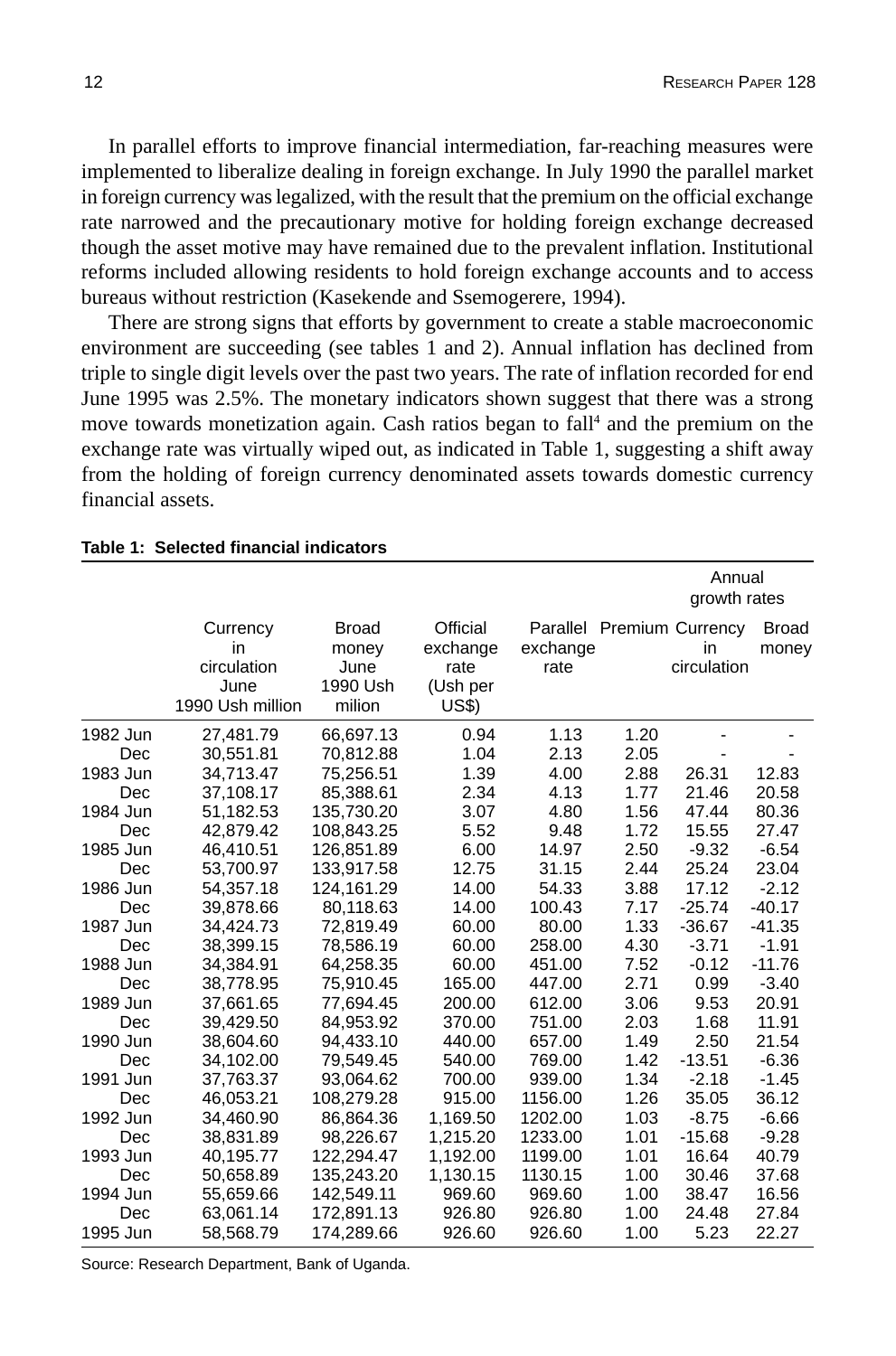In parallel efforts to improve financial intermediation, far-reaching measures were implemented to liberalize dealing in foreign exchange. In July 1990 the parallel market in foreign currency was legalized, with the result that the premium on the official exchange rate narrowed and the precautionary motive for holding foreign exchange decreased though the asset motive may have remained due to the prevalent inflation. Institutional reforms included allowing residents to hold foreign exchange accounts and to access bureaus without restriction (Kasekende and Ssemogerere, 1994).

There are strong signs that efforts by government to create a stable macroeconomic environment are succeeding (see tables 1 and 2). Annual inflation has declined from triple to single digit levels over the past two years. The rate of inflation recorded for end June 1995 was 2.5%. The monetary indicators shown suggest that there was a strong move towards monetization again. Cash ratios began to fall[4] and the premium on the exchange rate was virtually wiped out, as indicated in Table 1, suggesting a shift away from the holding of foreign currency denominated assets towards domestic currency financial assets.

**Table 1: Selected financial indicators**

| | | | | | | Annual growth rates | |
|---|---|---|---|---|---|---|---|
| | Currency in circulation June 1990 Ush million | Broad money June 1990 Ush milion | Official exchange rate (Ush per US$) | Parallel exchange rate | Premium | Currency in circulation | Broad money |
| 1982 Jun | 27,481.79 | 66,697.13 | 0.94 | 1.13 | 1.20 | - | - |
| Dec | 30,551.81 | 70,812.88 | 1.04 | 2.13 | 2.05 | - | - |
| 1983 Jun | 34,713.47 | 75,256.51 | 1.39 | 4.00 | 2.88 | 26.31 | 12.83 |
| Dec | 37,108.17 | 85,388.61 | 2.34 | 4.13 | 1.77 | 21.46 | 20.58 |
| 1984 Jun | 51,182.53 | 135,730.20 | 3.07 | 4.80 | 1.56 | 47.44 | 80.36 |
| Dec | 42,879.42 | 108,843.25 | 5.52 | 9.48 | 1.72 | 15.55 | 27.47 |
| 1985 Jun | 46,410.51 | 126,851.89 | 6.00 | 14.97 | 2.50 | -9.32 | -6.54 |
| Dec | 53,700.97 | 133,917.58 | 12.75 | 31.15 | 2.44 | 25.24 | 23.04 |
| 1986 Jun | 54,357.18 | 124,161.29 | 14.00 | 54.33 | 3.88 | 17.12 | -2.12 |
| Dec | 39,878.66 | 80,118.63 | 14.00 | 100.43 | 7.17 | -25.74 | -40.17 |
| 1987 Jun | 34,424.73 | 72,819.49 | 60.00 | 80.00 | 1.33 | -36.67 | -41.35 |
| Dec | 38,399.15 | 78,586.19 | 60.00 | 258.00 | 4.30 | -3.71 | -1.91 |
| 1988 Jun | 34,384.91 | 64,258.35 | 60.00 | 451.00 | 7.52 | -0.12 | -11.76 |
| Dec | 38,778.95 | 75,910.45 | 165.00 | 447.00 | 2.71 | 0.99 | -3.40 |
| 1989 Jun | 37,661.65 | 77,694.45 | 200.00 | 612.00 | 3.06 | 9.53 | 20.91 |
| Dec | 39,429.50 | 84,953.92 | 370.00 | 751.00 | 2.03 | 1.68 | 11.91 |
| 1990 Jun | 38,604.60 | 94,433.10 | 440.00 | 657.00 | 1.49 | 2.50 | 21.54 |
| Dec | 34,102.00 | 79,549.45 | 540.00 | 769.00 | 1.42 | -13.51 | -6.36 |
| 1991 Jun | 37,763.37 | 93,064.62 | 700.00 | 939.00 | 1.34 | -2.18 | -1.45 |
| Dec | 46,053.21 | 108,279.28 | 915.00 | 1156.00 | 1.26 | 35.05 | 36.12 |
| 1992 Jun | 34,460.90 | 86,864.36 | 1,169.50 | 1202.00 | 1.03 | -8.75 | -6.66 |
| Dec | 38,831.89 | 98,226.67 | 1,215.20 | 1233.00 | 1.01 | -15.68 | -9.28 |
| 1993 Jun | 40,195.77 | 122,294.47 | 1,192.00 | 1199.00 | 1.01 | 16.64 | 40.79 |
| Dec | 50,658.89 | 135,243.20 | 1,130.15 | 1130.15 | 1.00 | 30.46 | 37.68 |
| 1994 Jun | 55,659.66 | 142,549.11 | 969.60 | 969.60 | 1.00 | 38.47 | 16.56 |
| Dec | 63,061.14 | 172,891.13 | 926.80 | 926.80 | 1.00 | 24.48 | 27.84 |
| 1995 Jun | 58,568.79 | 174,289.66 | 926.60 | 926.60 | 1.00 | 5.23 | 22.27 |

Source: Research Department, Bank of Uganda.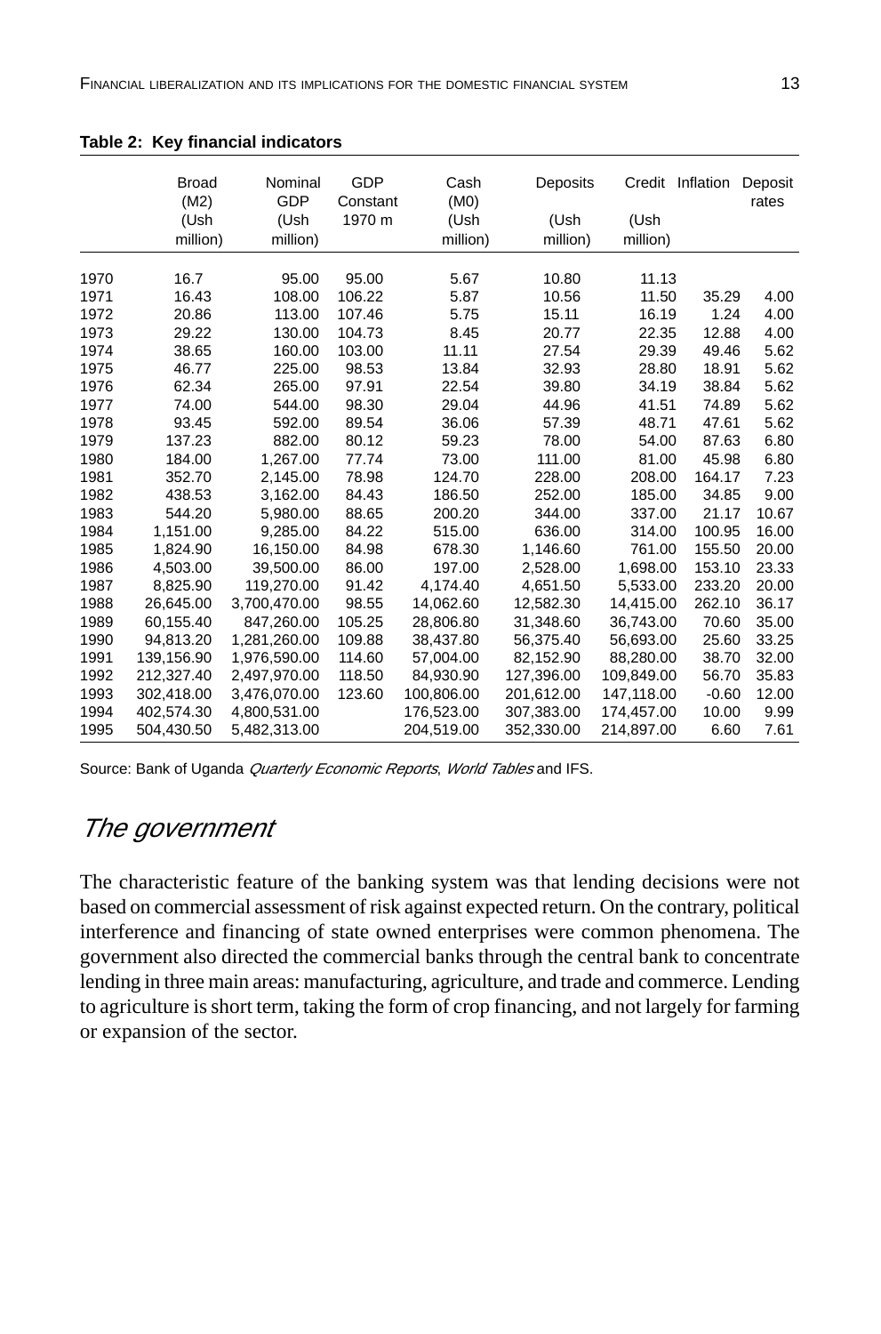**Table 2: Key financial indicators**

| | Broad (M2) (Ush million) | Nominal GDP (Ush million) | GDP Constant 1970 m | Cash (M0) (Ush million) | Deposits (Ush million) | Credit (Ush million) | Inflation | Deposit rates |
|---|---|---|---|---|---|---|---|---|
| 1970 | 16.7 | 95.00 | 95.00 | 5.67 | 10.80 | 11.13 | | |
| 1971 | 16.43 | 108.00 | 106.22 | 5.87 | 10.56 | 11.50 | 35.29 | 4.00 |
| 1972 | 20.86 | 113.00 | 107.46 | 5.75 | 15.11 | 16.19 | 1.24 | 4.00 |
| 1973 | 29.22 | 130.00 | 104.73 | 8.45 | 20.77 | 22.35 | 12.88 | 4.00 |
| 1974 | 38.65 | 160.00 | 103.00 | 11.11 | 27.54 | 29.39 | 49.46 | 5.62 |
| 1975 | 46.77 | 225.00 | 98.53 | 13.84 | 32.93 | 28.80 | 18.91 | 5.62 |
| 1976 | 62.34 | 265.00 | 97.91 | 22.54 | 39.80 | 34.19 | 38.84 | 5.62 |
| 1977 | 74.00 | 544.00 | 98.30 | 29.04 | 44.96 | 41.51 | 74.89 | 5.62 |
| 1978 | 93.45 | 592.00 | 89.54 | 36.06 | 57.39 | 48.71 | 47.61 | 5.62 |
| 1979 | 137.23 | 882.00 | 80.12 | 59.23 | 78.00 | 54.00 | 87.63 | 6.80 |
| 1980 | 184.00 | 1,267.00 | 77.74 | 73.00 | 111.00 | 81.00 | 45.98 | 6.80 |
| 1981 | 352.70 | 2,145.00 | 78.98 | 124.70 | 228.00 | 208.00 | 164.17 | 7.23 |
| 1982 | 438.53 | 3,162.00 | 84.43 | 186.50 | 252.00 | 185.00 | 34.85 | 9.00 |
| 1983 | 544.20 | 5,980.00 | 88.65 | 200.20 | 344.00 | 337.00 | 21.17 | 10.67 |
| 1984 | 1,151.00 | 9,285.00 | 84.22 | 515.00 | 636.00 | 314.00 | 100.95 | 16.00 |
| 1985 | 1,824.90 | 16,150.00 | 84.98 | 678.30 | 1,146.60 | 761.00 | 155.50 | 20.00 |
| 1986 | 4,503.00 | 39,500.00 | 86.00 | 197.00 | 2,528.00 | 1,698.00 | 153.10 | 23.33 |
| 1987 | 8,825.90 | 119,270.00 | 91.42 | 4,174.40 | 4,651.50 | 5,533.00 | 233.20 | 20.00 |
| 1988 | 26,645.00 | 3,700,470.00 | 98.55 | 14,062.60 | 12,582.30 | 14,415.00 | 262.10 | 36.17 |
| 1989 | 60,155.40 | 847,260.00 | 105.25 | 28,806.80 | 31,348.60 | 36,743.00 | 70.60 | 35.00 |
| 1990 | 94,813.20 | 1,281,260.00 | 109.88 | 38,437.80 | 56,375.40 | 56,693.00 | 25.60 | 33.25 |
| 1991 | 139,156.90 | 1,976,590.00 | 114.60 | 57,004.00 | 82,152.90 | 88,280.00 | 38.70 | 32.00 |
| 1992 | 212,327.40 | 2,497,970.00 | 118.50 | 84,930.90 | 127,396.00 | 109,849.00 | 56.70 | 35.83 |
| 1993 | 302,418.00 | 3,476,070.00 | 123.60 | 100,806.00 | 201,612.00 | 147,118.00 | -0.60 | 12.00 |
| 1994 | 402,574.30 | 4,800,531.00 | | 176,523.00 | 307,383.00 | 174,457.00 | 10.00 | 9.99 |
| 1995 | 504,430.50 | 5,482,313.00 | | 204,519.00 | 352,330.00 | 214,897.00 | 6.60 | 7.61 |

Source: Bank of Uganda *Quarterly Economic Reports*, *World Tables* and IFS.

## *The government*

The characteristic feature of the banking system was that lending decisions were not based on commercial assessment of risk against expected return. On the contrary, political interference and financing of state owned enterprises were common phenomena. The government also directed the commercial banks through the central bank to concentrate lending in three main areas: manufacturing, agriculture, and trade and commerce. Lending to agriculture is short term, taking the form of crop financing, and not largely for farming or expansion of the sector.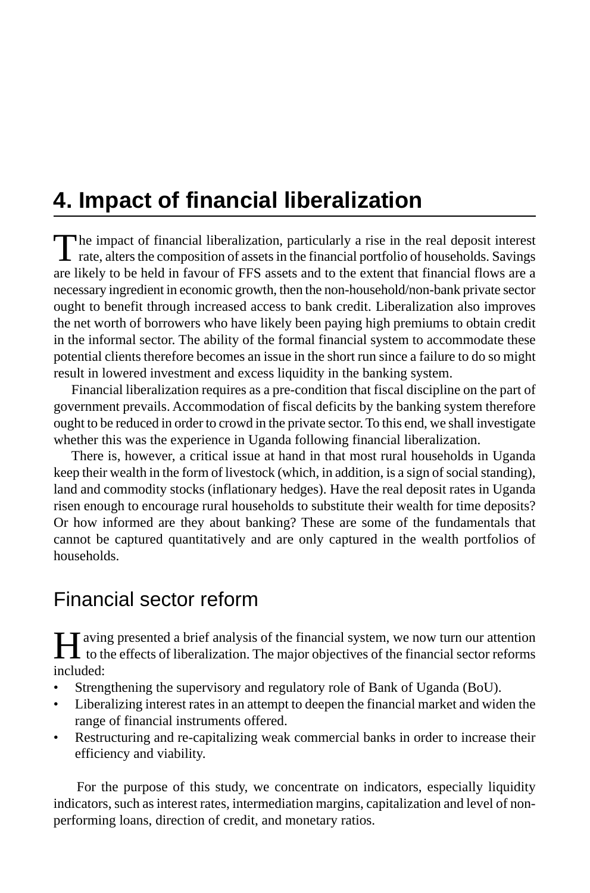# 4. Impact of financial liberalization

The impact of financial liberalization, particularly a rise in the real deposit interest rate, alters the composition of assets in the financial portfolio of households. Savings are likely to be held in favour of FFS assets and to the extent that financial flows are a necessary ingredient in economic growth, then the non-household/non-bank private sector ought to benefit through increased access to bank credit. Liberalization also improves the net worth of borrowers who have likely been paying high premiums to obtain credit in the informal sector. The ability of the formal financial system to accommodate these potential clients therefore becomes an issue in the short run since a failure to do so might result in lowered investment and excess liquidity in the banking system.

Financial liberalization requires as a pre-condition that fiscal discipline on the part of government prevails. Accommodation of fiscal deficits by the banking system therefore ought to be reduced in order to crowd in the private sector. To this end, we shall investigate whether this was the experience in Uganda following financial liberalization.

There is, however, a critical issue at hand in that most rural households in Uganda keep their wealth in the form of livestock (which, in addition, is a sign of social standing), land and commodity stocks (inflationary hedges). Have the real deposit rates in Uganda risen enough to encourage rural households to substitute their wealth for time deposits? Or how informed are they about banking? These are some of the fundamentals that cannot be captured quantitatively and are only captured in the wealth portfolios of households.

## Financial sector reform

Having presented a brief analysis of the financial system, we now turn our attention to the effects of liberalization. The major objectives of the financial sector reforms included:

- Strengthening the supervisory and regulatory role of Bank of Uganda (BoU).
- Liberalizing interest rates in an attempt to deepen the financial market and widen the range of financial instruments offered.
- Restructuring and re-capitalizing weak commercial banks in order to increase their efficiency and viability.

For the purpose of this study, we concentrate on indicators, especially liquidity indicators, such as interest rates, intermediation margins, capitalization and level of non-performing loans, direction of credit, and monetary ratios.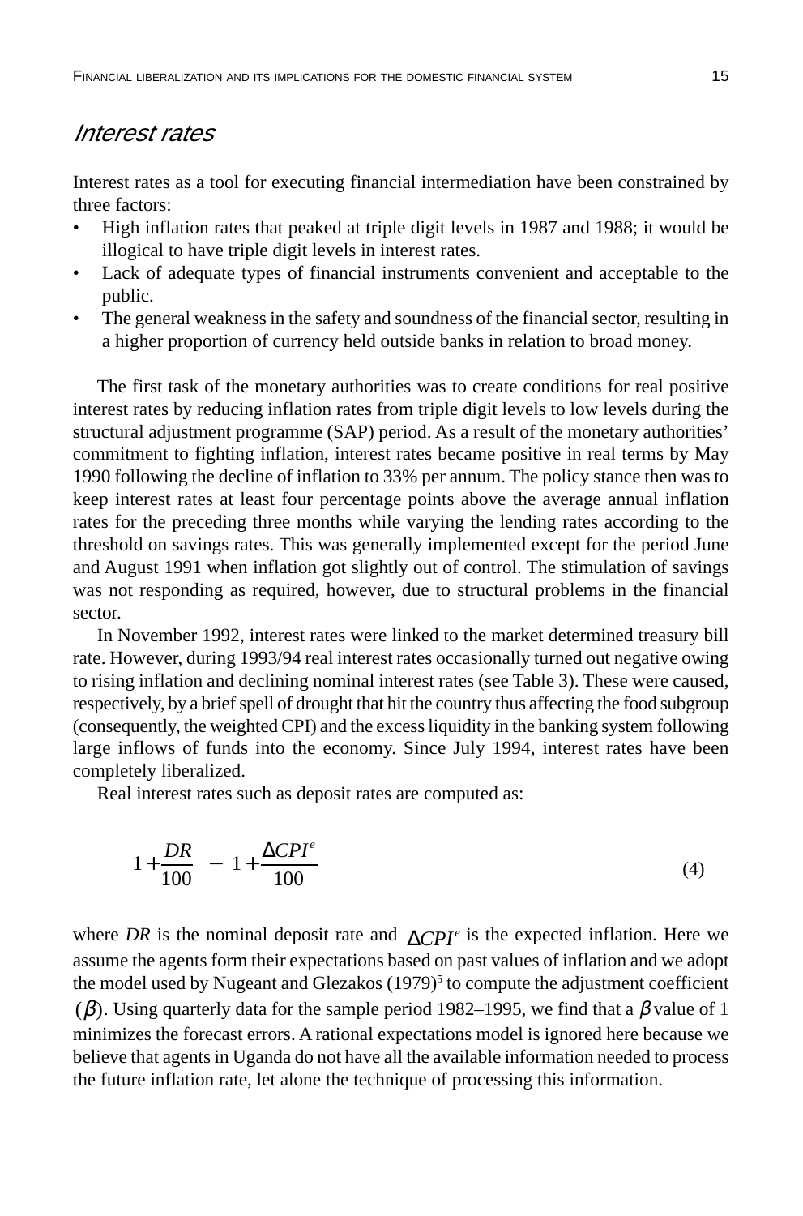## *Interest rates*

Interest rates as a tool for executing financial intermediation have been constrained by three factors:

- High inflation rates that peaked at triple digit levels in 1987 and 1988; it would be illogical to have triple digit levels in interest rates.
- Lack of adequate types of financial instruments convenient and acceptable to the public.
- The general weakness in the safety and soundness of the financial sector, resulting in a higher proportion of currency held outside banks in relation to broad money.

The first task of the monetary authorities was to create conditions for real positive interest rates by reducing inflation rates from triple digit levels to low levels during the structural adjustment programme (SAP) period. As a result of the monetary authorities' commitment to fighting inflation, interest rates became positive in real terms by May 1990 following the decline of inflation to 33% per annum. The policy stance then was to keep interest rates at least four percentage points above the average annual inflation rates for the preceding three months while varying the lending rates according to the threshold on savings rates. This was generally implemented except for the period June and August 1991 when inflation got slightly out of control. The stimulation of savings was not responding as required, however, due to structural problems in the financial sector.

In November 1992, interest rates were linked to the market determined treasury bill rate. However, during 1993/94 real interest rates occasionally turned out negative owing to rising inflation and declining nominal interest rates (see Table 3). These were caused, respectively, by a brief spell of drought that hit the country thus affecting the food subgroup (consequently, the weighted CPI) and the excess liquidity in the banking system following large inflows of funds into the economy. Since July 1994, interest rates have been completely liberalized.

Real interest rates such as deposit rates are computed as:

$$1+\frac{DR}{100} - 1+\frac{\Delta CPI^{e}}{100} \tag{4}$$

where $DR$ is the nominal deposit rate and $\Delta CPI^{e}$ is the expected inflation. Here we assume the agents form their expectations based on past values of inflation and we adopt the model used by Nugeant and Glezakos (1979)[5] to compute the adjustment coefficient $(\beta)$. Using quarterly data for the sample period 1982–1995, we find that a $\beta$ value of 1 minimizes the forecast errors. A rational expectations model is ignored here because we believe that agents in Uganda do not have all the available information needed to process the future inflation rate, let alone the technique of processing this information.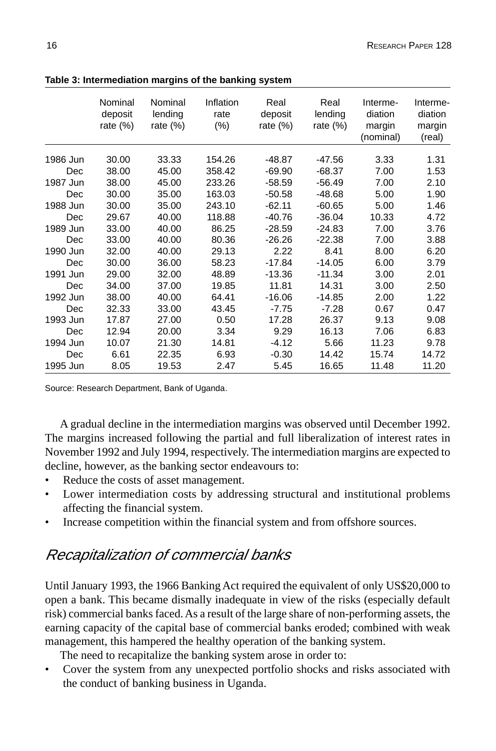**Table 3: Intermediation margins of the banking system**

| | Nominal deposit rate (%) | Nominal lending rate (%) | Inflation rate (%) | Real deposit rate (%) | Real lending rate (%) | Interme-diation margin (nominal) | Interme-diation margin (real) |
|---|---|---|---|---|---|---|---|
| 1986 Jun | 30.00 | 33.33 | 154.26 | -48.87 | -47.56 | 3.33 | 1.31 |
| Dec | 38.00 | 45.00 | 358.42 | -69.90 | -68.37 | 7.00 | 1.53 |
| 1987 Jun | 38.00 | 45.00 | 233.26 | -58.59 | -56.49 | 7.00 | 2.10 |
| Dec | 30.00 | 35.00 | 163.03 | -50.58 | -48.68 | 5.00 | 1.90 |
| 1988 Jun | 30.00 | 35.00 | 243.10 | -62.11 | -60.65 | 5.00 | 1.46 |
| Dec | 29.67 | 40.00 | 118.88 | -40.76 | -36.04 | 10.33 | 4.72 |
| 1989 Jun | 33.00 | 40.00 | 86.25 | -28.59 | -24.83 | 7.00 | 3.76 |
| Dec | 33.00 | 40.00 | 80.36 | -26.26 | -22.38 | 7.00 | 3.88 |
| 1990 Jun | 32.00 | 40.00 | 29.13 | 2.22 | 8.41 | 8.00 | 6.20 |
| Dec | 30.00 | 36.00 | 58.23 | -17.84 | -14.05 | 6.00 | 3.79 |
| 1991 Jun | 29.00 | 32.00 | 48.89 | -13.36 | -11.34 | 3.00 | 2.01 |
| Dec | 34.00 | 37.00 | 19.85 | 11.81 | 14.31 | 3.00 | 2.50 |
| 1992 Jun | 38.00 | 40.00 | 64.41 | -16.06 | -14.85 | 2.00 | 1.22 |
| Dec | 32.33 | 33.00 | 43.45 | -7.75 | -7.28 | 0.67 | 0.47 |
| 1993 Jun | 17.87 | 27.00 | 0.50 | 17.28 | 26.37 | 9.13 | 9.08 |
| Dec | 12.94 | 20.00 | 3.34 | 9.29 | 16.13 | 7.06 | 6.83 |
| 1994 Jun | 10.07 | 21.30 | 14.81 | -4.12 | 5.66 | 11.23 | 9.78 |
| Dec | 6.61 | 22.35 | 6.93 | -0.30 | 14.42 | 15.74 | 14.72 |
| 1995 Jun | 8.05 | 19.53 | 2.47 | 5.45 | 16.65 | 11.48 | 11.20 |

Source: Research Department, Bank of Uganda.

A gradual decline in the intermediation margins was observed until December 1992. The margins increased following the partial and full liberalization of interest rates in November 1992 and July 1994, respectively. The intermediation margins are expected to decline, however, as the banking sector endeavours to:

- Reduce the costs of asset management.
- Lower intermediation costs by addressing structural and institutional problems affecting the financial system.
- Increase competition within the financial system and from offshore sources.

## *Recapitalization of commercial banks*

Until January 1993, the 1966 Banking Act required the equivalent of only US$20,000 to open a bank. This became dismally inadequate in view of the risks (especially default risk) commercial banks faced. As a result of the large share of non-performing assets, the earning capacity of the capital base of commercial banks eroded; combined with weak management, this hampered the healthy operation of the banking system.

The need to recapitalize the banking system arose in order to:

- Cover the system from any unexpected portfolio shocks and risks associated with the conduct of banking business in Uganda.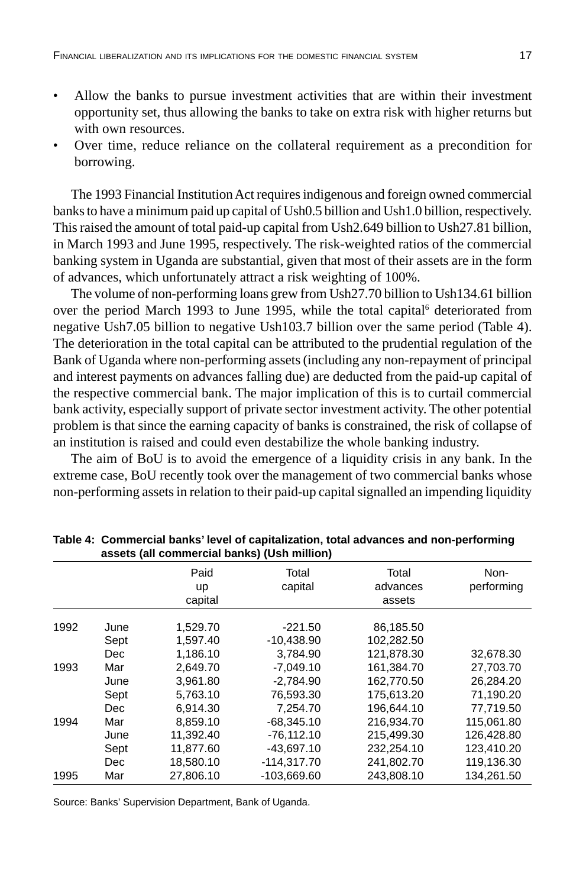- Allow the banks to pursue investment activities that are within their investment opportunity set, thus allowing the banks to take on extra risk with higher returns but with own resources.
- Over time, reduce reliance on the collateral requirement as a precondition for borrowing.

The 1993 Financial Institution Act requires indigenous and foreign owned commercial banks to have a minimum paid up capital of Ush0.5 billion and Ush1.0 billion, respectively. This raised the amount of total paid-up capital from Ush2.649 billion to Ush27.81 billion, in March 1993 and June 1995, respectively. The risk-weighted ratios of the commercial banking system in Uganda are substantial, given that most of their assets are in the form of advances, which unfortunately attract a risk weighting of 100%.

The volume of non-performing loans grew from Ush27.70 billion to Ush134.61 billion over the period March 1993 to June 1995, while the total capital[6] deteriorated from negative Ush7.05 billion to negative Ush103.7 billion over the same period (Table 4). The deterioration in the total capital can be attributed to the prudential regulation of the Bank of Uganda where non-performing assets (including any non-repayment of principal and interest payments on advances falling due) are deducted from the paid-up capital of the respective commercial bank. The major implication of this is to curtail commercial bank activity, especially support of private sector investment activity. The other potential problem is that since the earning capacity of banks is constrained, the risk of collapse of an institution is raised and could even destabilize the whole banking industry.

The aim of BoU is to avoid the emergence of a liquidity crisis in any bank. In the extreme case, BoU recently took over the management of two commercial banks whose non-performing assets in relation to their paid-up capital signalled an impending liquidity

**Table 4: Commercial banks' level of capitalization, total advances and non-performing assets (all commercial banks) (Ush million)**

| | | Paid up capital | Total capital | Total advances assets | Non-performing |
|---|---|---|---|---|---|
| 1992 | June | 1,529.70 | -221.50 | 86,185.50 | |
| | Sept | 1,597.40 | -10,438.90 | 102,282.50 | |
| | Dec | 1,186.10 | 3,784.90 | 121,878.30 | 32,678.30 |
| 1993 | Mar | 2,649.70 | -7,049.10 | 161,384.70 | 27,703.70 |
| | June | 3,961.80 | -2,784.90 | 162,770.50 | 26,284.20 |
| | Sept | 5,763.10 | 76,593.30 | 175,613.20 | 71,190.20 |
| | Dec | 6,914.30 | 7,254.70 | 196,644.10 | 77,719.50 |
| 1994 | Mar | 8,859.10 | -68,345.10 | 216,934.70 | 115,061.80 |
| | June | 11,392.40 | -76,112.10 | 215,499.30 | 126,428.80 |
| | Sept | 11,877.60 | -43,697.10 | 232,254.10 | 123,410.20 |
| | Dec | 18,580.10 | -114,317.70 | 241,802.70 | 119,136.30 |
| 1995 | Mar | 27,806.10 | -103,669.60 | 243,808.10 | 134,261.50 |

Source: Banks' Supervision Department, Bank of Uganda.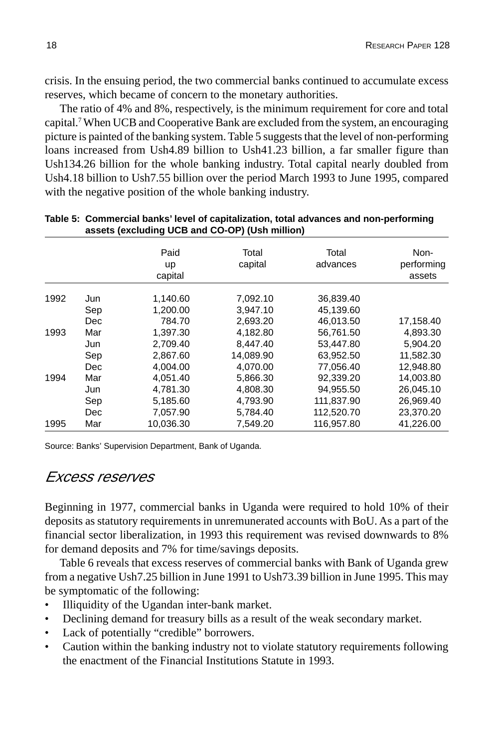crisis. In the ensuing period, the two commercial banks continued to accumulate excess reserves, which became of concern to the monetary authorities.

The ratio of 4% and 8%, respectively, is the minimum requirement for core and total capital.[7] When UCB and Cooperative Bank are excluded from the system, an encouraging picture is painted of the banking system. Table 5 suggests that the level of non-performing loans increased from Ush4.89 billion to Ush41.23 billion, a far smaller figure than Ush134.26 billion for the whole banking industry. Total capital nearly doubled from Ush4.18 billion to Ush7.55 billion over the period March 1993 to June 1995, compared with the negative position of the whole banking industry.

**Table 5: Commercial banks' level of capitalization, total advances and non-performing assets (excluding UCB and CO-OP) (Ush million)**

| | | Paid up capital | Total capital | Total advances | Non-performing assets |
|---|---|---|---|---|---|
| 1992 | Jun | 1,140.60 | 7,092.10 | 36,839.40 | |
| | Sep | 1,200.00 | 3,947.10 | 45,139.60 | |
| | Dec | 784.70 | 2,693.20 | 46,013.50 | 17,158.40 |
| 1993 | Mar | 1,397.30 | 4,182.80 | 56,761.50 | 4,893.30 |
| | Jun | 2,709.40 | 8,447.40 | 53,447.80 | 5,904.20 |
| | Sep | 2,867.60 | 14,089.90 | 63,952.50 | 11,582.30 |
| | Dec | 4,004.00 | 4,070.00 | 77,056.40 | 12,948.80 |
| 1994 | Mar | 4,051.40 | 5,866.30 | 92,339.20 | 14,003.80 |
| | Jun | 4,781.30 | 4,808.30 | 94,955.50 | 26,045.10 |
| | Sep | 5,185.60 | 4,793.90 | 111,837.90 | 26,969.40 |
| | Dec | 7,057.90 | 5,784.40 | 112,520.70 | 23,370.20 |
| 1995 | Mar | 10,036.30 | 7,549.20 | 116,957.80 | 41,226.00 |

Source: Banks' Supervision Department, Bank of Uganda.

## *Excess reserves*

Beginning in 1977, commercial banks in Uganda were required to hold 10% of their deposits as statutory requirements in unremunerated accounts with BoU. As a part of the financial sector liberalization, in 1993 this requirement was revised downwards to 8% for demand deposits and 7% for time/savings deposits.

Table 6 reveals that excess reserves of commercial banks with Bank of Uganda grew from a negative Ush7.25 billion in June 1991 to Ush73.39 billion in June 1995. This may be symptomatic of the following:

- Illiquidity of the Ugandan inter-bank market.
- Declining demand for treasury bills as a result of the weak secondary market.
- Lack of potentially "credible" borrowers.
- Caution within the banking industry not to violate statutory requirements following the enactment of the Financial Institutions Statute in 1993.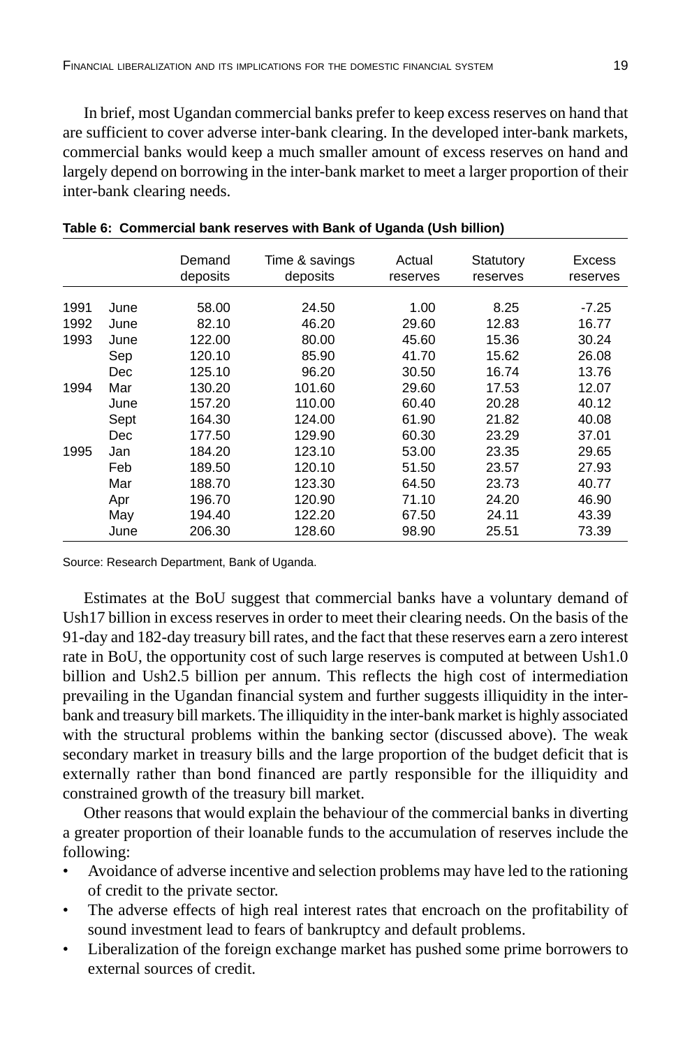In brief, most Ugandan commercial banks prefer to keep excess reserves on hand that are sufficient to cover adverse inter-bank clearing. In the developed inter-bank markets, commercial banks would keep a much smaller amount of excess reserves on hand and largely depend on borrowing in the inter-bank market to meet a larger proportion of their inter-bank clearing needs.

**Table 6: Commercial bank reserves with Bank of Uganda (Ush billion)**

| | | Demand deposits | Time & savings deposits | Actual reserves | Statutory reserves | Excess reserves |
|---|---|---|---|---|---|---|
| 1991 | June | 58.00 | 24.50 | 1.00 | 8.25 | -7.25 |
| 1992 | June | 82.10 | 46.20 | 29.60 | 12.83 | 16.77 |
| 1993 | June | 122.00 | 80.00 | 45.60 | 15.36 | 30.24 |
| | Sep | 120.10 | 85.90 | 41.70 | 15.62 | 26.08 |
| | Dec | 125.10 | 96.20 | 30.50 | 16.74 | 13.76 |
| 1994 | Mar | 130.20 | 101.60 | 29.60 | 17.53 | 12.07 |
| | June | 157.20 | 110.00 | 60.40 | 20.28 | 40.12 |
| | Sept | 164.30 | 124.00 | 61.90 | 21.82 | 40.08 |
| | Dec | 177.50 | 129.90 | 60.30 | 23.29 | 37.01 |
| 1995 | Jan | 184.20 | 123.10 | 53.00 | 23.35 | 29.65 |
| | Feb | 189.50 | 120.10 | 51.50 | 23.57 | 27.93 |
| | Mar | 188.70 | 123.30 | 64.50 | 23.73 | 40.77 |
| | Apr | 196.70 | 120.90 | 71.10 | 24.20 | 46.90 |
| | May | 194.40 | 122.20 | 67.50 | 24.11 | 43.39 |
| | June | 206.30 | 128.60 | 98.90 | 25.51 | 73.39 |

Source: Research Department, Bank of Uganda.

Estimates at the BoU suggest that commercial banks have a voluntary demand of Ush17 billion in excess reserves in order to meet their clearing needs. On the basis of the 91-day and 182-day treasury bill rates, and the fact that these reserves earn a zero interest rate in BoU, the opportunity cost of such large reserves is computed at between Ush1.0 billion and Ush2.5 billion per annum. This reflects the high cost of intermediation prevailing in the Ugandan financial system and further suggests illiquidity in the inter-bank and treasury bill markets. The illiquidity in the inter-bank market is highly associated with the structural problems within the banking sector (discussed above). The weak secondary market in treasury bills and the large proportion of the budget deficit that is externally rather than bond financed are partly responsible for the illiquidity and constrained growth of the treasury bill market.

Other reasons that would explain the behaviour of the commercial banks in diverting a greater proportion of their loanable funds to the accumulation of reserves include the following:

- Avoidance of adverse incentive and selection problems may have led to the rationing of credit to the private sector.
- The adverse effects of high real interest rates that encroach on the profitability of sound investment lead to fears of bankruptcy and default problems.
- Liberalization of the foreign exchange market has pushed some prime borrowers to external sources of credit.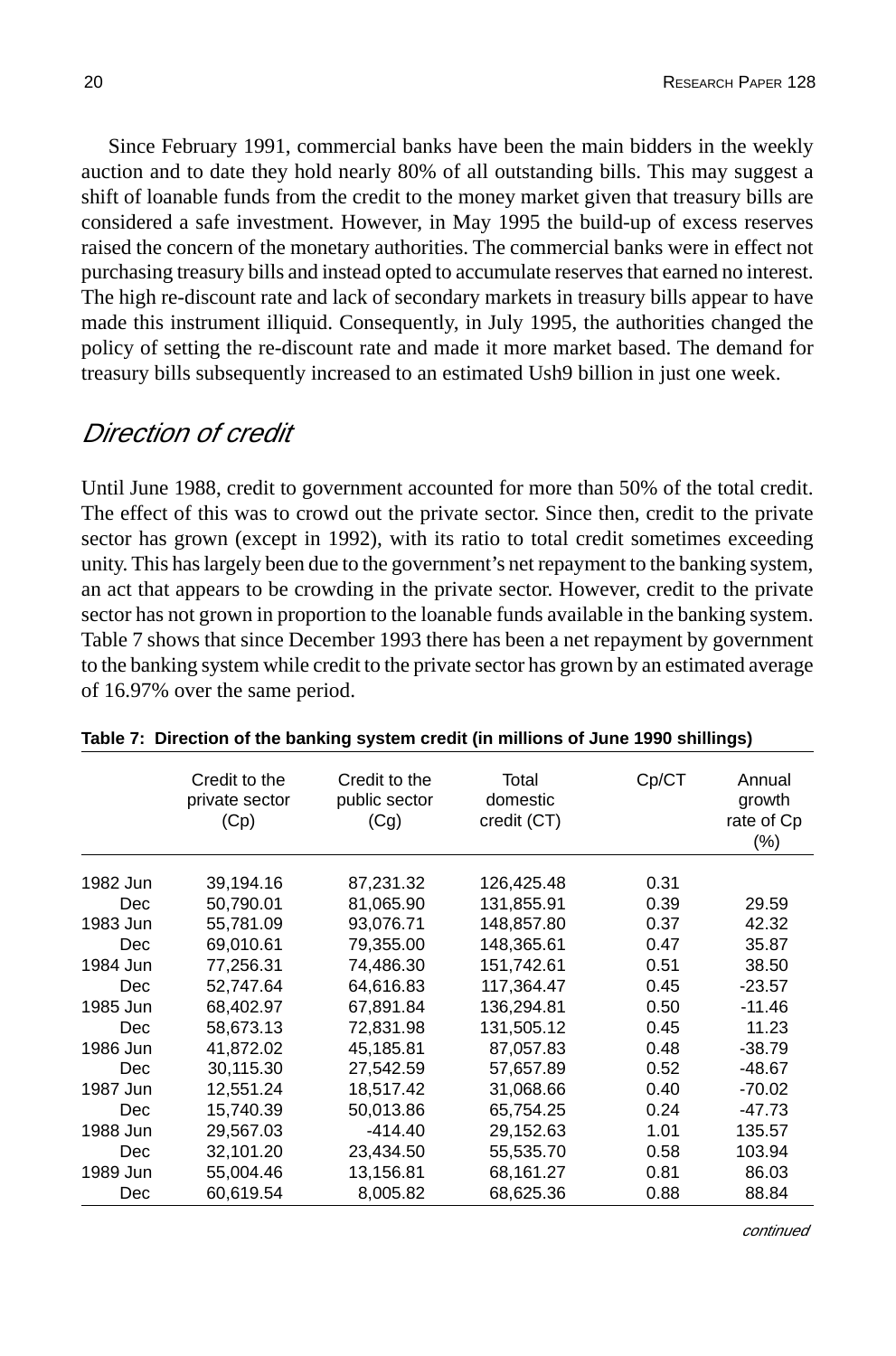Since February 1991, commercial banks have been the main bidders in the weekly auction and to date they hold nearly 80% of all outstanding bills. This may suggest a shift of loanable funds from the credit to the money market given that treasury bills are considered a safe investment. However, in May 1995 the build-up of excess reserves raised the concern of the monetary authorities. The commercial banks were in effect not purchasing treasury bills and instead opted to accumulate reserves that earned no interest. The high re-discount rate and lack of secondary markets in treasury bills appear to have made this instrument illiquid. Consequently, in July 1995, the authorities changed the policy of setting the re-discount rate and made it more market based. The demand for treasury bills subsequently increased to an estimated Ush9 billion in just one week.

## *Direction of credit*

Until June 1988, credit to government accounted for more than 50% of the total credit. The effect of this was to crowd out the private sector. Since then, credit to the private sector has grown (except in 1992), with its ratio to total credit sometimes exceeding unity. This has largely been due to the government's net repayment to the banking system, an act that appears to be crowding in the private sector. However, credit to the private sector has not grown in proportion to the loanable funds available in the banking system. Table 7 shows that since December 1993 there has been a net repayment by government to the banking system while credit to the private sector has grown by an estimated average of 16.97% over the same period.

**Table 7: Direction of the banking system credit (in millions of June 1990 shillings)**

| | Credit to the private sector (Cp) | Credit to the public sector (Cg) | Total domestic credit (CT) | Cp/CT | Annual growth rate of Cp (%) |
|---|---|---|---|---|---|
| 1982 Jun | 39,194.16 | 87,231.32 | 126,425.48 | 0.31 | |
| Dec | 50,790.01 | 81,065.90 | 131,855.91 | 0.39 | 29.59 |
| 1983 Jun | 55,781.09 | 93,076.71 | 148,857.80 | 0.37 | 42.32 |
| Dec | 69,010.61 | 79,355.00 | 148,365.61 | 0.47 | 35.87 |
| 1984 Jun | 77,256.31 | 74,486.30 | 151,742.61 | 0.51 | 38.50 |
| Dec | 52,747.64 | 64,616.83 | 117,364.47 | 0.45 | -23.57 |
| 1985 Jun | 68,402.97 | 67,891.84 | 136,294.81 | 0.50 | -11.46 |
| Dec | 58,673.13 | 72,831.98 | 131,505.12 | 0.45 | 11.23 |
| 1986 Jun | 41,872.02 | 45,185.81 | 87,057.83 | 0.48 | -38.79 |
| Dec | 30,115.30 | 27,542.59 | 57,657.89 | 0.52 | -48.67 |
| 1987 Jun | 12,551.24 | 18,517.42 | 31,068.66 | 0.40 | -70.02 |
| Dec | 15,740.39 | 50,013.86 | 65,754.25 | 0.24 | -47.73 |
| 1988 Jun | 29,567.03 | -414.40 | 29,152.63 | 1.01 | 135.57 |
| Dec | 32,101.20 | 23,434.50 | 55,535.70 | 0.58 | 103.94 |
| 1989 Jun | 55,004.46 | 13,156.81 | 68,161.27 | 0.81 | 86.03 |
| Dec | 60,619.54 | 8,005.82 | 68,625.36 | 0.88 | 88.84 |

*continued*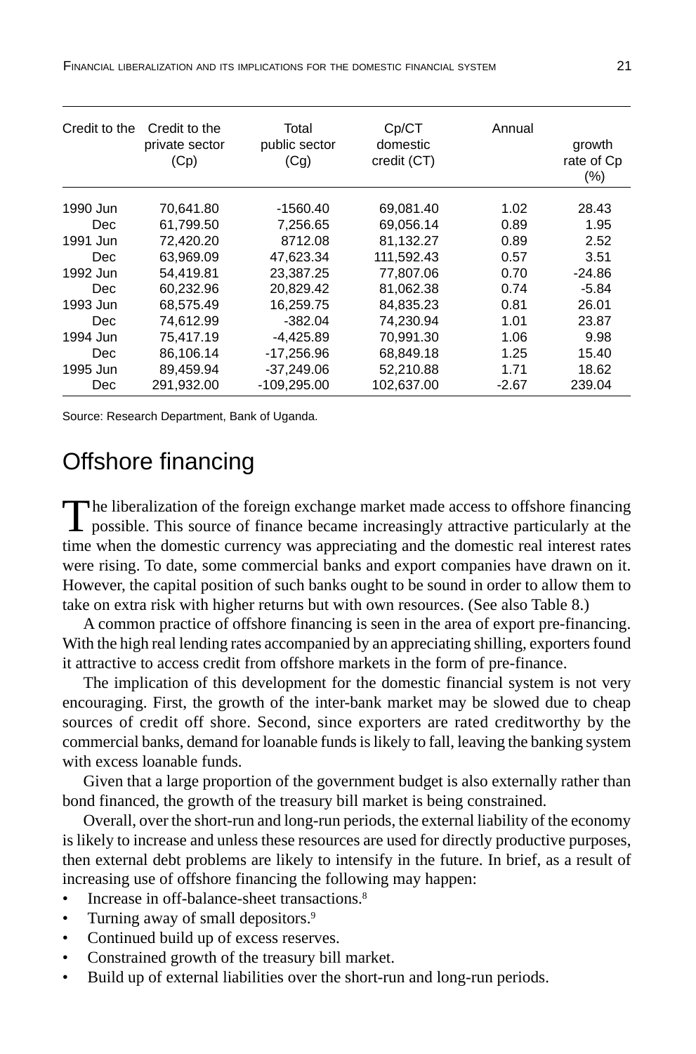| Credit to the | Credit to the private sector (Cp) | Total public sector (Cg) | Cp/CT domestic credit (CT) | Annual | growth rate of Cp (%) |
|---|---|---|---|---|---|
| 1990 Jun | 70,641.80 | -1560.40 | 69,081.40 | 1.02 | 28.43 |
| Dec | 61,799.50 | 7,256.65 | 69,056.14 | 0.89 | 1.95 |
| 1991 Jun | 72,420.20 | 8712.08 | 81,132.27 | 0.89 | 2.52 |
| Dec | 63,969.09 | 47,623.34 | 111,592.43 | 0.57 | 3.51 |
| 1992 Jun | 54,419.81 | 23,387.25 | 77,807.06 | 0.70 | -24.86 |
| Dec | 60,232.96 | 20,829.42 | 81,062.38 | 0.74 | -5.84 |
| 1993 Jun | 68,575.49 | 16,259.75 | 84,835.23 | 0.81 | 26.01 |
| Dec | 74,612.99 | -382.04 | 74,230.94 | 1.01 | 23.87 |
| 1994 Jun | 75,417.19 | -4,425.89 | 70,991.30 | 1.06 | 9.98 |
| Dec | 86,106.14 | -17,256.96 | 68,849.18 | 1.25 | 15.40 |
| 1995 Jun | 89,459.94 | -37,249.06 | 52,210.88 | 1.71 | 18.62 |
| Dec | 291,932.00 | -109,295.00 | 102,637.00 | -2.67 | 239.04 |

Source: Research Department, Bank of Uganda.

## Offshore financing

The liberalization of the foreign exchange market made access to offshore financing possible. This source of finance became increasingly attractive particularly at the time when the domestic currency was appreciating and the domestic real interest rates were rising. To date, some commercial banks and export companies have drawn on it. However, the capital position of such banks ought to be sound in order to allow them to take on extra risk with higher returns but with own resources. (See also Table 8.)

A common practice of offshore financing is seen in the area of export pre-financing. With the high real lending rates accompanied by an appreciating shilling, exporters found it attractive to access credit from offshore markets in the form of pre-finance.

The implication of this development for the domestic financial system is not very encouraging. First, the growth of the inter-bank market may be slowed due to cheap sources of credit off shore. Second, since exporters are rated creditworthy by the commercial banks, demand for loanable funds is likely to fall, leaving the banking system with excess loanable funds.

Given that a large proportion of the government budget is also externally rather than bond financed, the growth of the treasury bill market is being constrained.

Overall, over the short-run and long-run periods, the external liability of the economy is likely to increase and unless these resources are used for directly productive purposes, then external debt problems are likely to intensify in the future. In brief, as a result of increasing use of offshore financing the following may happen:

- Increase in off-balance-sheet transactions.[8]
- Turning away of small depositors.[9]
- Continued build up of excess reserves.
- Constrained growth of the treasury bill market.
- Build up of external liabilities over the short-run and long-run periods.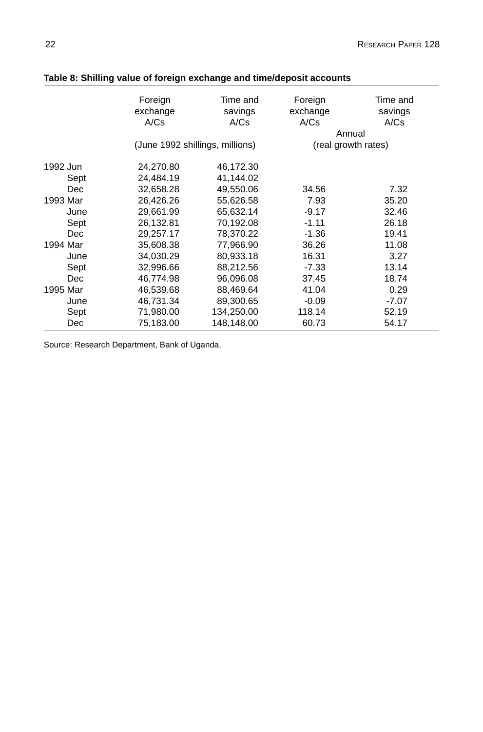**Table 8: Shilling value of foreign exchange and time/deposit accounts**

| | Foreign exchange A/Cs | Time and savings A/Cs | Foreign exchange A/Cs | Time and savings A/Cs |
|---|---|---|---|---|
| | (June 1992 shillings, millions) | | Annual (real growth rates) | |
| 1992 Jun | 24,270.80 | 46,172.30 | | |
| Sept | 24,484.19 | 41,144.02 | | |
| Dec | 32,658.28 | 49,550.06 | 34.56 | 7.32 |
| 1993 Mar | 26,426.26 | 55,626.58 | 7.93 | 35.20 |
| June | 29,661.99 | 65,632.14 | -9.17 | 32.46 |
| Sept | 26,132.81 | 70,192.08 | -1.11 | 26.18 |
| Dec | 29,257.17 | 78,370.22 | -1.36 | 19.41 |
| 1994 Mar | 35,608.38 | 77,966.90 | 36.26 | 11.08 |
| June | 34,030.29 | 80,933.18 | 16.31 | 3.27 |
| Sept | 32,996.66 | 88,212.56 | -7.33 | 13.14 |
| Dec | 46,774.98 | 96,096.08 | 37.45 | 18.74 |
| 1995 Mar | 46,539.68 | 88,469.64 | 41.04 | 0.29 |
| June | 46,731.34 | 89,300.65 | -0.09 | -7.07 |
| Sept | 71,980.00 | 134,250.00 | 118.14 | 52.19 |
| Dec | 75,183.00 | 148,148.00 | 60.73 | 54.17 |

Source: Research Department, Bank of Uganda.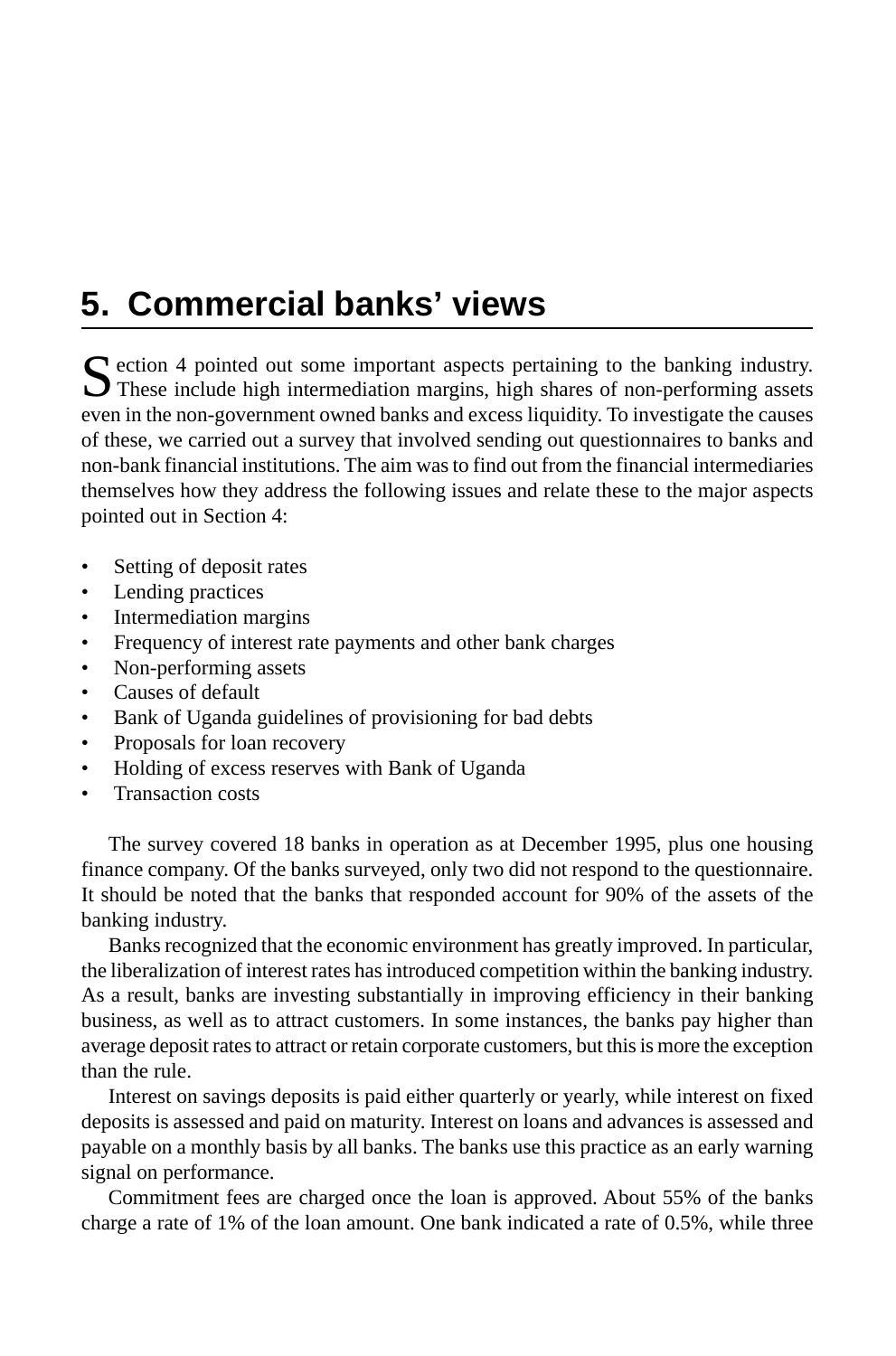# 5. Commercial banks' views

Section 4 pointed out some important aspects pertaining to the banking industry. These include high intermediation margins, high shares of non-performing assets even in the non-government owned banks and excess liquidity. To investigate the causes of these, we carried out a survey that involved sending out questionnaires to banks and non-bank financial institutions. The aim was to find out from the financial intermediaries themselves how they address the following issues and relate these to the major aspects pointed out in Section 4:

- Setting of deposit rates
- Lending practices
- Intermediation margins
- Frequency of interest rate payments and other bank charges
- Non-performing assets
- Causes of default
- Bank of Uganda guidelines of provisioning for bad debts
- Proposals for loan recovery
- Holding of excess reserves with Bank of Uganda
- Transaction costs

The survey covered 18 banks in operation as at December 1995, plus one housing finance company. Of the banks surveyed, only two did not respond to the questionnaire. It should be noted that the banks that responded account for 90% of the assets of the banking industry.

Banks recognized that the economic environment has greatly improved. In particular, the liberalization of interest rates has introduced competition within the banking industry. As a result, banks are investing substantially in improving efficiency in their banking business, as well as to attract customers. In some instances, the banks pay higher than average deposit rates to attract or retain corporate customers, but this is more the exception than the rule.

Interest on savings deposits is paid either quarterly or yearly, while interest on fixed deposits is assessed and paid on maturity. Interest on loans and advances is assessed and payable on a monthly basis by all banks. The banks use this practice as an early warning signal on performance.

Commitment fees are charged once the loan is approved. About 55% of the banks charge a rate of 1% of the loan amount. One bank indicated a rate of 0.5%, while three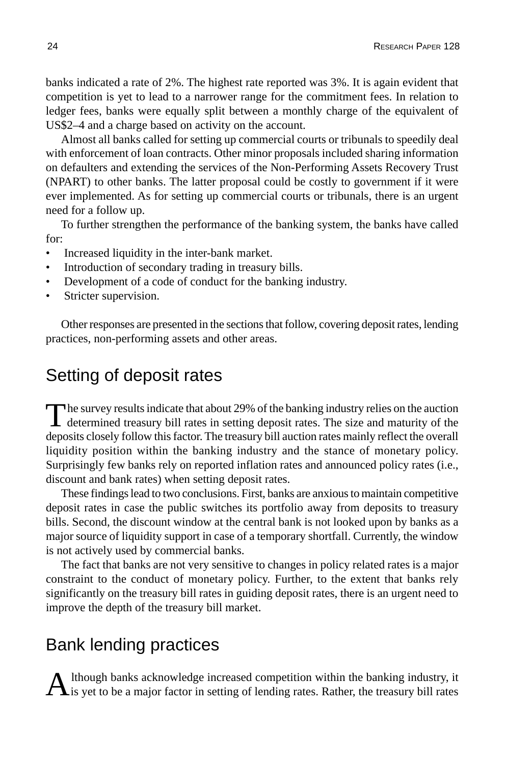banks indicated a rate of 2%. The highest rate reported was 3%. It is again evident that competition is yet to lead to a narrower range for the commitment fees. In relation to ledger fees, banks were equally split between a monthly charge of the equivalent of US$2–4 and a charge based on activity on the account.

Almost all banks called for setting up commercial courts or tribunals to speedily deal with enforcement of loan contracts. Other minor proposals included sharing information on defaulters and extending the services of the Non-Performing Assets Recovery Trust (NPART) to other banks. The latter proposal could be costly to government if it were ever implemented. As for setting up commercial courts or tribunals, there is an urgent need for a follow up.

To further strengthen the performance of the banking system, the banks have called for:

- Increased liquidity in the inter-bank market.
- Introduction of secondary trading in treasury bills.
- Development of a code of conduct for the banking industry.
- Stricter supervision.

Other responses are presented in the sections that follow, covering deposit rates, lending practices, non-performing assets and other areas.

## Setting of deposit rates

The survey results indicate that about 29% of the banking industry relies on the auction determined treasury bill rates in setting deposit rates. The size and maturity of the deposits closely follow this factor. The treasury bill auction rates mainly reflect the overall liquidity position within the banking industry and the stance of monetary policy. Surprisingly few banks rely on reported inflation rates and announced policy rates (i.e., discount and bank rates) when setting deposit rates.

These findings lead to two conclusions. First, banks are anxious to maintain competitive deposit rates in case the public switches its portfolio away from deposits to treasury bills. Second, the discount window at the central bank is not looked upon by banks as a major source of liquidity support in case of a temporary shortfall. Currently, the window is not actively used by commercial banks.

The fact that banks are not very sensitive to changes in policy related rates is a major constraint to the conduct of monetary policy. Further, to the extent that banks rely significantly on the treasury bill rates in guiding deposit rates, there is an urgent need to improve the depth of the treasury bill market.

## Bank lending practices

Although banks acknowledge increased competition within the banking industry, it is yet to be a major factor in setting of lending rates. Rather, the treasury bill rates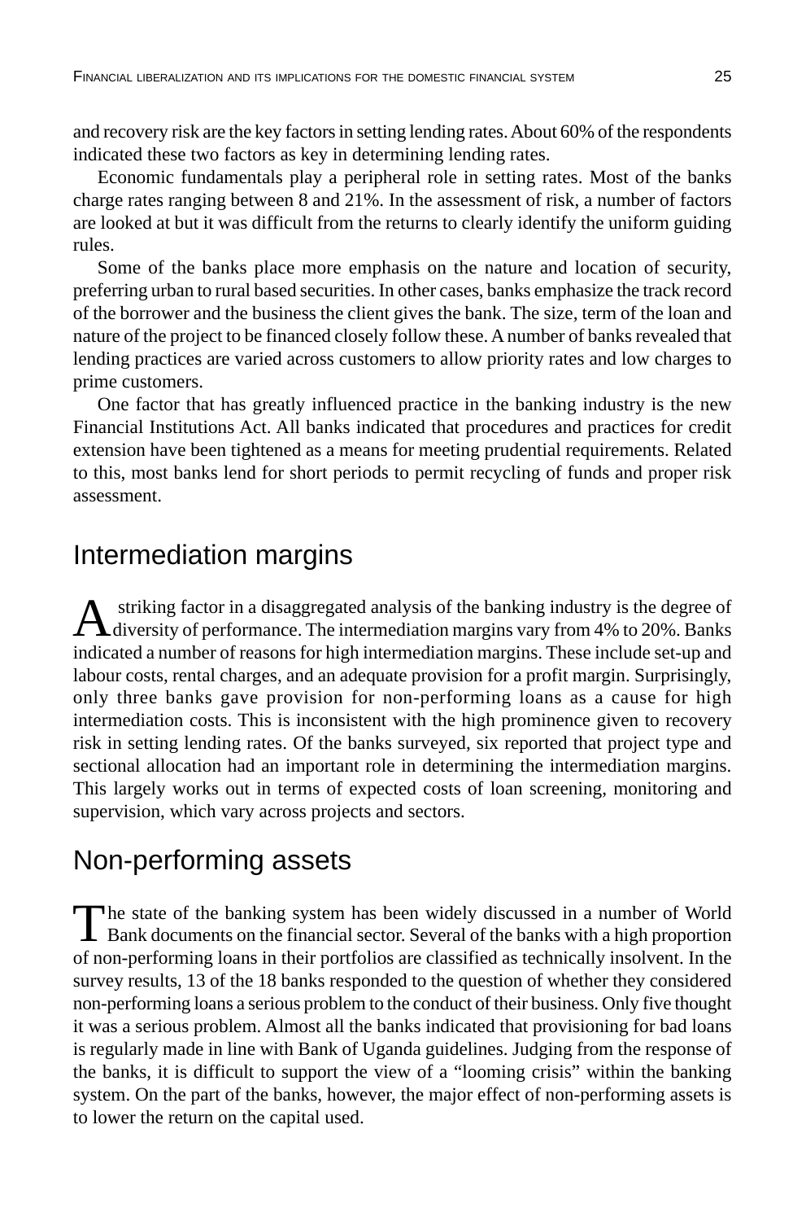and recovery risk are the key factors in setting lending rates. About 60% of the respondents indicated these two factors as key in determining lending rates.

Economic fundamentals play a peripheral role in setting rates. Most of the banks charge rates ranging between 8 and 21%. In the assessment of risk, a number of factors are looked at but it was difficult from the returns to clearly identify the uniform guiding rules.

Some of the banks place more emphasis on the nature and location of security, preferring urban to rural based securities. In other cases, banks emphasize the track record of the borrower and the business the client gives the bank. The size, term of the loan and nature of the project to be financed closely follow these. A number of banks revealed that lending practices are varied across customers to allow priority rates and low charges to prime customers.

One factor that has greatly influenced practice in the banking industry is the new Financial Institutions Act. All banks indicated that procedures and practices for credit extension have been tightened as a means for meeting prudential requirements. Related to this, most banks lend for short periods to permit recycling of funds and proper risk assessment.

## Intermediation margins

A striking factor in a disaggregated analysis of the banking industry is the degree of diversity of performance. The intermediation margins vary from 4% to 20%. Banks indicated a number of reasons for high intermediation margins. These include set-up and labour costs, rental charges, and an adequate provision for a profit margin. Surprisingly, only three banks gave provision for non-performing loans as a cause for high intermediation costs. This is inconsistent with the high prominence given to recovery risk in setting lending rates. Of the banks surveyed, six reported that project type and sectional allocation had an important role in determining the intermediation margins. This largely works out in terms of expected costs of loan screening, monitoring and supervision, which vary across projects and sectors.

## Non-performing assets

The state of the banking system has been widely discussed in a number of World Bank documents on the financial sector. Several of the banks with a high proportion of non-performing loans in their portfolios are classified as technically insolvent. In the survey results, 13 of the 18 banks responded to the question of whether they considered non-performing loans a serious problem to the conduct of their business. Only five thought it was a serious problem. Almost all the banks indicated that provisioning for bad loans is regularly made in line with Bank of Uganda guidelines. Judging from the response of the banks, it is difficult to support the view of a "looming crisis" within the banking system. On the part of the banks, however, the major effect of non-performing assets is to lower the return on the capital used.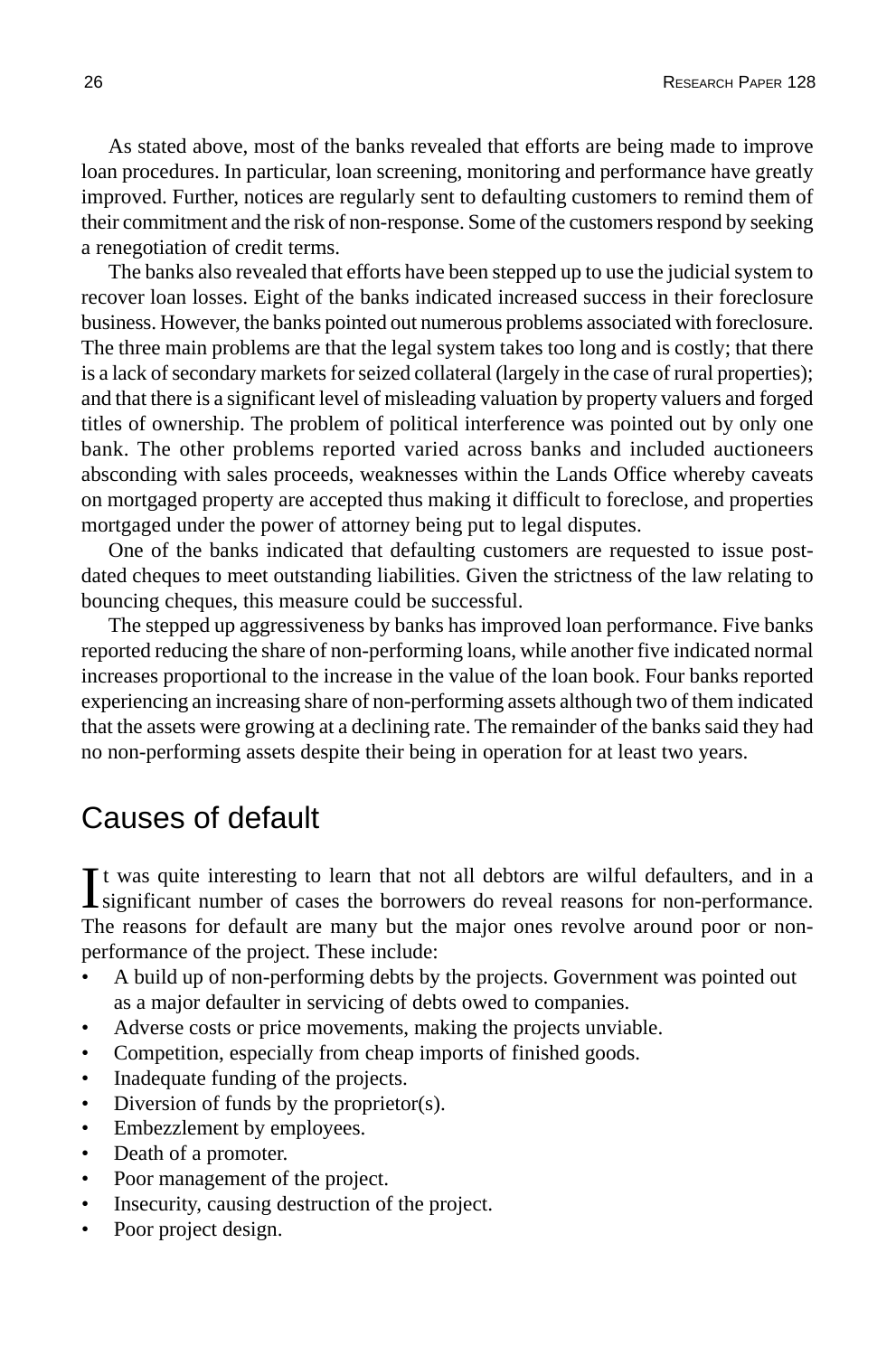As stated above, most of the banks revealed that efforts are being made to improve loan procedures. In particular, loan screening, monitoring and performance have greatly improved. Further, notices are regularly sent to defaulting customers to remind them of their commitment and the risk of non-response. Some of the customers respond by seeking a renegotiation of credit terms.

The banks also revealed that efforts have been stepped up to use the judicial system to recover loan losses. Eight of the banks indicated increased success in their foreclosure business. However, the banks pointed out numerous problems associated with foreclosure. The three main problems are that the legal system takes too long and is costly; that there is a lack of secondary markets for seized collateral (largely in the case of rural properties); and that there is a significant level of misleading valuation by property valuers and forged titles of ownership. The problem of political interference was pointed out by only one bank. The other problems reported varied across banks and included auctioneers absconding with sales proceeds, weaknesses within the Lands Office whereby caveats on mortgaged property are accepted thus making it difficult to foreclose, and properties mortgaged under the power of attorney being put to legal disputes.

One of the banks indicated that defaulting customers are requested to issue post-dated cheques to meet outstanding liabilities. Given the strictness of the law relating to bouncing cheques, this measure could be successful.

The stepped up aggressiveness by banks has improved loan performance. Five banks reported reducing the share of non-performing loans, while another five indicated normal increases proportional to the increase in the value of the loan book. Four banks reported experiencing an increasing share of non-performing assets although two of them indicated that the assets were growing at a declining rate. The remainder of the banks said they had no non-performing assets despite their being in operation for at least two years.

## Causes of default

It was quite interesting to learn that not all debtors are wilful defaulters, and in a significant number of cases the borrowers do reveal reasons for non-performance. The reasons for default are many but the major ones revolve around poor or non-performance of the project. These include:

- A build up of non-performing debts by the projects. Government was pointed out as a major defaulter in servicing of debts owed to companies.
- Adverse costs or price movements, making the projects unviable.
- Competition, especially from cheap imports of finished goods.
- Inadequate funding of the projects.
- Diversion of funds by the proprietor(s).
- Embezzlement by employees.
- Death of a promoter.
- Poor management of the project.
- Insecurity, causing destruction of the project.
- Poor project design.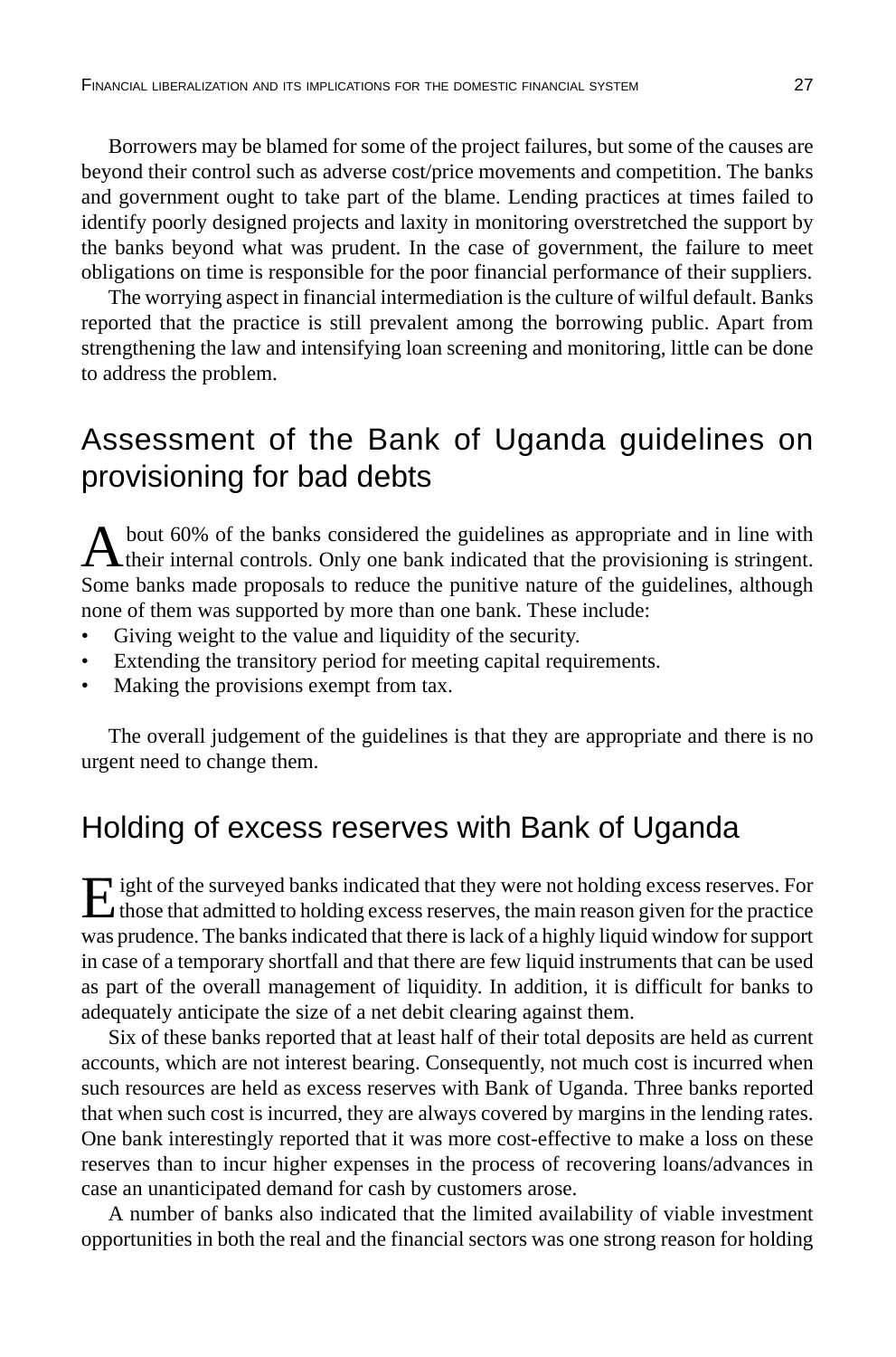Borrowers may be blamed for some of the project failures, but some of the causes are beyond their control such as adverse cost/price movements and competition. The banks and government ought to take part of the blame. Lending practices at times failed to identify poorly designed projects and laxity in monitoring overstretched the support by the banks beyond what was prudent. In the case of government, the failure to meet obligations on time is responsible for the poor financial performance of their suppliers.

The worrying aspect in financial intermediation is the culture of wilful default. Banks reported that the practice is still prevalent among the borrowing public. Apart from strengthening the law and intensifying loan screening and monitoring, little can be done to address the problem.

## Assessment of the Bank of Uganda guidelines on provisioning for bad debts

About 60% of the banks considered the guidelines as appropriate and in line with their internal controls. Only one bank indicated that the provisioning is stringent. Some banks made proposals to reduce the punitive nature of the guidelines, although none of them was supported by more than one bank. These include:

- Giving weight to the value and liquidity of the security.
- Extending the transitory period for meeting capital requirements.
- Making the provisions exempt from tax.

The overall judgement of the guidelines is that they are appropriate and there is no urgent need to change them.

## Holding of excess reserves with Bank of Uganda

Eight of the surveyed banks indicated that they were not holding excess reserves. For those that admitted to holding excess reserves, the main reason given for the practice was prudence. The banks indicated that there is lack of a highly liquid window for support in case of a temporary shortfall and that there are few liquid instruments that can be used as part of the overall management of liquidity. In addition, it is difficult for banks to adequately anticipate the size of a net debit clearing against them.

Six of these banks reported that at least half of their total deposits are held as current accounts, which are not interest bearing. Consequently, not much cost is incurred when such resources are held as excess reserves with Bank of Uganda. Three banks reported that when such cost is incurred, they are always covered by margins in the lending rates. One bank interestingly reported that it was more cost-effective to make a loss on these reserves than to incur higher expenses in the process of recovering loans/advances in case an unanticipated demand for cash by customers arose.

A number of banks also indicated that the limited availability of viable investment opportunities in both the real and the financial sectors was one strong reason for holding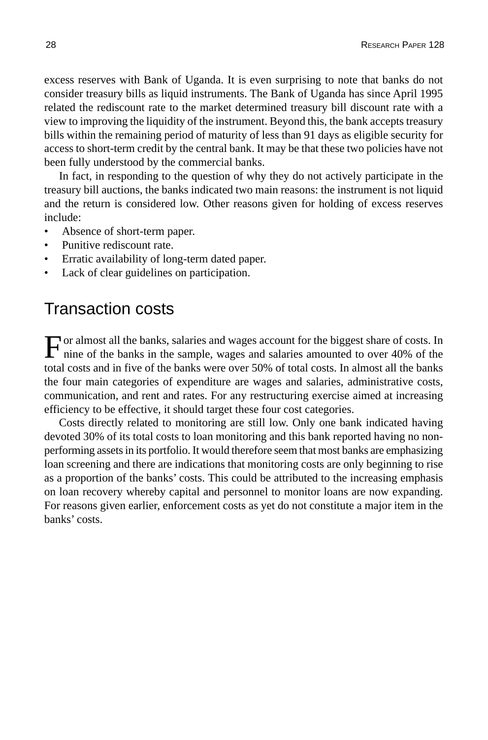excess reserves with Bank of Uganda. It is even surprising to note that banks do not consider treasury bills as liquid instruments. The Bank of Uganda has since April 1995 related the rediscount rate to the market determined treasury bill discount rate with a view to improving the liquidity of the instrument. Beyond this, the bank accepts treasury bills within the remaining period of maturity of less than 91 days as eligible security for access to short-term credit by the central bank. It may be that these two policies have not been fully understood by the commercial banks.

In fact, in responding to the question of why they do not actively participate in the treasury bill auctions, the banks indicated two main reasons: the instrument is not liquid and the return is considered low. Other reasons given for holding of excess reserves include:

- Absence of short-term paper.
- Punitive rediscount rate.
- Erratic availability of long-term dated paper.
- Lack of clear guidelines on participation.

## Transaction costs

For almost all the banks, salaries and wages account for the biggest share of costs. In nine of the banks in the sample, wages and salaries amounted to over 40% of the total costs and in five of the banks were over 50% of total costs. In almost all the banks the four main categories of expenditure are wages and salaries, administrative costs, communication, and rent and rates. For any restructuring exercise aimed at increasing efficiency to be effective, it should target these four cost categories.

Costs directly related to monitoring are still low. Only one bank indicated having devoted 30% of its total costs to loan monitoring and this bank reported having no non-performing assets in its portfolio. It would therefore seem that most banks are emphasizing loan screening and there are indications that monitoring costs are only beginning to rise as a proportion of the banks' costs. This could be attributed to the increasing emphasis on loan recovery whereby capital and personnel to monitor loans are now expanding. For reasons given earlier, enforcement costs as yet do not constitute a major item in the banks' costs.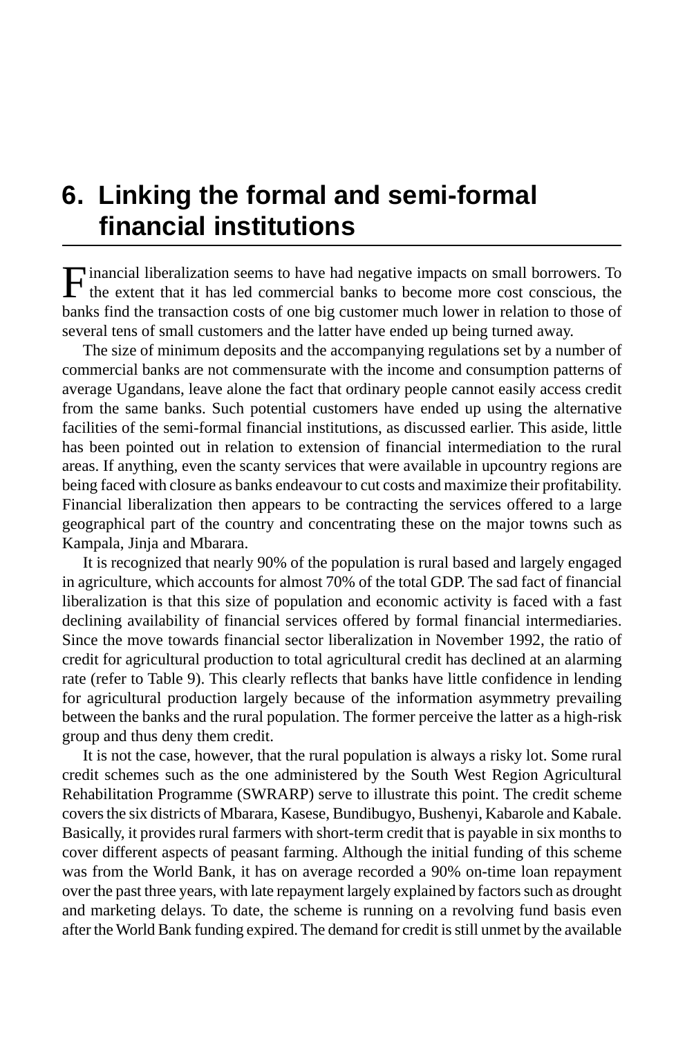# 6. Linking the formal and semi-formal financial institutions

Financial liberalization seems to have had negative impacts on small borrowers. To the extent that it has led commercial banks to become more cost conscious, the banks find the transaction costs of one big customer much lower in relation to those of several tens of small customers and the latter have ended up being turned away.

The size of minimum deposits and the accompanying regulations set by a number of commercial banks are not commensurate with the income and consumption patterns of average Ugandans, leave alone the fact that ordinary people cannot easily access credit from the same banks. Such potential customers have ended up using the alternative facilities of the semi-formal financial institutions, as discussed earlier. This aside, little has been pointed out in relation to extension of financial intermediation to the rural areas. If anything, even the scanty services that were available in upcountry regions are being faced with closure as banks endeavour to cut costs and maximize their profitability. Financial liberalization then appears to be contracting the services offered to a large geographical part of the country and concentrating these on the major towns such as Kampala, Jinja and Mbarara.

It is recognized that nearly 90% of the population is rural based and largely engaged in agriculture, which accounts for almost 70% of the total GDP. The sad fact of financial liberalization is that this size of population and economic activity is faced with a fast declining availability of financial services offered by formal financial intermediaries. Since the move towards financial sector liberalization in November 1992, the ratio of credit for agricultural production to total agricultural credit has declined at an alarming rate (refer to Table 9). This clearly reflects that banks have little confidence in lending for agricultural production largely because of the information asymmetry prevailing between the banks and the rural population. The former perceive the latter as a high-risk group and thus deny them credit.

It is not the case, however, that the rural population is always a risky lot. Some rural credit schemes such as the one administered by the South West Region Agricultural Rehabilitation Programme (SWRARP) serve to illustrate this point. The credit scheme covers the six districts of Mbarara, Kasese, Bundibugyo, Bushenyi, Kabarole and Kabale. Basically, it provides rural farmers with short-term credit that is payable in six months to cover different aspects of peasant farming. Although the initial funding of this scheme was from the World Bank, it has on average recorded a 90% on-time loan repayment over the past three years, with late repayment largely explained by factors such as drought and marketing delays. To date, the scheme is running on a revolving fund basis even after the World Bank funding expired. The demand for credit is still unmet by the available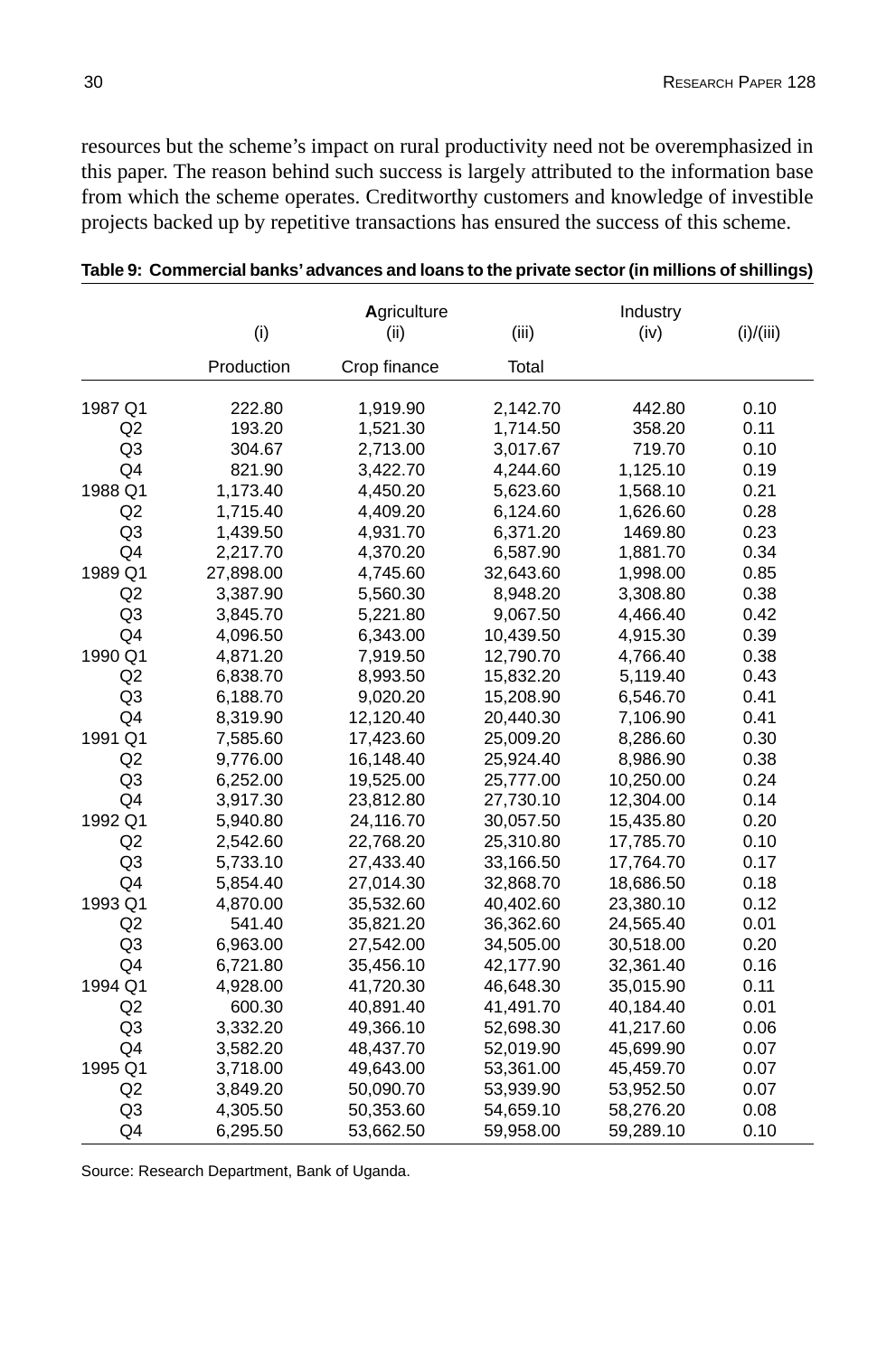resources but the scheme's impact on rural productivity need not be overemphasized in this paper. The reason behind such success is largely attributed to the information base from which the scheme operates. Creditworthy customers and knowledge of investible projects backed up by repetitive transactions has ensured the success of this scheme.

**Table 9: Commercial banks' advances and loans to the private sector (in millions of shillings)**

| | Agriculture | | | Industry | |
|---|---|---|---|---|---|
| | (i) | (ii) | (iii) | (iv) | (i)/(iii) |
| | Production | Crop finance | Total | | |
| 1987 Q1 | 222.80 | 1,919.90 | 2,142.70 | 442.80 | 0.10 |
| Q2 | 193.20 | 1,521.30 | 1,714.50 | 358.20 | 0.11 |
| Q3 | 304.67 | 2,713.00 | 3,017.67 | 719.70 | 0.10 |
| Q4 | 821.90 | 3,422.70 | 4,244.60 | 1,125.10 | 0.19 |
| 1988 Q1 | 1,173.40 | 4,450.20 | 5,623.60 | 1,568.10 | 0.21 |
| Q2 | 1,715.40 | 4,409.20 | 6,124.60 | 1,626.60 | 0.28 |
| Q3 | 1,439.50 | 4,931.70 | 6,371.20 | 1469.80 | 0.23 |
| Q4 | 2,217.70 | 4,370.20 | 6,587.90 | 1,881.70 | 0.34 |
| 1989 Q1 | 27,898.00 | 4,745.60 | 32,643.60 | 1,998.00 | 0.85 |
| Q2 | 3,387.90 | 5,560.30 | 8,948.20 | 3,308.80 | 0.38 |
| Q3 | 3,845.70 | 5,221.80 | 9,067.50 | 4,466.40 | 0.42 |
| Q4 | 4,096.50 | 6,343.00 | 10,439.50 | 4,915.30 | 0.39 |
| 1990 Q1 | 4,871.20 | 7,919.50 | 12,790.70 | 4,766.40 | 0.38 |
| Q2 | 6,838.70 | 8,993.50 | 15,832.20 | 5,119.40 | 0.43 |
| Q3 | 6,188.70 | 9,020.20 | 15,208.90 | 6,546.70 | 0.41 |
| Q4 | 8,319.90 | 12,120.40 | 20,440.30 | 7,106.90 | 0.41 |
| 1991 Q1 | 7,585.60 | 17,423.60 | 25,009.20 | 8,286.60 | 0.30 |
| Q2 | 9,776.00 | 16,148.40 | 25,924.40 | 8,986.90 | 0.38 |
| Q3 | 6,252.00 | 19,525.00 | 25,777.00 | 10,250.00 | 0.24 |
| Q4 | 3,917.30 | 23,812.80 | 27,730.10 | 12,304.00 | 0.14 |
| 1992 Q1 | 5,940.80 | 24,116.70 | 30,057.50 | 15,435.80 | 0.20 |
| Q2 | 2,542.60 | 22,768.20 | 25,310.80 | 17,785.70 | 0.10 |
| Q3 | 5,733.10 | 27,433.40 | 33,166.50 | 17,764.70 | 0.17 |
| Q4 | 5,854.40 | 27,014.30 | 32,868.70 | 18,686.50 | 0.18 |
| 1993 Q1 | 4,870.00 | 35,532.60 | 40,402.60 | 23,380.10 | 0.12 |
| Q2 | 541.40 | 35,821.20 | 36,362.60 | 24,565.40 | 0.01 |
| Q3 | 6,963.00 | 27,542.00 | 34,505.00 | 30,518.00 | 0.20 |
| Q4 | 6,721.80 | 35,456.10 | 42,177.90 | 32,361.40 | 0.16 |
| 1994 Q1 | 4,928.00 | 41,720.30 | 46,648.30 | 35,015.90 | 0.11 |
| Q2 | 600.30 | 40,891.40 | 41,491.70 | 40,184.40 | 0.01 |
| Q3 | 3,332.20 | 49,366.10 | 52,698.30 | 41,217.60 | 0.06 |
| Q4 | 3,582.20 | 48,437.70 | 52,019.90 | 45,699.90 | 0.07 |
| 1995 Q1 | 3,718.00 | 49,643.00 | 53,361.00 | 45,459.70 | 0.07 |
| Q2 | 3,849.20 | 50,090.70 | 53,939.90 | 53,952.50 | 0.07 |
| Q3 | 4,305.50 | 50,353.60 | 54,659.10 | 58,276.20 | 0.08 |
| Q4 | 6,295.50 | 53,662.50 | 59,958.00 | 59,289.10 | 0.10 |

Source: Research Department, Bank of Uganda.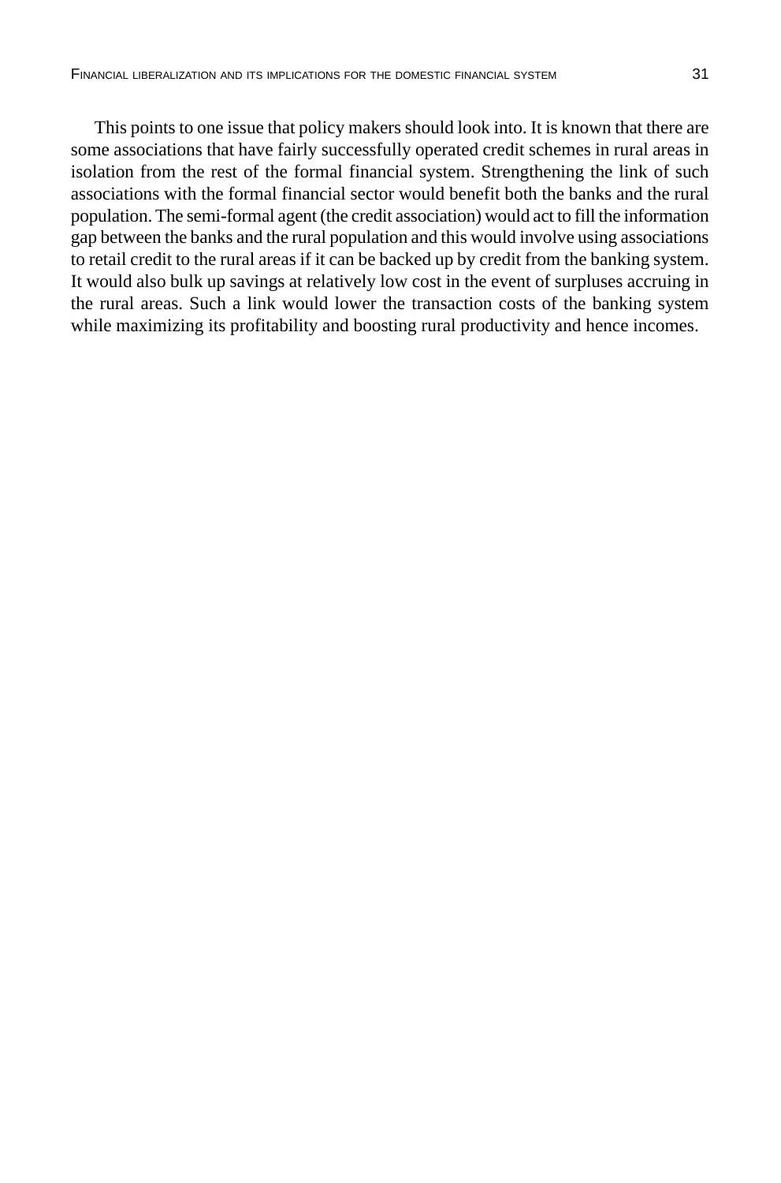This points to one issue that policy makers should look into. It is known that there are some associations that have fairly successfully operated credit schemes in rural areas in isolation from the rest of the formal financial system. Strengthening the link of such associations with the formal financial sector would benefit both the banks and the rural population. The semi-formal agent (the credit association) would act to fill the information gap between the banks and the rural population and this would involve using associations to retail credit to the rural areas if it can be backed up by credit from the banking system. It would also bulk up savings at relatively low cost in the event of surpluses accruing in the rural areas. Such a link would lower the transaction costs of the banking system while maximizing its profitability and boosting rural productivity and hence incomes.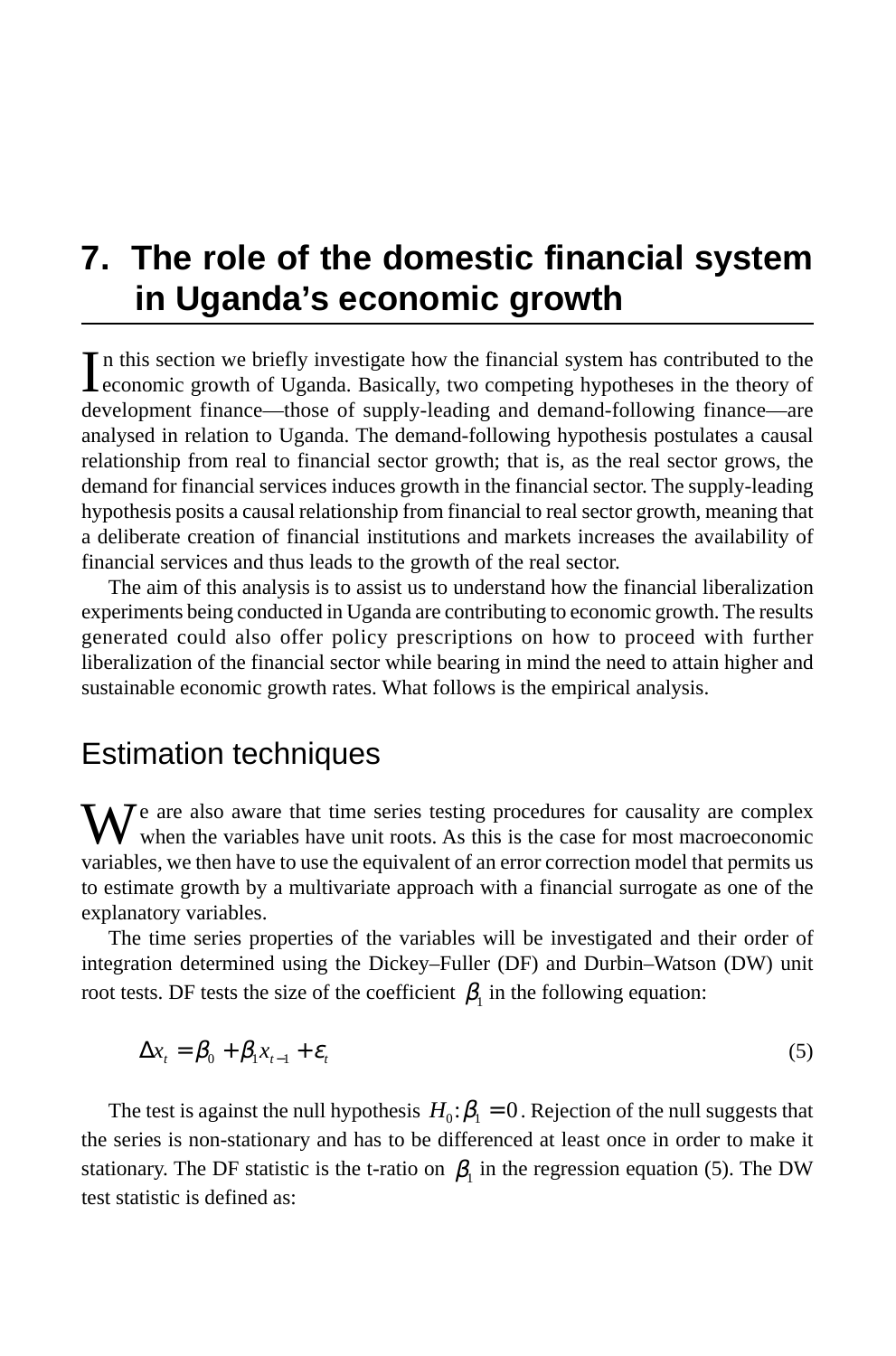# 7. The role of the domestic financial system in Uganda's economic growth

In this section we briefly investigate how the financial system has contributed to the economic growth of Uganda. Basically, two competing hypotheses in the theory of development finance—those of supply-leading and demand-following finance—are analysed in relation to Uganda. The demand-following hypothesis postulates a causal relationship from real to financial sector growth; that is, as the real sector grows, the demand for financial services induces growth in the financial sector. The supply-leading hypothesis posits a causal relationship from financial to real sector growth, meaning that a deliberate creation of financial institutions and markets increases the availability of financial services and thus leads to the growth of the real sector.

The aim of this analysis is to assist us to understand how the financial liberalization experiments being conducted in Uganda are contributing to economic growth. The results generated could also offer policy prescriptions on how to proceed with further liberalization of the financial sector while bearing in mind the need to attain higher and sustainable economic growth rates. What follows is the empirical analysis.

## Estimation techniques

We are also aware that time series testing procedures for causality are complex when the variables have unit roots. As this is the case for most macroeconomic variables, we then have to use the equivalent of an error correction model that permits us to estimate growth by a multivariate approach with a financial surrogate as one of the explanatory variables.

The time series properties of the variables will be investigated and their order of integration determined using the Dickey–Fuller (DF) and Durbin–Watson (DW) unit root tests. DF tests the size of the coefficient $\beta_1$ in the following equation:

$$\Delta x_t = \beta_0 + \beta_1 x_{t-1} + \varepsilon_t \tag{5}$$

The test is against the null hypothesis $H_0 : \beta_1 = 0$. Rejection of the null suggests that the series is non-stationary and has to be differenced at least once in order to make it stationary. The DF statistic is the t-ratio on $\beta_1$ in the regression equation (5). The DW test statistic is defined as: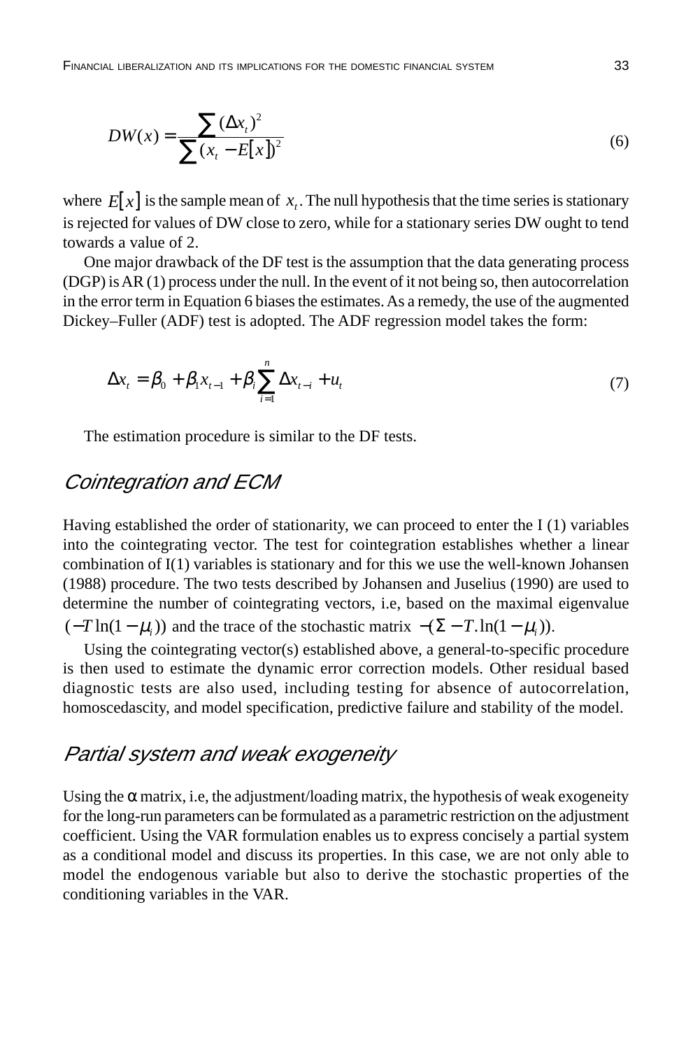$$DW(x) = \frac{\sum (\Delta x_t)^2}{\sum (x_t - E[x])^2} \tag{6}$$

where $E[x]$ is the sample mean of $x_t$. The null hypothesis that the time series is stationary is rejected for values of DW close to zero, while for a stationary series DW ought to tend towards a value of 2.

One major drawback of the DF test is the assumption that the data generating process (DGP) is AR (1) process under the null. In the event of it not being so, then autocorrelation in the error term in Equation 6 biases the estimates. As a remedy, the use of the augmented Dickey–Fuller (ADF) test is adopted. The ADF regression model takes the form:

$$\Delta x_t = \beta_0 + \beta_1 x_{t-1} + \beta_i \sum_{i=1}^{n} \Delta x_{t-i} + u_t \tag{7}$$

The estimation procedure is similar to the DF tests.

## *Cointegration and ECM*

Having established the order of stationarity, we can proceed to enter the I (1) variables into the cointegrating vector. The test for cointegration establishes whether a linear combination of I(1) variables is stationary and for this we use the well-known Johansen (1988) procedure. The two tests described by Johansen and Juselius (1990) are used to determine the number of cointegrating vectors, i.e, based on the maximal eigenvalue $(-T\ln(1-\mu_i))$ and the trace of the stochastic matrix $-(\Sigma - T.\ln(1-\mu_i))$.

Using the cointegrating vector(s) established above, a general-to-specific procedure is then used to estimate the dynamic error correction models. Other residual based diagnostic tests are also used, including testing for absence of autocorrelation, homoscedascity, and model specification, predictive failure and stability of the model.

## *Partial system and weak exogeneity*

Using the $\alpha$ matrix, i.e, the adjustment/loading matrix, the hypothesis of weak exogeneity for the long-run parameters can be formulated as a parametric restriction on the adjustment coefficient. Using the VAR formulation enables us to express concisely a partial system as a conditional model and discuss its properties. In this case, we are not only able to model the endogenous variable but also to derive the stochastic properties of the conditioning variables in the VAR.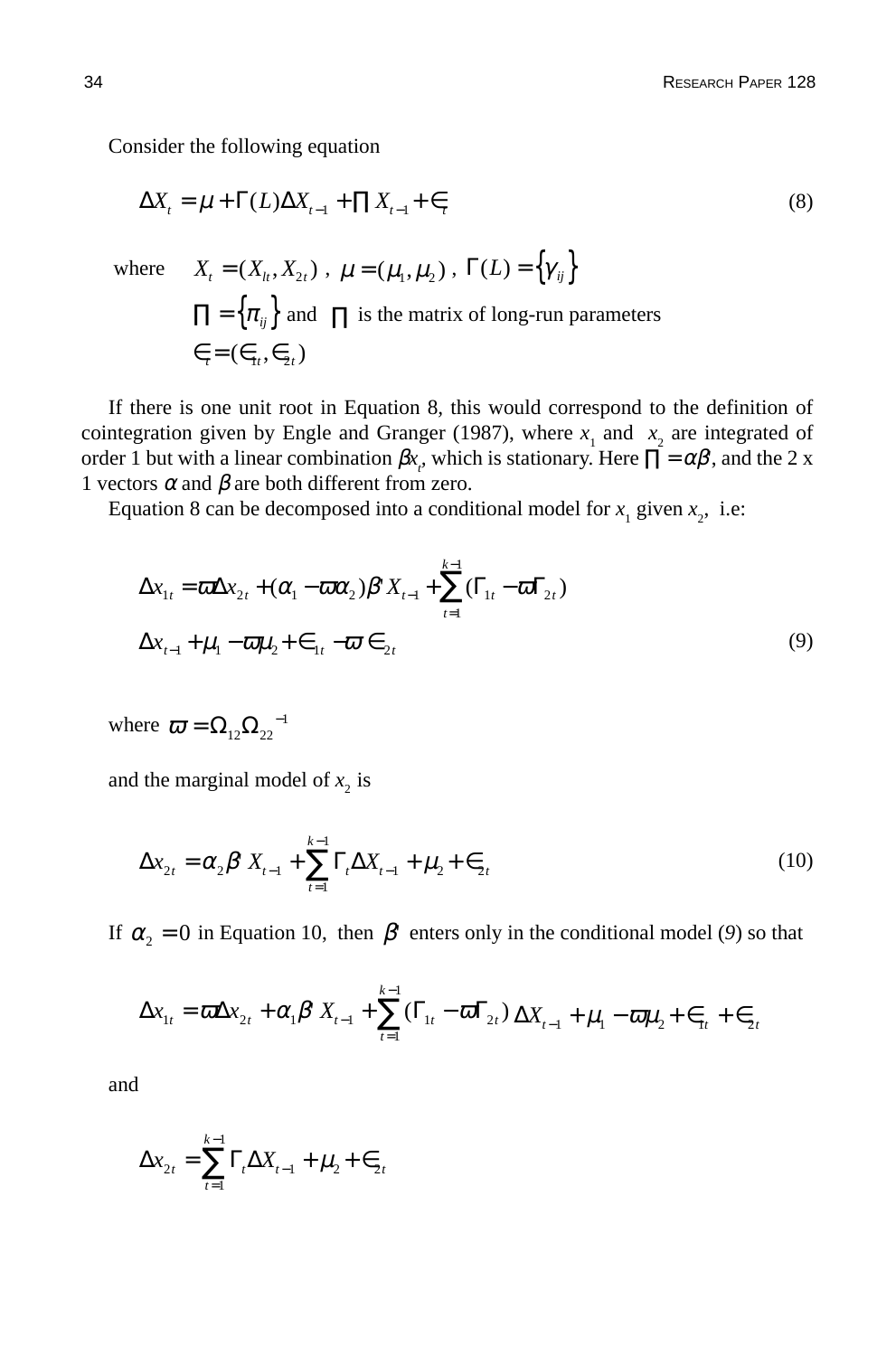Consider the following equation

$$\Delta X_t = \mu + \Gamma(L)\Delta X_{t-1} + \prod X_{t-1} + \in_t \tag{8}$$

where $X_t = (X_{lt}, X_{2t})$ , $\mu = (\mu_1, \mu_2)$ , $\Gamma(L) = \{\gamma_{ij}\}$

$\prod = \{\pi_{ij}\}$ and $\prod$ is the matrix of long-run parameters

$\in_t = (\in_{1t}, \in_{2t})$

If there is one unit root in Equation 8, this would correspond to the definition of cointegration given by Engle and Granger (1987), where $x_1$ and $x_2$ are integrated of order 1 but with a linear combination $\beta x_t$, which is stationary. Here $\prod = \alpha\beta$, and the 2 x 1 vectors $\alpha$ and $\beta$ are both different from zero.

Equation 8 can be decomposed into a conditional model for $x_1$ given $x_2$, i.e:

$$\Delta x_{1t} = \varpi \Delta x_{2t} + (\alpha_1 - \varpi\alpha_2)\beta' X_{t-1} + \sum_{t=1}^{k-1} (\Gamma_{1t} - \varpi\Gamma_{2t})$$

$$\Delta x_{t-1} + \mu_1 - \varpi\mu_2 + \in_{1t} - \varpi \in_{2t} \tag{9}$$

where $\varpi = \Omega_{12}\Omega_{22}{}^{-1}$

and the marginal model of $x_2$ is

$$\Delta x_{2t} = \alpha_2 \beta\, X_{t-1} + \sum_{t=1}^{k-1} \Gamma_t \Delta X_{t-1} + \mu_2 + \in_{2t} \tag{10}$$

If $\alpha_2 = 0$ in Equation 10, then $\beta'$ enters only in the conditional model (*9*) so that

$$\Delta x_{1t} = \varpi \Delta x_{2t} + \alpha_1 \beta\, X_{t-1} + \sum_{t=1}^{k-1} (\Gamma_{1t} - \varpi\Gamma_{2t})\, \Delta X_{t-1} + \mu_1 - \varpi\mu_2 + \in_{1t} + \in_{2t}$$

and

$$\Delta x_{2t} = \sum_{t=1}^{k-1} \Gamma_t \Delta X_{t-1} + \mu_2 + \in_{2t}$$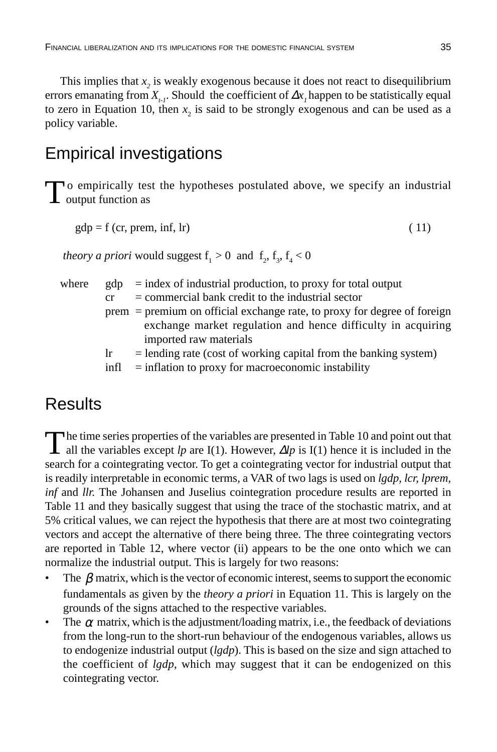This implies that $x_2$ is weakly exogenous because it does not react to disequilibrium errors emanating from $X_{t-1}$. Should the coefficient of $\Delta x_1$ happen to be statistically equal to zero in Equation 10, then $x_2$ is said to be strongly exogenous and can be used as a policy variable.

## Empirical investigations

To empirically test the hypotheses postulated above, we specify an industrial output function as

$$\text{gdp} = \text{f (cr, prem, inf, lr)} \qquad (11)$$

*theory a priori* would suggest $f_1 > 0$ and $f_2, f_3, f_4 < 0$

where
- gdp = index of industrial production, to proxy for total output
- cr = commercial bank credit to the industrial sector
- prem = premium on official exchange rate, to proxy for degree of foreign exchange market regulation and hence difficulty in acquiring imported raw materials
- lr = lending rate (cost of working capital from the banking system)
- infl = inflation to proxy for macroeconomic instability

## Results

The time series properties of the variables are presented in Table 10 and point out that all the variables except *lp* are I(1). However, $\Delta lp$ is I(1) hence it is included in the search for a cointegrating vector. To get a cointegrating vector for industrial output that is readily interpretable in economic terms, a VAR of two lags is used on *lgdp, lcr, lprem, inf* and *llr.* The Johansen and Juselius cointegration procedure results are reported in Table 11 and they basically suggest that using the trace of the stochastic matrix, and at 5% critical values, we can reject the hypothesis that there are at most two cointegrating vectors and accept the alternative of there being three. The three cointegrating vectors are reported in Table 12, where vector (ii) appears to be the one onto which we can normalize the industrial output. This is largely for two reasons:

- The $\beta$ matrix, which is the vector of economic interest, seems to support the economic fundamentals as given by the *theory a priori* in Equation 11. This is largely on the grounds of the signs attached to the respective variables.
- The $\alpha$ matrix, which is the adjustment/loading matrix, i.e., the feedback of deviations from the long-run to the short-run behaviour of the endogenous variables, allows us to endogenize industrial output (*lgdp*). This is based on the size and sign attached to the coefficient of *lgdp*, which may suggest that it can be endogenized on this cointegrating vector.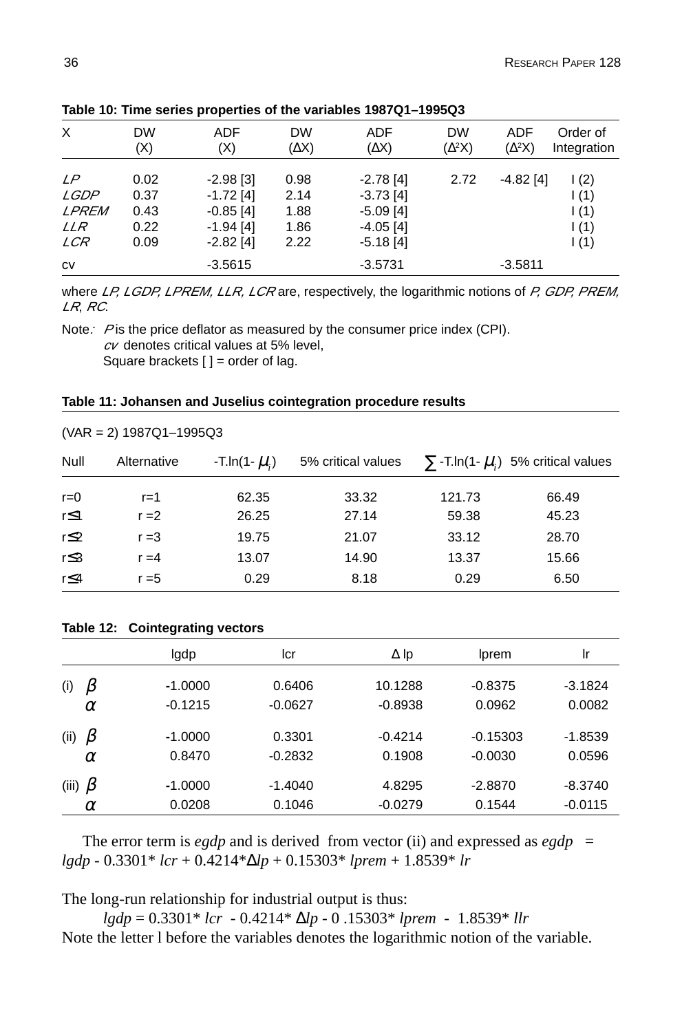**Table 10: Time series properties of the variables 1987Q1–1995Q3**

| X | DW (X) | ADF (X) | DW (ΔX) | ADF (ΔX) | DW ($\Delta^2$X) | ADF ($\Delta^2$X) | Order of Integration |
|---|---|---|---|---|---|---|---|
| *LP* | 0.02 | -2.98 [3] | 0.98 | -2.78 [4] | 2.72 | -4.82 [4] | I (2) |
| *LGDP* | 0.37 | -1.72 [4] | 2.14 | -3.73 [4] | | | I (1) |
| *LPREM* | 0.43 | -0.85 [4] | 1.88 | -5.09 [4] | | | I (1) |
| *LLR* | 0.22 | -1.94 [4] | 1.86 | -4.05 [4] | | | I (1) |
| *LCR* | 0.09 | -2.82 [4] | 2.22 | -5.18 [4] | | | I (1) |
| cv | | -3.5615 | | -3.5731 | | -3.5811 | |

where *LP, LGDP, LPREM, LLR, LCR* are, respectively, the logarithmic notions of *P, GDP, PREM, LR, RC*.

Note: *P* is the price deflator as measured by the consumer price index (CPI).
*cv* denotes critical values at 5% level,
Square brackets [ ] = order of lag.

**Table 11: Johansen and Juselius cointegration procedure results**

(VAR = 2) 1987Q1–1995Q3

| Null | Alternative | -T.ln(1- $\mu_i$) | 5% critical values | $\sum$ -T.ln(1- $\mu_i$) | 5% critical values |
|---|---|---|---|---|---|
| r=0 | r=1 | 62.35 | 33.32 | 121.73 | 66.49 |
| r≤1 | r =2 | 26.25 | 27.14 | 59.38 | 45.23 |
| r≤2 | r =3 | 19.75 | 21.07 | 33.12 | 28.70 |
| r≤3 | r =4 | 13.07 | 14.90 | 13.37 | 15.66 |
| r≤4 | r =5 | 0.29 | 8.18 | 0.29 | 6.50 |

**Table 12: Cointegrating vectors**

| | | lgdp | lcr | Δ lp | lprem | lr |
|---|---|---|---|---|---|---|
| (i) | $\beta$ | -1.0000 | 0.6406 | 10.1288 | -0.8375 | -3.1824 |
| | $\alpha$ | -0.1215 | -0.0627 | -0.8938 | 0.0962 | 0.0082 |
| (ii) | $\beta$ | -1.0000 | 0.3301 | -0.4214 | -0.15303 | -1.8539 |
| | $\alpha$ | 0.8470 | -0.2832 | 0.1908 | -0.0030 | 0.0596 |
| (iii) | $\beta$ | -1.0000 | -1.4040 | 4.8295 | -2.8870 | -8.3740 |
| | $\alpha$ | 0.0208 | 0.1046 | -0.0279 | 0.1544 | -0.0115 |

The error term is *egdp* and is derived from vector (ii) and expressed as $egdp = lgdp - 0.3301 * lcr + 0.4214 * \Delta lp + 0.15303 * lprem + 1.8539 * lr$

The long-run relationship for industrial output is thus:

$$lgdp = 0.3301 * lcr - 0.4214 * \Delta lp - 0.15303 * lprem - 1.8539 * llr$$

Note the letter l before the variables denotes the logarithmic notion of the variable.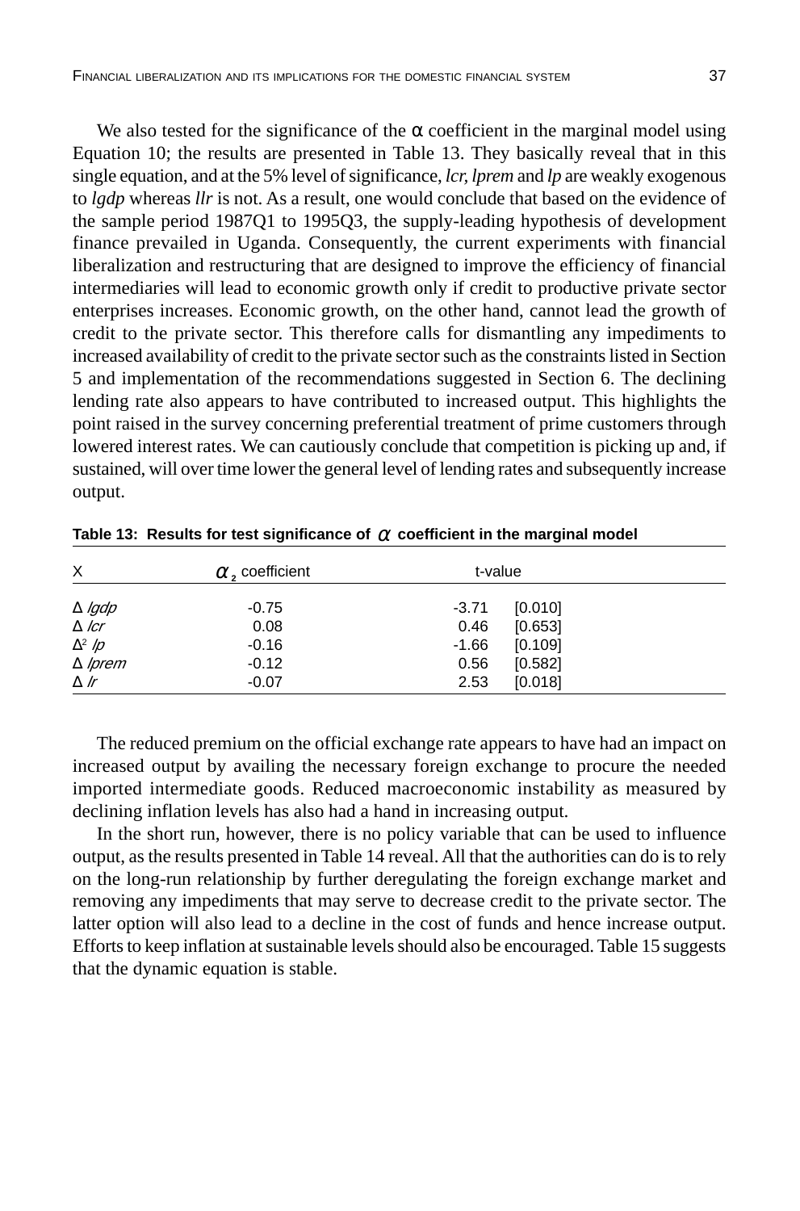We also tested for the significance of the α coefficient in the marginal model using Equation 10; the results are presented in Table 13. They basically reveal that in this single equation, and at the 5% level of significance, *lcr, lprem* and *lp* are weakly exogenous to *lgdp* whereas *llr* is not. As a result, one would conclude that based on the evidence of the sample period 1987Q1 to 1995Q3, the supply-leading hypothesis of development finance prevailed in Uganda. Consequently, the current experiments with financial liberalization and restructuring that are designed to improve the efficiency of financial intermediaries will lead to economic growth only if credit to productive private sector enterprises increases. Economic growth, on the other hand, cannot lead the growth of credit to the private sector. This therefore calls for dismantling any impediments to increased availability of credit to the private sector such as the constraints listed in Section 5 and implementation of the recommendations suggested in Section 6. The declining lending rate also appears to have contributed to increased output. This highlights the point raised in the survey concerning preferential treatment of prime customers through lowered interest rates. We can cautiously conclude that competition is picking up and, if sustained, will over time lower the general level of lending rates and subsequently increase output.

**Table 13: Results for test significance of $\alpha$ coefficient in the marginal model**

| X | $\alpha_2$ coefficient | t-value | |
|---|---|---|---|
| $\Delta$ *lgdp* | -0.75 | -3.71 | [0.010] |
| $\Delta$ *lcr* | 0.08 | 0.46 | [0.653] |
| $\Delta^2$ *lp* | -0.16 | -1.66 | [0.109] |
| $\Delta$ *lprem* | -0.12 | 0.56 | [0.582] |
| $\Delta$ *lr* | -0.07 | 2.53 | [0.018] |

The reduced premium on the official exchange rate appears to have had an impact on increased output by availing the necessary foreign exchange to procure the needed imported intermediate goods. Reduced macroeconomic instability as measured by declining inflation levels has also had a hand in increasing output.

In the short run, however, there is no policy variable that can be used to influence output, as the results presented in Table 14 reveal. All that the authorities can do is to rely on the long-run relationship by further deregulating the foreign exchange market and removing any impediments that may serve to decrease credit to the private sector. The latter option will also lead to a decline in the cost of funds and hence increase output. Efforts to keep inflation at sustainable levels should also be encouraged. Table 15 suggests that the dynamic equation is stable.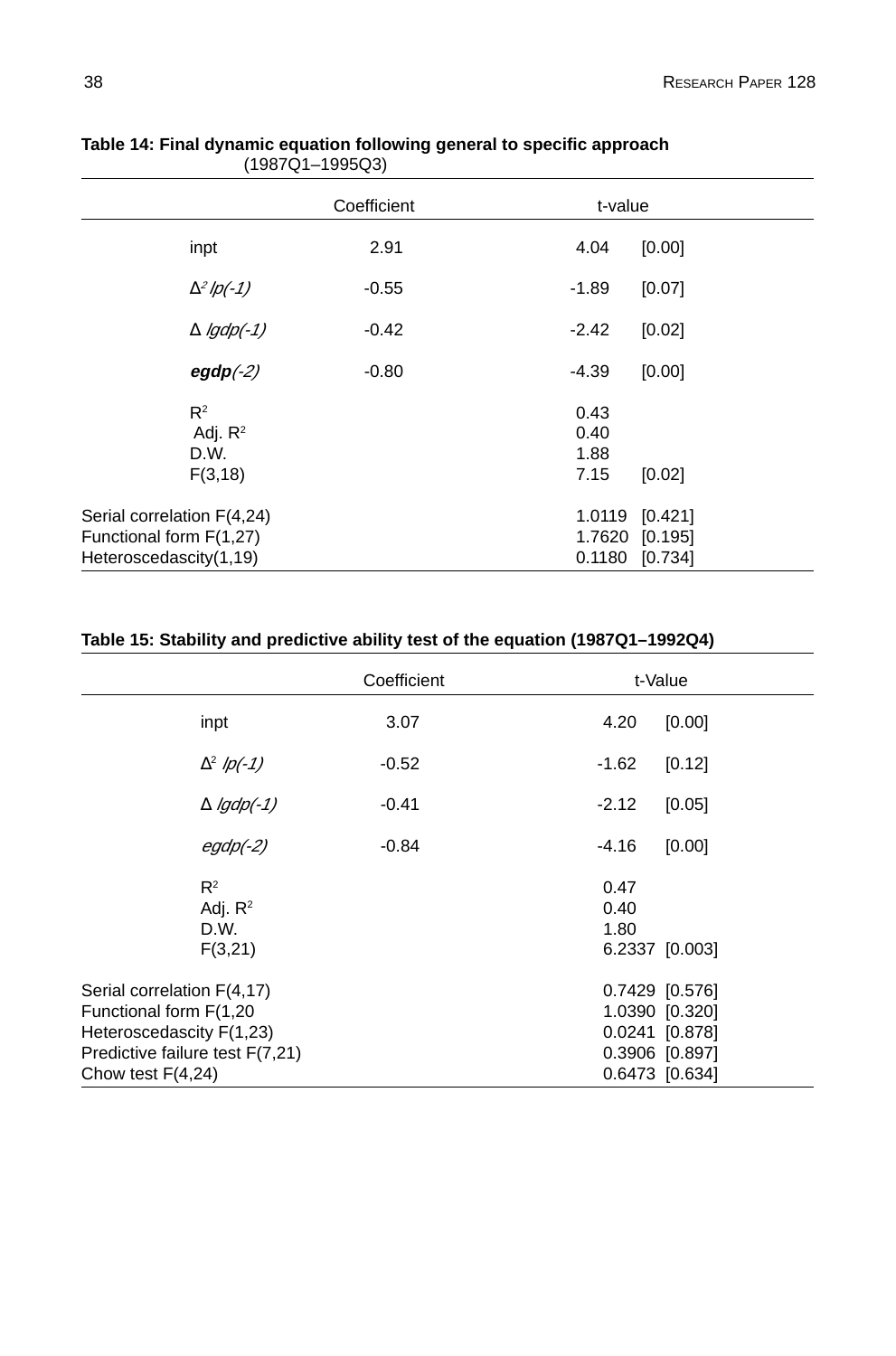**Table 14: Final dynamic equation following general to specific approach**
(1987Q1–1995Q3)

| | Coefficient | t-value | |
|---|---|---|---|
| inpt | 2.91 | 4.04 | [0.00] |
| $\Delta^2 lp(-1)$ | -0.55 | -1.89 | [0.07] |
| $\Delta\, lgdp(-1)$ | -0.42 | -2.42 | [0.02] |
| ***egdp**(-2)* | -0.80 | -4.39 | [0.00] |
| $R^2$ | | 0.43 | |
| Adj. $R^2$ | | 0.40 | |
| D.W. | | 1.88 | |
| F(3,18) | | 7.15 | [0.02] |
| Serial correlation F(4,24) | | 1.0119 | [0.421] |
| Functional form F(1,27) | | 1.7620 | [0.195] |
| Heteroscedascity(1,19) | | 0.1180 | [0.734] |

**Table 15: Stability and predictive ability test of the equation (1987Q1–1992Q4)**

| | Coefficient | t-Value | |
|---|---|---|---|
| inpt | 3.07 | 4.20 | [0.00] |
| $\Delta^2 lp(-1)$ | -0.52 | -1.62 | [0.12] |
| $\Delta\, lgdp(-1)$ | -0.41 | -2.12 | [0.05] |
| *egdp(-2)* | -0.84 | -4.16 | [0.00] |
| $R^2$ | | 0.47 | |
| Adj. $R^2$ | | 0.40 | |
| D.W. | | 1.80 | |
| F(3,21) | | 6.2337 | [0.003] |
| Serial correlation F(4,17) | | 0.7429 | [0.576] |
| Functional form F(1,20 | | 1.0390 | [0.320] |
| Heteroscedascity F(1,23) | | 0.0241 | [0.878] |
| Predictive failure test F(7,21) | | 0.3906 | [0.897] |
| Chow test F(4,24) | | 0.6473 | [0.634] |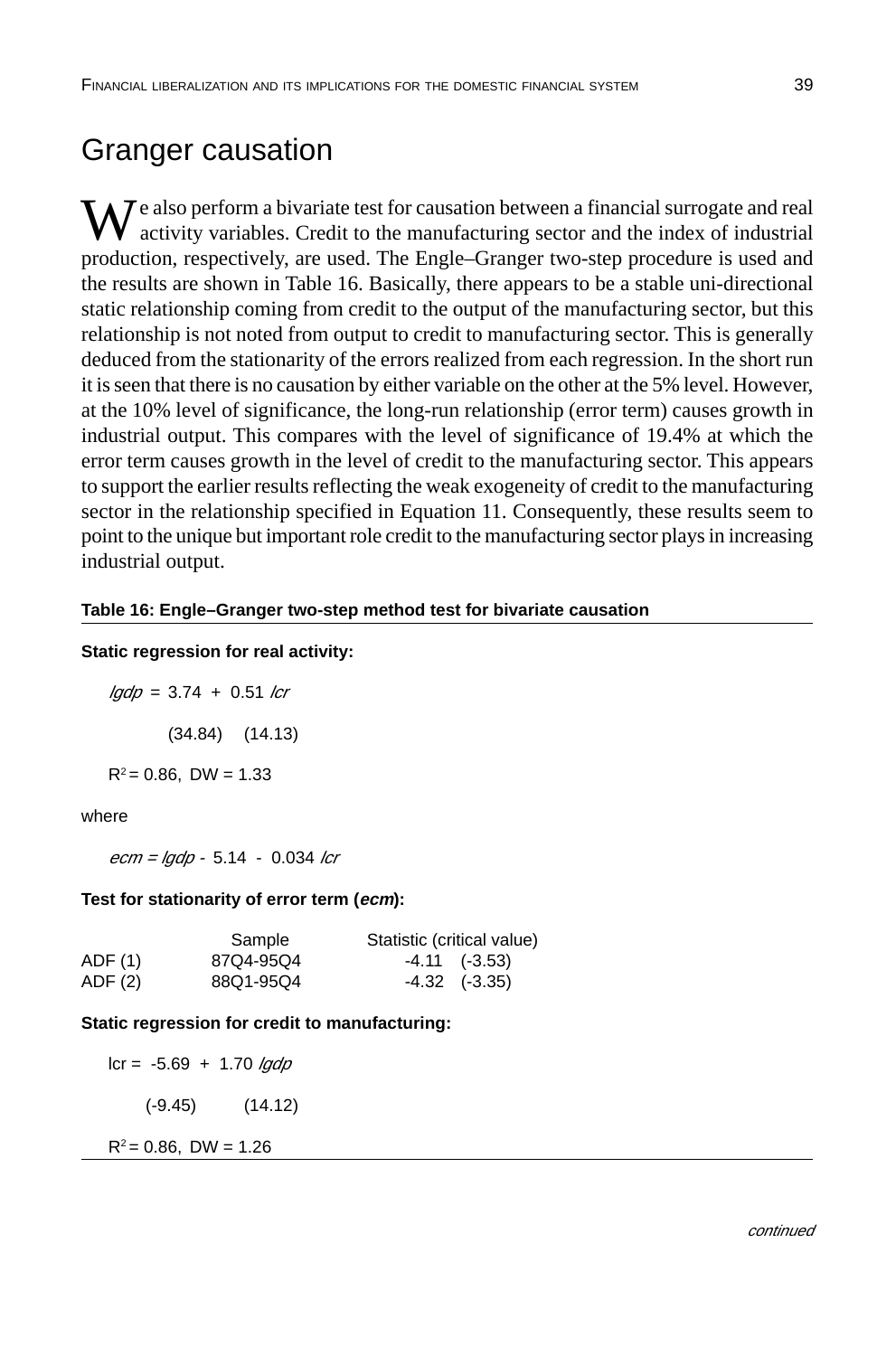## Granger causation

We also perform a bivariate test for causation between a financial surrogate and real activity variables. Credit to the manufacturing sector and the index of industrial production, respectively, are used. The Engle–Granger two-step procedure is used and the results are shown in Table 16. Basically, there appears to be a stable uni-directional static relationship coming from credit to the output of the manufacturing sector, but this relationship is not noted from output to credit to manufacturing sector. This is generally deduced from the stationarity of the errors realized from each regression. In the short run it is seen that there is no causation by either variable on the other at the 5% level. However, at the 10% level of significance, the long-run relationship (error term) causes growth in industrial output. This compares with the level of significance of 19.4% at which the error term causes growth in the level of credit to the manufacturing sector. This appears to support the earlier results reflecting the weak exogeneity of credit to the manufacturing sector in the relationship specified in Equation 11. Consequently, these results seem to point to the unique but important role credit to the manufacturing sector plays in increasing industrial output.

**Table 16: Engle–Granger two-step method test for bivariate causation**

**Static regression for real activity:**

$$lgdp = 3.74 + 0.51\, lcr$$

$$(34.84) \quad (14.13)$$

$R^2 = 0.86$, DW = 1.33

where

$$ecm = lgdp - 5.14 - 0.034\, lcr$$

**Test for stationarity of error term (*ecm*):**

| | Sample | Statistic (critical value) |
|---|---|---|
| ADF (1) | 87Q4-95Q4 | -4.11 (-3.53) |
| ADF (2) | 88Q1-95Q4 | -4.32 (-3.35) |

**Static regression for credit to manufacturing:**

$$lcr = -5.69 + 1.70\, lgdp$$

$$(-9.45) \quad (14.12)$$

$R^2 = 0.86$, DW = 1.26

*continued*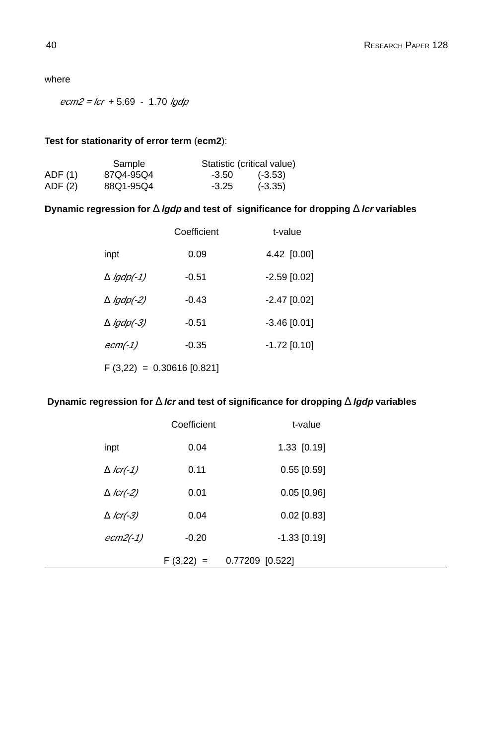where

$ecm2 = lcr + 5.69 - 1.70\ lgdp$

**Test for stationarity of error term** (**ecm2**):

| | Sample | Statistic | (critical value) |
|---|---|---|---|
| ADF (1) | 87Q4-95Q4 | -3.50 | (-3.53) |
| ADF (2) | 88Q1-95Q4 | -3.25 | (-3.35) |

**Dynamic regression for $\Delta\ lgdp$ and test of significance for dropping $\Delta\ lcr$ variables**

| | Coefficient | t-value |
|---|---|---|
| inpt | 0.09 | 4.42 [0.00] |
| $\Delta\ lgdp(-1)$ | -0.51 | -2.59 [0.02] |
| $\Delta\ lgdp(-2)$ | -0.43 | -2.47 [0.02] |
| $\Delta\ lgdp(-3)$ | -0.51 | -3.46 [0.01] |
| $ecm(-1)$ | -0.35 | -1.72 [0.10] |

$F(3,22) = 0.30616$ [0.821]

**Dynamic regression for $\Delta\ lcr$ and test of significance for dropping $\Delta\ lgdp$ variables**

| | Coefficient | t-value |
|---|---|---|
| inpt | 0.04 | 1.33 [0.19] |
| $\Delta\ lcr(-1)$ | 0.11 | 0.55 [0.59] |
| $\Delta\ lcr(-2)$ | 0.01 | 0.05 [0.96] |
| $\Delta\ lcr(-3)$ | 0.04 | 0.02 [0.83] |
| $ecm2(-1)$ | -0.20 | -1.33 [0.19] |

$F(3,22) = 0.77209$ [0.522]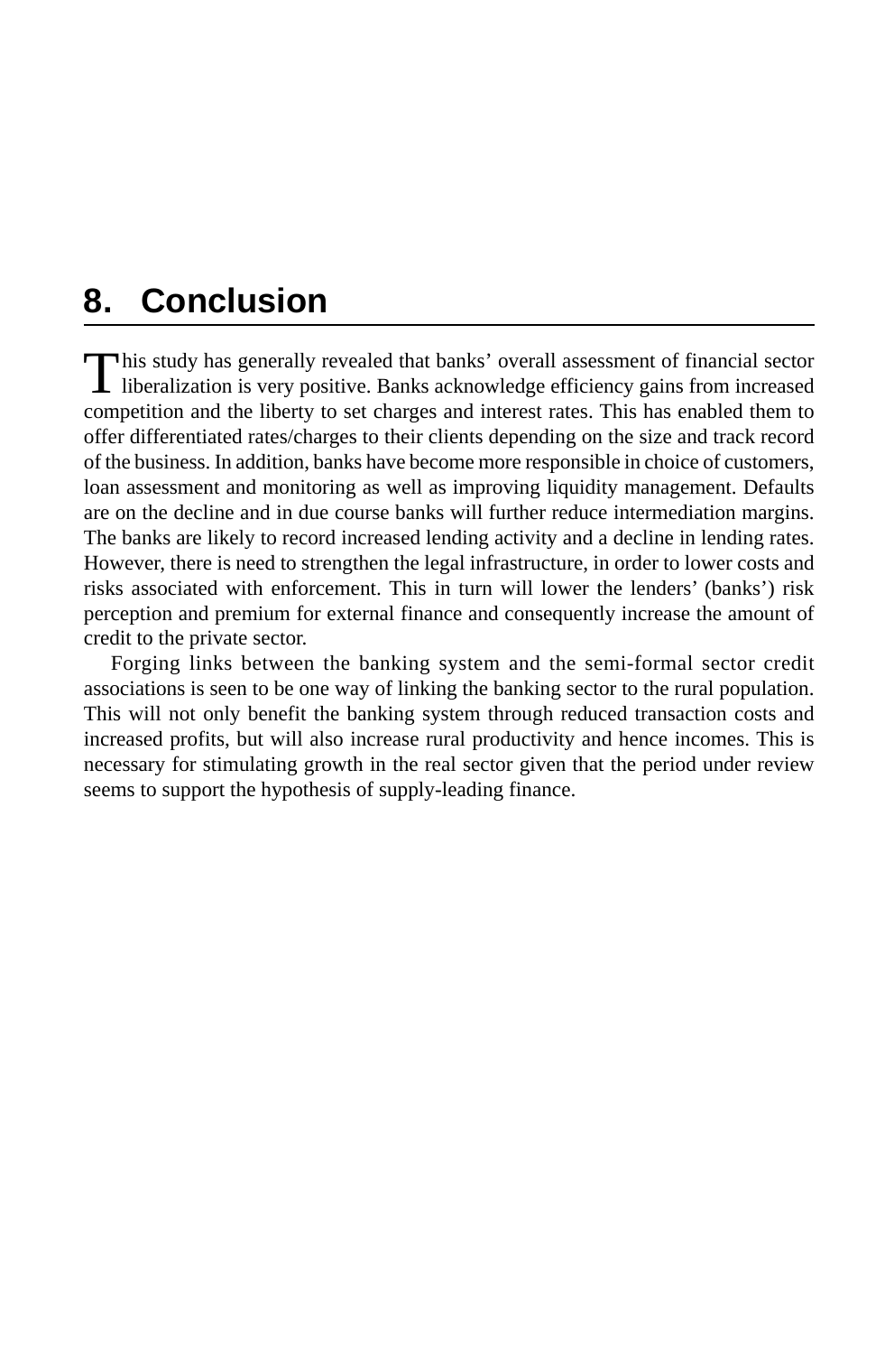## 8. Conclusion

This study has generally revealed that banks' overall assessment of financial sector liberalization is very positive. Banks acknowledge efficiency gains from increased competition and the liberty to set charges and interest rates. This has enabled them to offer differentiated rates/charges to their clients depending on the size and track record of the business. In addition, banks have become more responsible in choice of customers, loan assessment and monitoring as well as improving liquidity management. Defaults are on the decline and in due course banks will further reduce intermediation margins. The banks are likely to record increased lending activity and a decline in lending rates. However, there is need to strengthen the legal infrastructure, in order to lower costs and risks associated with enforcement. This in turn will lower the lenders' (banks') risk perception and premium for external finance and consequently increase the amount of credit to the private sector.

Forging links between the banking system and the semi-formal sector credit associations is seen to be one way of linking the banking sector to the rural population. This will not only benefit the banking system through reduced transaction costs and increased profits, but will also increase rural productivity and hence incomes. This is necessary for stimulating growth in the real sector given that the period under review seems to support the hypothesis of supply-leading finance.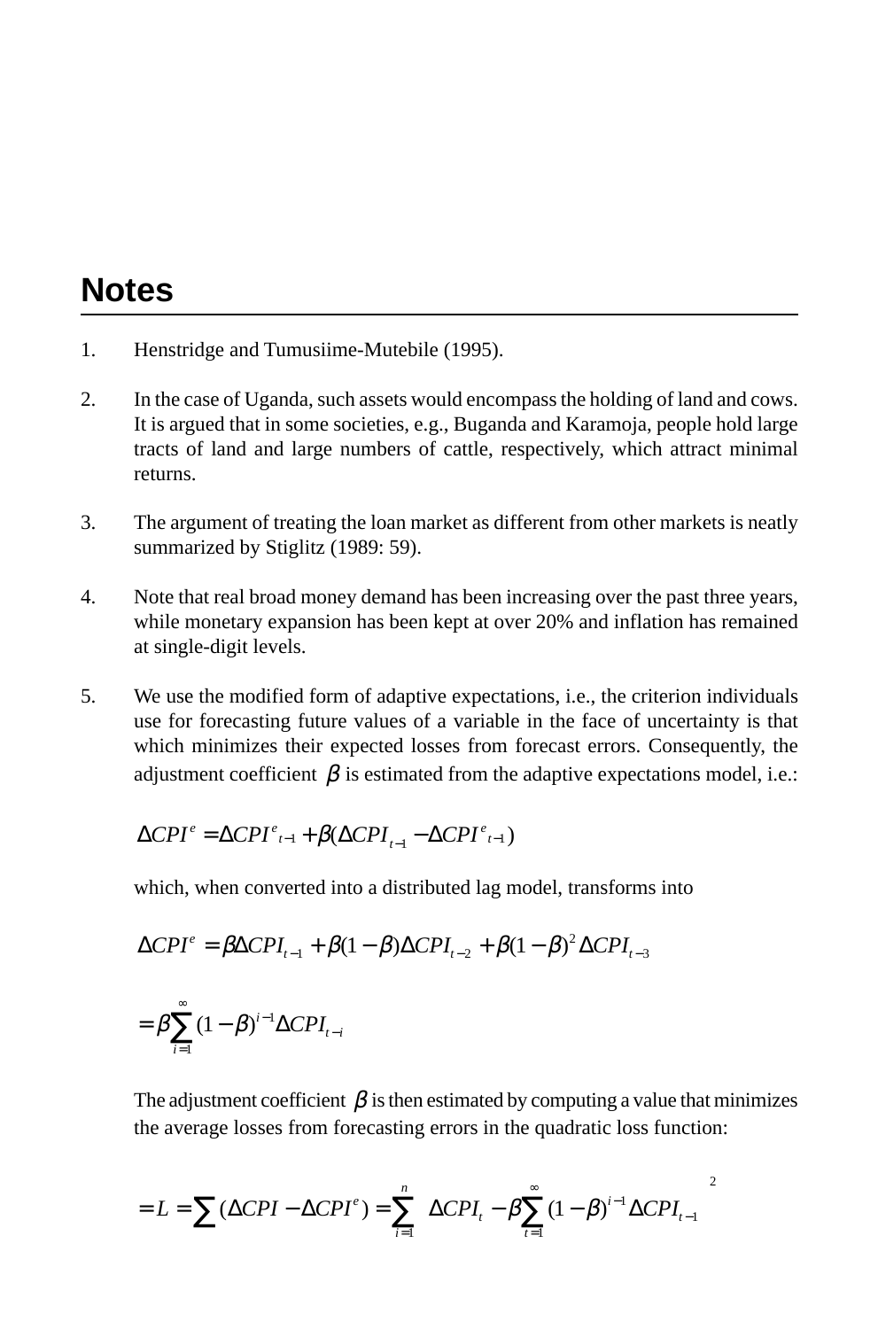## Notes

1. Henstridge and Tumusiime-Mutebile (1995).

2. In the case of Uganda, such assets would encompass the holding of land and cows. It is argued that in some societies, e.g., Buganda and Karamoja, people hold large tracts of land and large numbers of cattle, respectively, which attract minimal returns.

3. The argument of treating the loan market as different from other markets is neatly summarized by Stiglitz (1989: 59).

4. Note that real broad money demand has been increasing over the past three years, while monetary expansion has been kept at over 20% and inflation has remained at single-digit levels.

5. We use the modified form of adaptive expectations, i.e., the criterion individuals use for forecasting future values of a variable in the face of uncertainty is that which minimizes their expected losses from forecast errors. Consequently, the adjustment coefficient $\beta$ is estimated from the adaptive expectations model, i.e.:

   $$\Delta CPI^{e} = \Delta CPI^{e}{}_{t-1} + \beta(\Delta CPI_{t-1} - \Delta CPI^{e}{}_{t-1})$$

   which, when converted into a distributed lag model, transforms into

   $$\Delta CPI^{e} = \beta \Delta CPI_{t-1} + \beta(1-\beta)\Delta CPI_{t-2} + \beta(1-\beta)^{2}\Delta CPI_{t-3}$$

   $$= \beta \sum_{i=1}^{\infty} (1-\beta)^{i-1} \Delta CPI_{t-i}$$

   The adjustment coefficient $\beta$ is then estimated by computing a value that minimizes the average losses from forecasting errors in the quadratic loss function:

   $$= L = \sum (\Delta CPI - \Delta CPI^{e}) = \sum_{i=1}^{n} \left[ \Delta CPI_{t} - \beta \sum_{t=1}^{\infty} (1-\beta)^{i-1} \Delta CPI_{t-1} \right]^{2}$$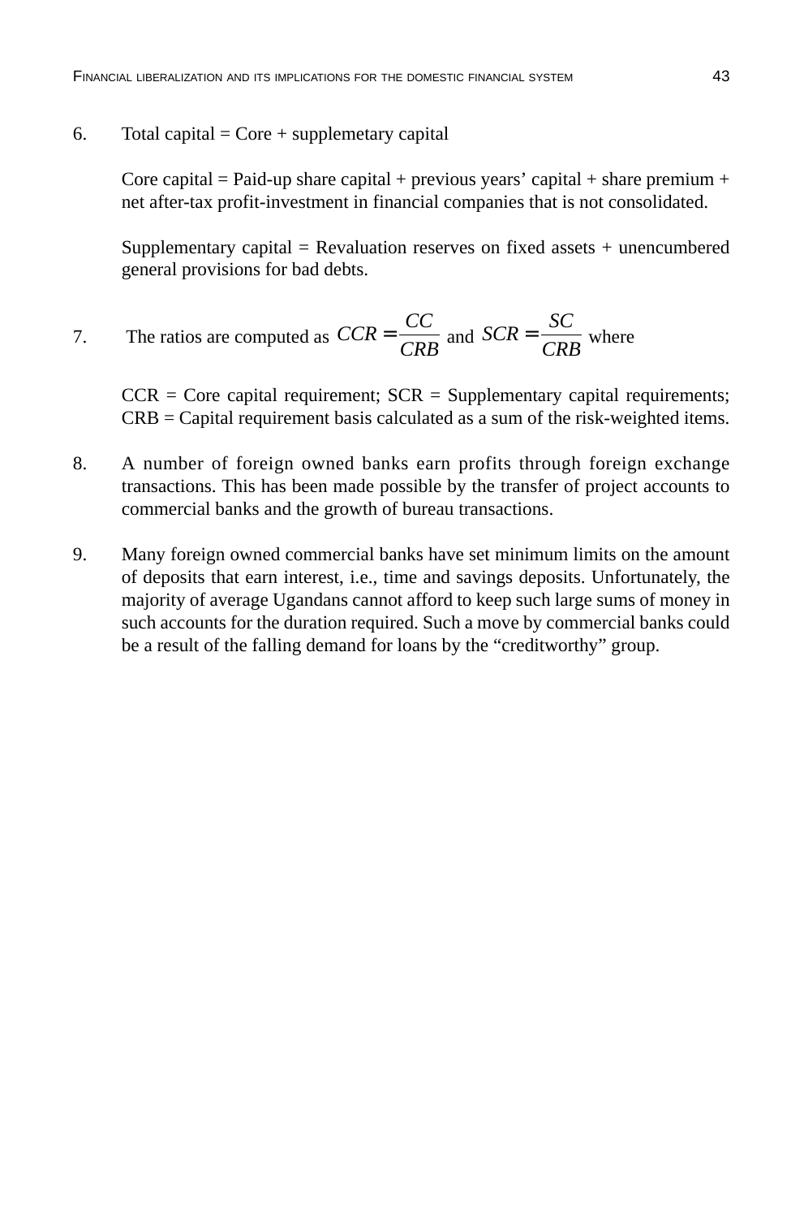6. Total capital = Core + supplemetary capital

   Core capital = Paid-up share capital + previous years' capital + share premium + net after-tax profit-investment in financial companies that is not consolidated.

   Supplementary capital = Revaluation reserves on fixed assets + unencumbered general provisions for bad debts.

7. The ratios are computed as $CCR = \frac{CC}{CRB}$ and $SCR = \frac{SC}{CRB}$ where

   CCR = Core capital requirement; SCR = Supplementary capital requirements; CRB = Capital requirement basis calculated as a sum of the risk-weighted items.

8. A number of foreign owned banks earn profits through foreign exchange transactions. This has been made possible by the transfer of project accounts to commercial banks and the growth of bureau transactions.

9. Many foreign owned commercial banks have set minimum limits on the amount of deposits that earn interest, i.e., time and savings deposits. Unfortunately, the majority of average Ugandans cannot afford to keep such large sums of money in such accounts for the duration required. Such a move by commercial banks could be a result of the falling demand for loans by the "creditworthy" group.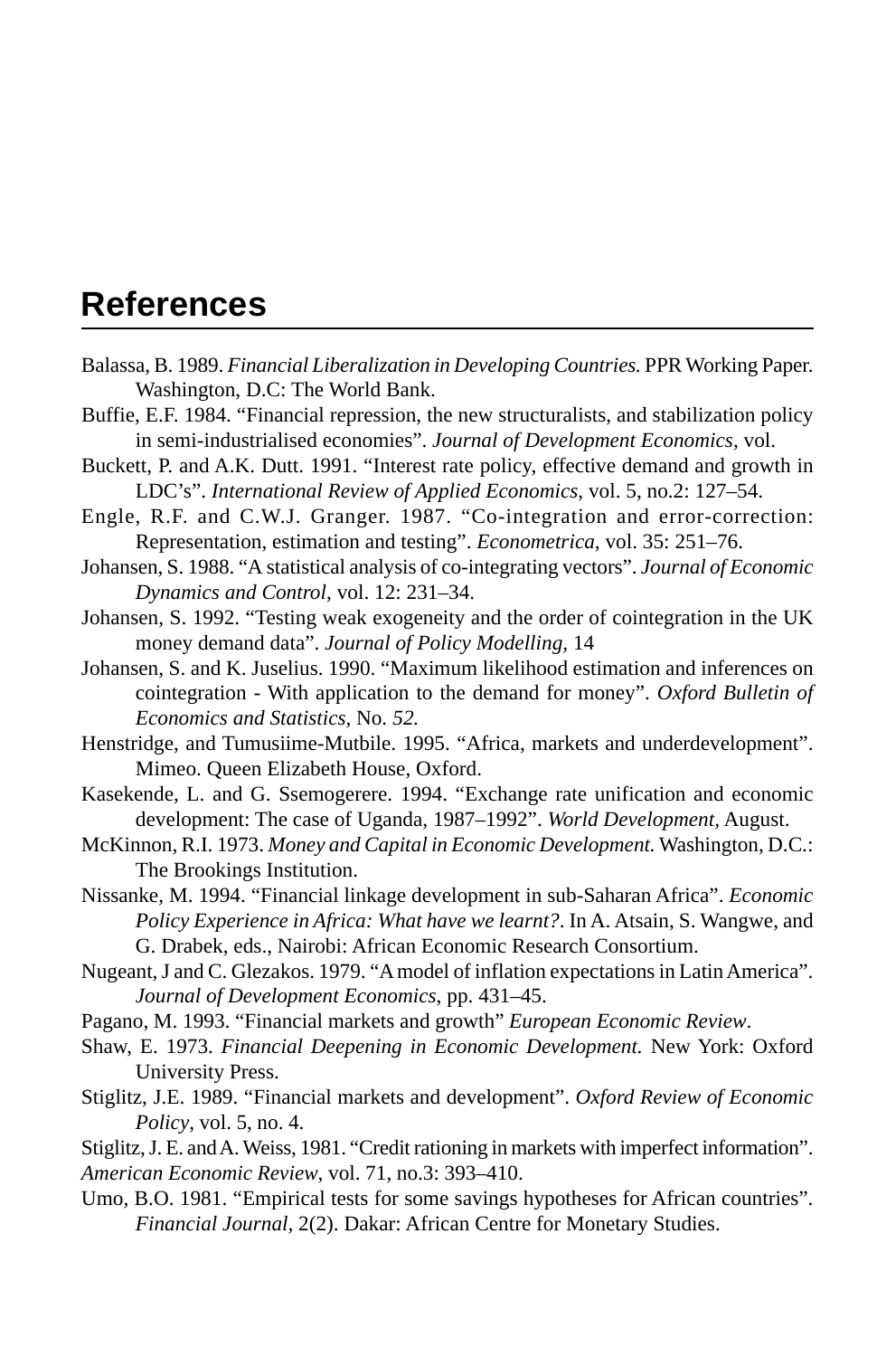## References

Balassa, B. 1989. *Financial Liberalization in Developing Countries.* PPR Working Paper. Washington, D.C: The World Bank.

Buffie, E.F. 1984. "Financial repression, the new structuralists, and stabilization policy in semi-industrialised economies". *Journal of Development Economics*, vol.

Buckett, P. and A.K. Dutt. 1991. "Interest rate policy, effective demand and growth in LDC's". *International Review of Applied Economics*, vol. 5, no.2: 127–54.

Engle, R.F. and C.W.J. Granger. 1987. "Co-integration and error-correction: Representation, estimation and testing". *Econometrica,* vol. 35: 251–76.

Johansen, S. 1988. "A statistical analysis of co-integrating vectors". *Journal of Economic Dynamics and Control*, vol. 12: 231–34.

Johansen, S. 1992. "Testing weak exogeneity and the order of cointegration in the UK money demand data". *Journal of Policy Modelling,* 14

Johansen, S. and K. Juselius. 1990. "Maximum likelihood estimation and inferences on cointegration - With application to the demand for money". *Oxford Bulletin of Economics and Statistics,* No. *52.*

Henstridge, and Tumusiime-Mutbile. 1995. "Africa, markets and underdevelopment". Mimeo. Queen Elizabeth House, Oxford.

Kasekende, L. and G. Ssemogerere. 1994. "Exchange rate unification and economic development: The case of Uganda, 1987–1992". *World Development,* August.

McKinnon, R.I. 1973. *Money and Capital in Economic Development.* Washington, D.C.: The Brookings Institution.

Nissanke, M. 1994. "Financial linkage development in sub-Saharan Africa". *Economic Policy Experience in Africa: What have we learnt?*. In A. Atsain, S. Wangwe, and G. Drabek, eds., Nairobi: African Economic Research Consortium.

Nugeant, J and C. Glezakos. 1979. "A model of inflation expectations in Latin America". *Journal of Development Economics*, pp. 431–45.

Pagano, M. 1993. "Financial markets and growth" *European Economic Review*.

Shaw, E. 1973. *Financial Deepening in Economic Development.* New York: Oxford University Press.

Stiglitz, J.E. 1989. "Financial markets and development". *Oxford Review of Economic Policy,* vol. 5, no. 4.

Stiglitz, J. E. and A. Weiss, 1981. "Credit rationing in markets with imperfect information". *American Economic Review*, vol. 71, no.3: 393–410.

Umo, B.O. 1981. "Empirical tests for some savings hypotheses for African countries". *Financial Journal,* 2(2). Dakar: African Centre for Monetary Studies.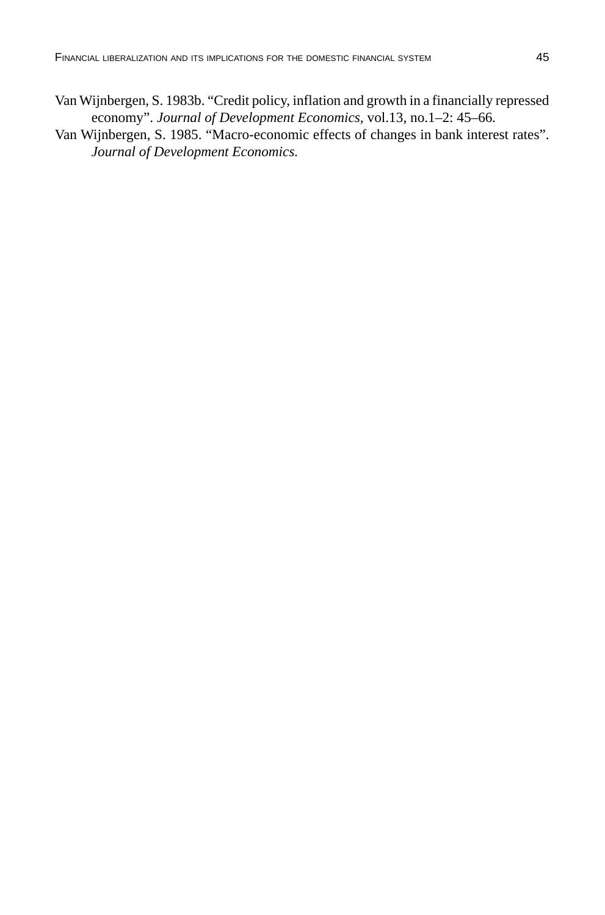Van Wijnbergen, S. 1983b. “Credit policy, inflation and growth in a financially repressed economy”. *Journal of Development Economics,* vol.13, no.1–2: 45–66.

Van Wijnbergen, S. 1985. “Macro-economic effects of changes in bank interest rates”. *Journal of Development Economics.*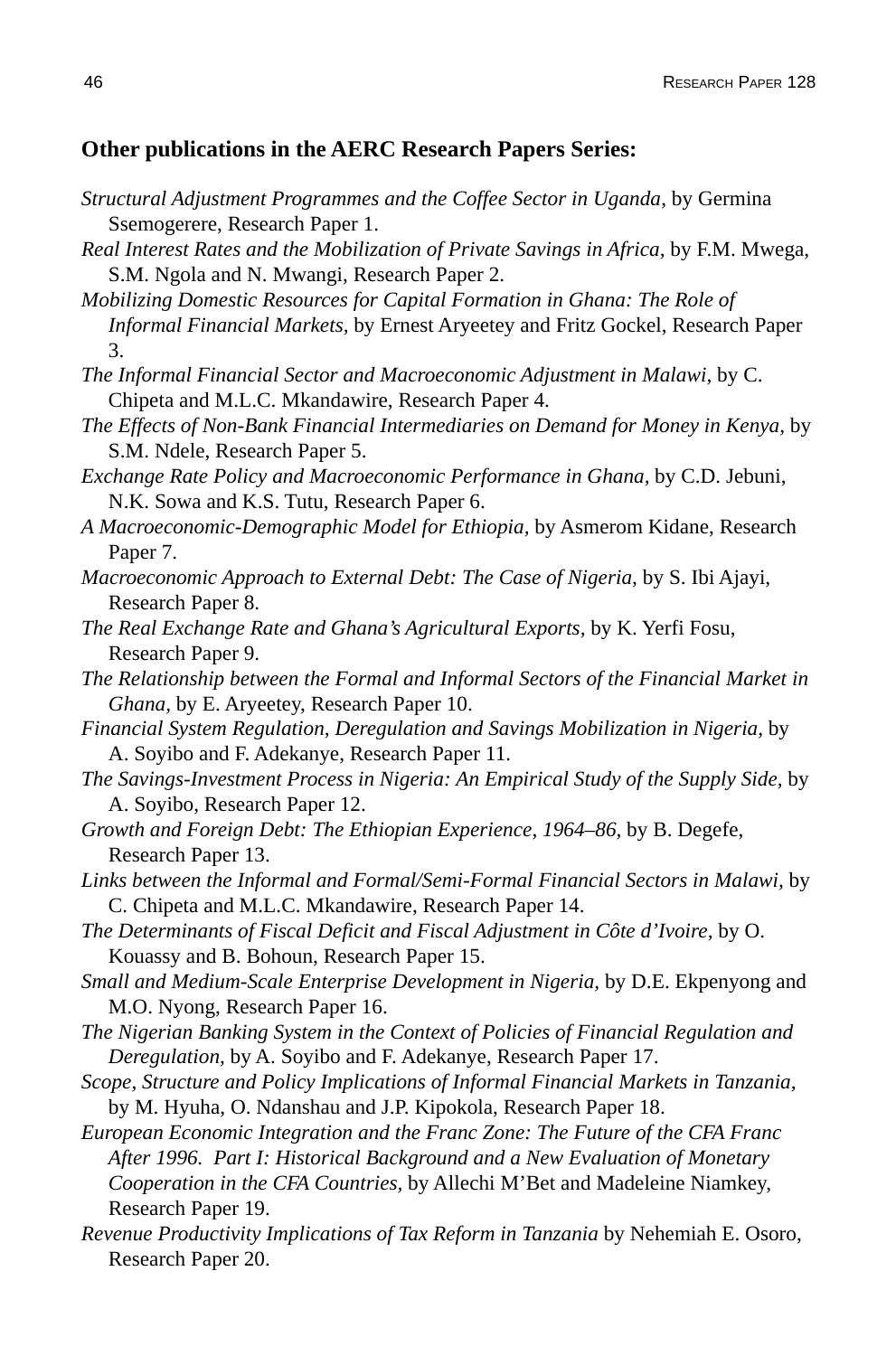**Other publications in the AERC Research Papers Series:**

*Structural Adjustment Programmes and the Coffee Sector in Uganda*, by Germina Ssemogerere, Research Paper 1.

*Real Interest Rates and the Mobilization of Private Savings in Africa,* by F.M. Mwega, S.M. Ngola and N. Mwangi, Research Paper 2.

*Mobilizing Domestic Resources for Capital Formation in Ghana: The Role of Informal Financial Markets,* by Ernest Aryeetey and Fritz Gockel, Research Paper 3.

*The Informal Financial Sector and Macroeconomic Adjustment in Malawi,* by C. Chipeta and M.L.C. Mkandawire, Research Paper 4.

*The Effects of Non-Bank Financial Intermediaries on Demand for Money in Kenya,* by S.M. Ndele, Research Paper 5.

*Exchange Rate Policy and Macroeconomic Performance in Ghana,* by C.D. Jebuni, N.K. Sowa and K.S. Tutu, Research Paper 6.

*A Macroeconomic-Demographic Model for Ethiopia,* by Asmerom Kidane, Research Paper 7.

*Macroeconomic Approach to External Debt: The Case of Nigeria,* by S. Ibi Ajayi, Research Paper 8.

*The Real Exchange Rate and Ghana's Agricultural Exports,* by K. Yerfi Fosu, Research Paper 9.

*The Relationship between the Formal and Informal Sectors of the Financial Market in Ghana,* by E. Aryeetey, Research Paper 10.

*Financial System Regulation, Deregulation and Savings Mobilization in Nigeria,* by A. Soyibo and F. Adekanye, Research Paper 11.

*The Savings-Investment Process in Nigeria: An Empirical Study of the Supply Side,* by A. Soyibo, Research Paper 12.

*Growth and Foreign Debt: The Ethiopian Experience, 1964–86,* by B. Degefe, Research Paper 13.

*Links between the Informal and Formal/Semi-Formal Financial Sectors in Malawi,* by C. Chipeta and M.L.C. Mkandawire, Research Paper 14.

*The Determinants of Fiscal Deficit and Fiscal Adjustment in Côte d'Ivoire,* by O. Kouassy and B. Bohoun, Research Paper 15.

*Small and Medium-Scale Enterprise Development in Nigeria,* by D.E. Ekpenyong and M.O. Nyong, Research Paper 16.

*The Nigerian Banking System in the Context of Policies of Financial Regulation and Deregulation,* by A. Soyibo and F. Adekanye, Research Paper 17.

*Scope, Structure and Policy Implications of Informal Financial Markets in Tanzania,* by M. Hyuha, O. Ndanshau and J.P. Kipokola, Research Paper 18.

*European Economic Integration and the Franc Zone: The Future of the CFA Franc After 1996. Part I: Historical Background and a New Evaluation of Monetary Cooperation in the CFA Countries,* by Allechi M'Bet and Madeleine Niamkey, Research Paper 19.

*Revenue Productivity Implications of Tax Reform in Tanzania* by Nehemiah E. Osoro, Research Paper 20.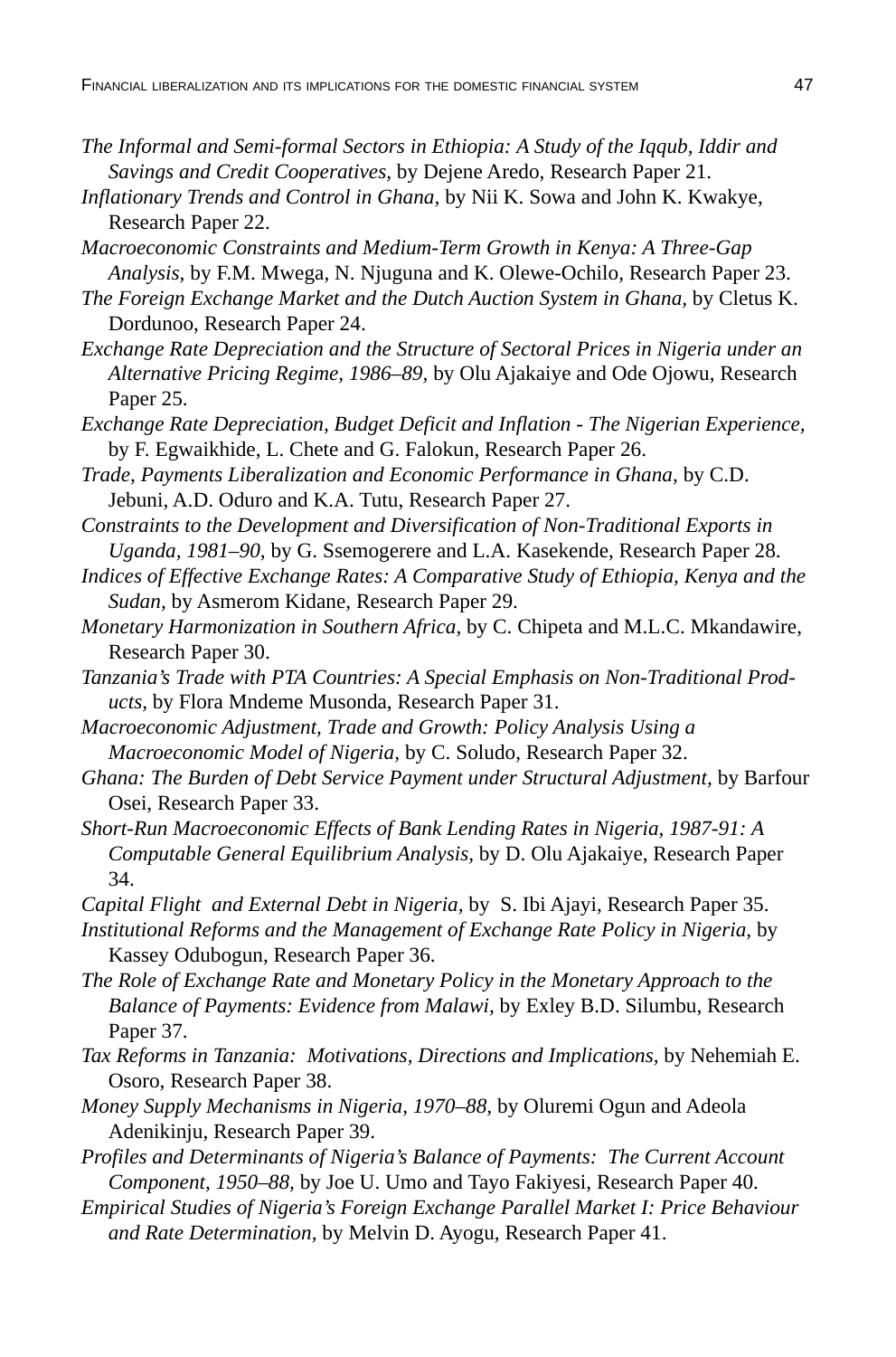*The Informal and Semi-formal Sectors in Ethiopia: A Study of the Iqqub, Iddir and Savings and Credit Cooperatives,* by Dejene Aredo, Research Paper 21.

*Inflationary Trends and Control in Ghana,* by Nii K. Sowa and John K. Kwakye, Research Paper 22.

*Macroeconomic Constraints and Medium-Term Growth in Kenya: A Three-Gap Analysis,* by F.M. Mwega, N. Njuguna and K. Olewe-Ochilo, Research Paper 23.

*The Foreign Exchange Market and the Dutch Auction System in Ghana,* by Cletus K. Dordunoo, Research Paper 24.

*Exchange Rate Depreciation and the Structure of Sectoral Prices in Nigeria under an Alternative Pricing Regime, 1986–89,* by Olu Ajakaiye and Ode Ojowu, Research Paper 25.

*Exchange Rate Depreciation, Budget Deficit and Inflation - The Nigerian Experience,* by F. Egwaikhide, L. Chete and G. Falokun, Research Paper 26.

*Trade, Payments Liberalization and Economic Performance in Ghana,* by C.D. Jebuni, A.D. Oduro and K.A. Tutu, Research Paper 27.

*Constraints to the Development and Diversification of Non-Traditional Exports in Uganda, 1981–90,* by G. Ssemogerere and L.A. Kasekende, Research Paper 28.

*Indices of Effective Exchange Rates: A Comparative Study of Ethiopia, Kenya and the Sudan,* by Asmerom Kidane, Research Paper 29.

*Monetary Harmonization in Southern Africa,* by C. Chipeta and M.L.C. Mkandawire, Research Paper 30.

*Tanzania's Trade with PTA Countries: A Special Emphasis on Non-Traditional Products,* by Flora Mndeme Musonda, Research Paper 31.

*Macroeconomic Adjustment, Trade and Growth: Policy Analysis Using a Macroeconomic Model of Nigeria,* by C. Soludo, Research Paper 32.

*Ghana: The Burden of Debt Service Payment under Structural Adjustment,* by Barfour Osei, Research Paper 33.

*Short-Run Macroeconomic Effects of Bank Lending Rates in Nigeria, 1987-91: A Computable General Equilibrium Analysis,* by D. Olu Ajakaiye, Research Paper 34.

*Capital Flight and External Debt in Nigeria,* by S. Ibi Ajayi, Research Paper 35.

*Institutional Reforms and the Management of Exchange Rate Policy in Nigeria,* by Kassey Odubogun, Research Paper 36.

*The Role of Exchange Rate and Monetary Policy in the Monetary Approach to the Balance of Payments: Evidence from Malawi,* by Exley B.D. Silumbu, Research Paper 37.

*Tax Reforms in Tanzania: Motivations, Directions and Implications,* by Nehemiah E. Osoro, Research Paper 38.

*Money Supply Mechanisms in Nigeria, 1970–88,* by Oluremi Ogun and Adeola Adenikinju, Research Paper 39.

*Profiles and Determinants of Nigeria's Balance of Payments: The Current Account Component, 1950–88,* by Joe U. Umo and Tayo Fakiyesi, Research Paper 40.

*Empirical Studies of Nigeria's Foreign Exchange Parallel Market I: Price Behaviour and Rate Determination,* by Melvin D. Ayogu, Research Paper 41.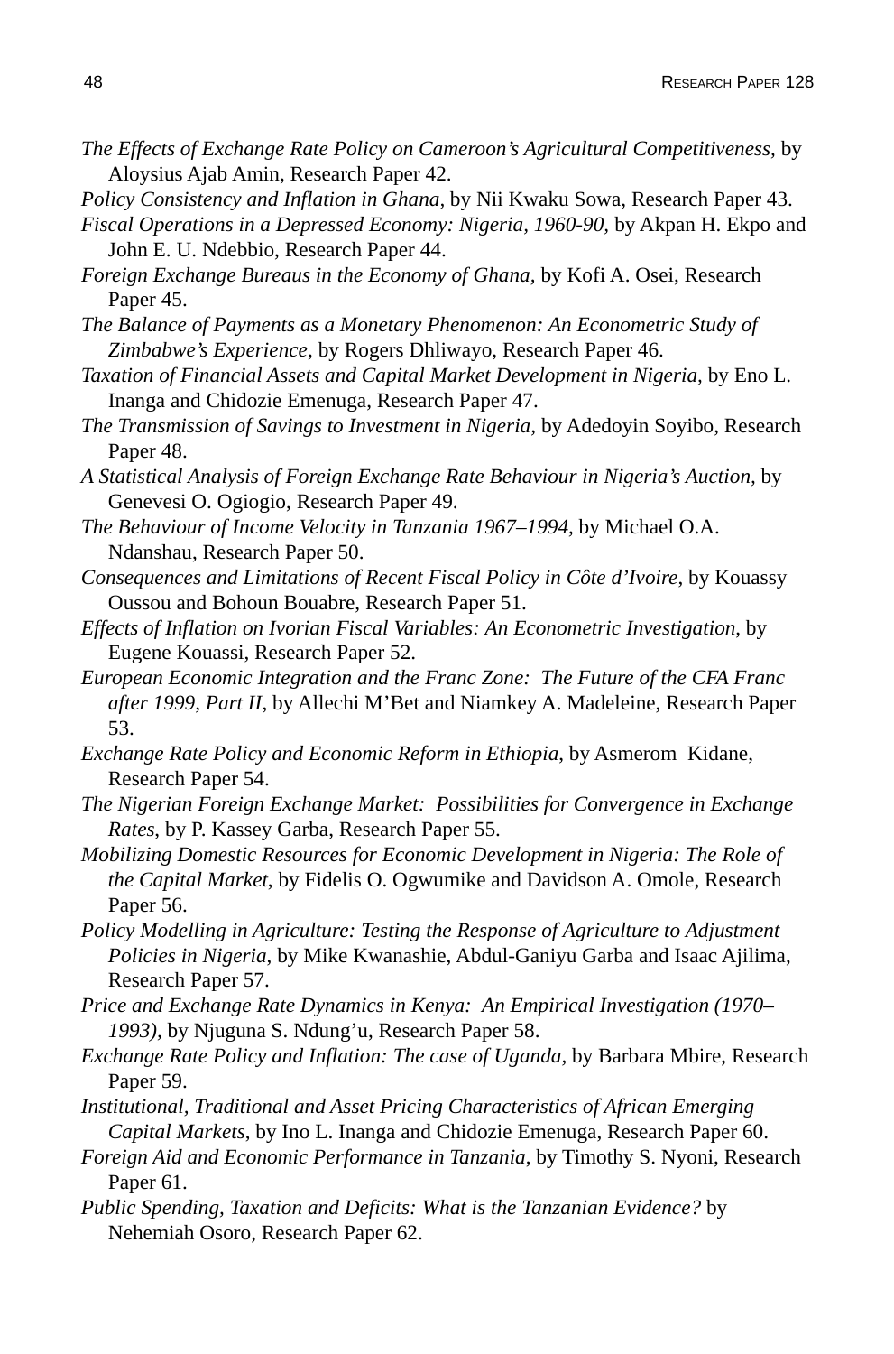*The Effects of Exchange Rate Policy on Cameroon's Agricultural Competitiveness,* by Aloysius Ajab Amin, Research Paper 42.

*Policy Consistency and Inflation in Ghana,* by Nii Kwaku Sowa, Research Paper 43.

*Fiscal Operations in a Depressed Economy: Nigeria, 1960-90,* by Akpan H. Ekpo and John E. U. Ndebbio, Research Paper 44.

*Foreign Exchange Bureaus in the Economy of Ghana,* by Kofi A. Osei, Research Paper 45.

*The Balance of Payments as a Monetary Phenomenon: An Econometric Study of Zimbabwe's Experience,* by Rogers Dhliwayo, Research Paper 46.

*Taxation of Financial Assets and Capital Market Development in Nigeria,* by Eno L. Inanga and Chidozie Emenuga, Research Paper 47.

*The Transmission of Savings to Investment in Nigeria,* by Adedoyin Soyibo, Research Paper 48.

*A Statistical Analysis of Foreign Exchange Rate Behaviour in Nigeria's Auction,* by Genevesi O. Ogiogio, Research Paper 49.

*The Behaviour of Income Velocity in Tanzania 1967–1994,* by Michael O.A. Ndanshau, Research Paper 50.

*Consequences and Limitations of Recent Fiscal Policy in Côte d'Ivoire,* by Kouassy Oussou and Bohoun Bouabre, Research Paper 51.

*Effects of Inflation on Ivorian Fiscal Variables: An Econometric Investigation,* by Eugene Kouassi, Research Paper 52.

*European Economic Integration and the Franc Zone: The Future of the CFA Franc after 1999, Part II,* by Allechi M'Bet and Niamkey A. Madeleine, Research Paper 53.

*Exchange Rate Policy and Economic Reform in Ethiopia,* by Asmerom Kidane, Research Paper 54.

*The Nigerian Foreign Exchange Market: Possibilities for Convergence in Exchange Rates,* by P. Kassey Garba, Research Paper 55.

*Mobilizing Domestic Resources for Economic Development in Nigeria: The Role of the Capital Market,* by Fidelis O. Ogwumike and Davidson A. Omole, Research Paper 56.

*Policy Modelling in Agriculture: Testing the Response of Agriculture to Adjustment Policies in Nigeria,* by Mike Kwanashie, Abdul-Ganiyu Garba and Isaac Ajilima, Research Paper 57.

*Price and Exchange Rate Dynamics in Kenya: An Empirical Investigation (1970–1993),* by Njuguna S. Ndung'u, Research Paper 58.

*Exchange Rate Policy and Inflation: The case of Uganda,* by Barbara Mbire, Research Paper 59.

*Institutional, Traditional and Asset Pricing Characteristics of African Emerging Capital Markets,* by Ino L. Inanga and Chidozie Emenuga, Research Paper 60.

*Foreign Aid and Economic Performance in Tanzania,* by Timothy S. Nyoni, Research Paper 61.

*Public Spending, Taxation and Deficits: What is the Tanzanian Evidence?* by Nehemiah Osoro, Research Paper 62.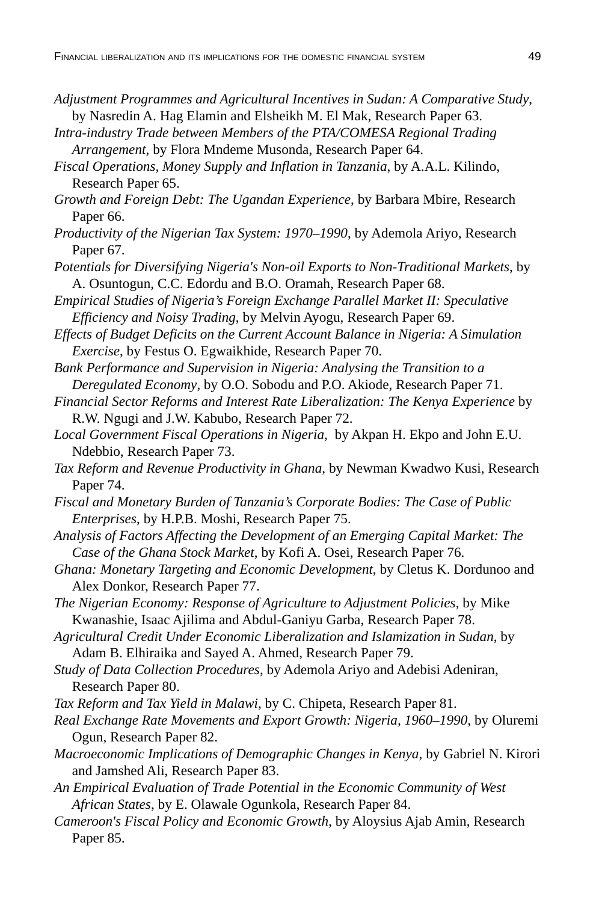*Adjustment Programmes and Agricultural Incentives in Sudan: A Comparative Study*, by Nasredin A. Hag Elamin and Elsheikh M. El Mak, Research Paper 63.

*Intra-industry Trade between Members of the PTA/COMESA Regional Trading Arrangement*, by Flora Mndeme Musonda, Research Paper 64.

*Fiscal Operations, Money Supply and Inflation in Tanzania*, by A.A.L. Kilindo, Research Paper 65.

*Growth and Foreign Debt: The Ugandan Experience*, by Barbara Mbire, Research Paper 66.

*Productivity of the Nigerian Tax System: 1970–1990*, by Ademola Ariyo, Research Paper 67.

*Potentials for Diversifying Nigeria's Non-oil Exports to Non-Traditional Markets*, by A. Osuntogun, C.C. Edordu and B.O. Oramah, Research Paper 68.

*Empirical Studies of Nigeria's Foreign Exchange Parallel Market II: Speculative Efficiency and Noisy Trading*, by Melvin Ayogu, Research Paper 69.

*Effects of Budget Deficits on the Current Account Balance in Nigeria: A Simulation Exercise*, by Festus O. Egwaikhide, Research Paper 70.

*Bank Performance and Supervision in Nigeria: Analysing the Transition to a Deregulated Economy*, by O.O. Sobodu and P.O. Akiode, Research Paper 71.

*Financial Sector Reforms and Interest Rate Liberalization: The Kenya Experience* by R.W. Ngugi and J.W. Kabubo, Research Paper 72.

*Local Government Fiscal Operations in Nigeria*, by Akpan H. Ekpo and John E.U. Ndebbio, Research Paper 73.

*Tax Reform and Revenue Productivity in Ghana*, by Newman Kwadwo Kusi, Research Paper 74.

*Fiscal and Monetary Burden of Tanzania's Corporate Bodies: The Case of Public Enterprises*, by H.P.B. Moshi, Research Paper 75.

*Analysis of Factors Affecting the Development of an Emerging Capital Market: The Case of the Ghana Stock Market*, by Kofi A. Osei, Research Paper 76.

*Ghana: Monetary Targeting and Economic Development*, by Cletus K. Dordunoo and Alex Donkor, Research Paper 77.

*The Nigerian Economy: Response of Agriculture to Adjustment Policies*, by Mike Kwanashie, Isaac Ajilima and Abdul-Ganiyu Garba, Research Paper 78.

*Agricultural Credit Under Economic Liberalization and Islamization in Sudan*, by Adam B. Elhiraika and Sayed A. Ahmed, Research Paper 79.

*Study of Data Collection Procedures*, by Ademola Ariyo and Adebisi Adeniran, Research Paper 80.

*Tax Reform and Tax Yield in Malawi*, by C. Chipeta, Research Paper 81.

*Real Exchange Rate Movements and Export Growth: Nigeria, 1960–1990*, by Oluremi Ogun, Research Paper 82.

*Macroeconomic Implications of Demographic Changes in Kenya*, by Gabriel N. Kirori and Jamshed Ali, Research Paper 83.

*An Empirical Evaluation of Trade Potential in the Economic Community of West African States*, by E. Olawale Ogunkola, Research Paper 84.

*Cameroon's Fiscal Policy and Economic Growth*, by Aloysius Ajab Amin, Research Paper 85.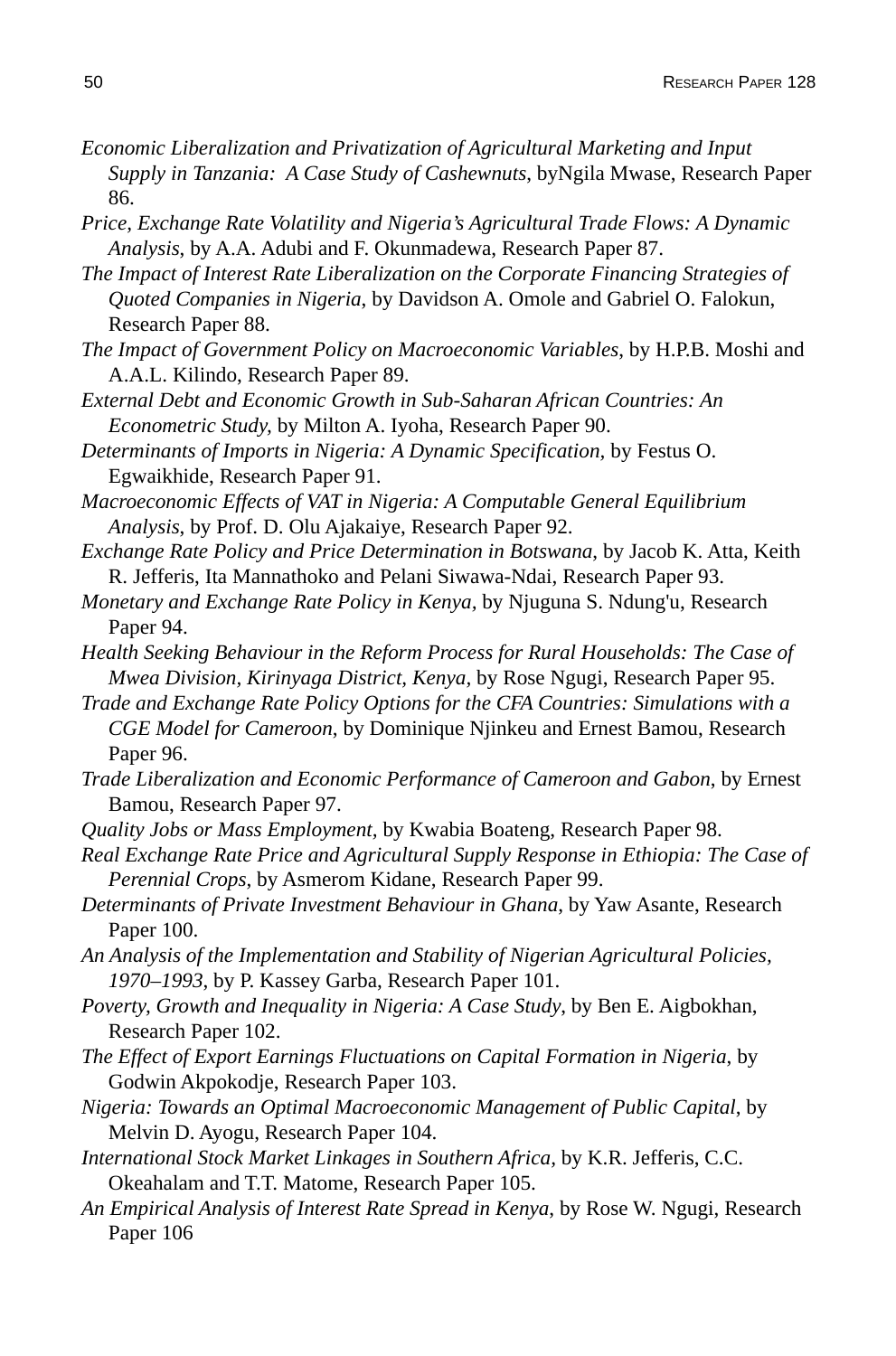*Economic Liberalization and Privatization of Agricultural Marketing and Input Supply in Tanzania: A Case Study of Cashewnuts*, byNgila Mwase, Research Paper 86.

*Price, Exchange Rate Volatility and Nigeria's Agricultural Trade Flows: A Dynamic Analysis*, by A.A. Adubi and F. Okunmadewa, Research Paper 87.

*The Impact of Interest Rate Liberalization on the Corporate Financing Strategies of Quoted Companies in Nigeria*, by Davidson A. Omole and Gabriel O. Falokun, Research Paper 88.

*The Impact of Government Policy on Macroeconomic Variables*, by H.P.B. Moshi and A.A.L. Kilindo, Research Paper 89.

*External Debt and Economic Growth in Sub-Saharan African Countries: An Econometric Study*, by Milton A. Iyoha, Research Paper 90.

*Determinants of Imports in Nigeria: A Dynamic Specification*, by Festus O. Egwaikhide, Research Paper 91.

*Macroeconomic Effects of VAT in Nigeria: A Computable General Equilibrium Analysis*, by Prof. D. Olu Ajakaiye, Research Paper 92.

*Exchange Rate Policy and Price Determination in Botswana*, by Jacob K. Atta, Keith R. Jefferis, Ita Mannathoko and Pelani Siwawa-Ndai, Research Paper 93.

*Monetary and Exchange Rate Policy in Kenya*, by Njuguna S. Ndung'u, Research Paper 94.

*Health Seeking Behaviour in the Reform Process for Rural Households: The Case of Mwea Division, Kirinyaga District, Kenya*, by Rose Ngugi, Research Paper 95.

*Trade and Exchange Rate Policy Options for the CFA Countries: Simulations with a CGE Model for Cameroon*, by Dominique Njinkeu and Ernest Bamou, Research Paper 96.

*Trade Liberalization and Economic Performance of Cameroon and Gabon*, by Ernest Bamou, Research Paper 97.

*Quality Jobs or Mass Employment*, by Kwabia Boateng, Research Paper 98.

*Real Exchange Rate Price and Agricultural Supply Response in Ethiopia: The Case of Perennial Crops*, by Asmerom Kidane, Research Paper 99.

*Determinants of Private Investment Behaviour in Ghana*, by Yaw Asante, Research Paper 100.

*An Analysis of the Implementation and Stability of Nigerian Agricultural Policies, 1970–1993*, by P. Kassey Garba, Research Paper 101.

*Poverty, Growth and Inequality in Nigeria: A Case Study*, by Ben E. Aigbokhan, Research Paper 102.

*The Effect of Export Earnings Fluctuations on Capital Formation in Nigeria*, by Godwin Akpokodje, Research Paper 103.

*Nigeria: Towards an Optimal Macroeconomic Management of Public Capital*, by Melvin D. Ayogu, Research Paper 104.

*International Stock Market Linkages in Southern Africa*, by K.R. Jefferis, C.C. Okeahalam and T.T. Matome, Research Paper 105.

*An Empirical Analysis of Interest Rate Spread in Kenya*, by Rose W. Ngugi, Research Paper 106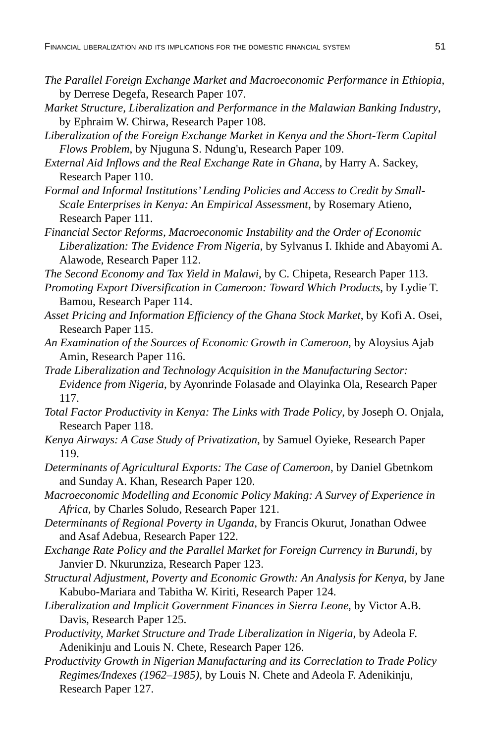*The Parallel Foreign Exchange Market and Macroeconomic Performance in Ethiopia*, by Derrese Degefa, Research Paper 107.

*Market Structure, Liberalization and Performance in the Malawian Banking Industry*, by Ephraim W. Chirwa, Research Paper 108.

*Liberalization of the Foreign Exchange Market in Kenya and the Short-Term Capital Flows Problem*, by Njuguna S. Ndung'u, Research Paper 109.

*External Aid Inflows and the Real Exchange Rate in Ghana*, by Harry A. Sackey, Research Paper 110.

*Formal and Informal Institutions' Lending Policies and Access to Credit by Small-Scale Enterprises in Kenya: An Empirical Assessment*, by Rosemary Atieno, Research Paper 111.

*Financial Sector Reforms, Macroeconomic Instability and the Order of Economic Liberalization: The Evidence From Nigeria*, by Sylvanus I. Ikhide and Abayomi A. Alawode, Research Paper 112.

*The Second Economy and Tax Yield in Malawi*, by C. Chipeta, Research Paper 113.

*Promoting Export Diversification in Cameroon: Toward Which Products*, by Lydie T. Bamou, Research Paper 114.

*Asset Pricing and Information Efficiency of the Ghana Stock Market*, by Kofi A. Osei, Research Paper 115.

*An Examination of the Sources of Economic Growth in Cameroon*, by Aloysius Ajab Amin, Research Paper 116.

*Trade Liberalization and Technology Acquisition in the Manufacturing Sector: Evidence from Nigeria*, by Ayonrinde Folasade and Olayinka Ola, Research Paper 117.

*Total Factor Productivity in Kenya: The Links with Trade Policy*, by Joseph O. Onjala, Research Paper 118.

*Kenya Airways: A Case Study of Privatization*, by Samuel Oyieke, Research Paper 119.

*Determinants of Agricultural Exports: The Case of Cameroon*, by Daniel Gbetnkom and Sunday A. Khan, Research Paper 120.

*Macroeconomic Modelling and Economic Policy Making: A Survey of Experience in Africa*, by Charles Soludo, Research Paper 121.

*Determinants of Regional Poverty in Uganda*, by Francis Okurut, Jonathan Odwee and Asaf Adebua, Research Paper 122.

*Exchange Rate Policy and the Parallel Market for Foreign Currency in Burundi*, by Janvier D. Nkurunziza, Research Paper 123.

*Structural Adjustment, Poverty and Economic Growth: An Analysis for Kenya*, by Jane Kabubo-Mariara and Tabitha W. Kiriti, Research Paper 124.

*Liberalization and Implicit Government Finances in Sierra Leone*, by Victor A.B. Davis, Research Paper 125.

*Productivity, Market Structure and Trade Liberalization in Nigeria*, by Adeola F. Adenikinju and Louis N. Chete, Research Paper 126.

*Productivity Growth in Nigerian Manufacturing and its Correclation to Trade Policy Regimes/Indexes (1962–1985)*, by Louis N. Chete and Adeola F. Adenikinju, Research Paper 127.